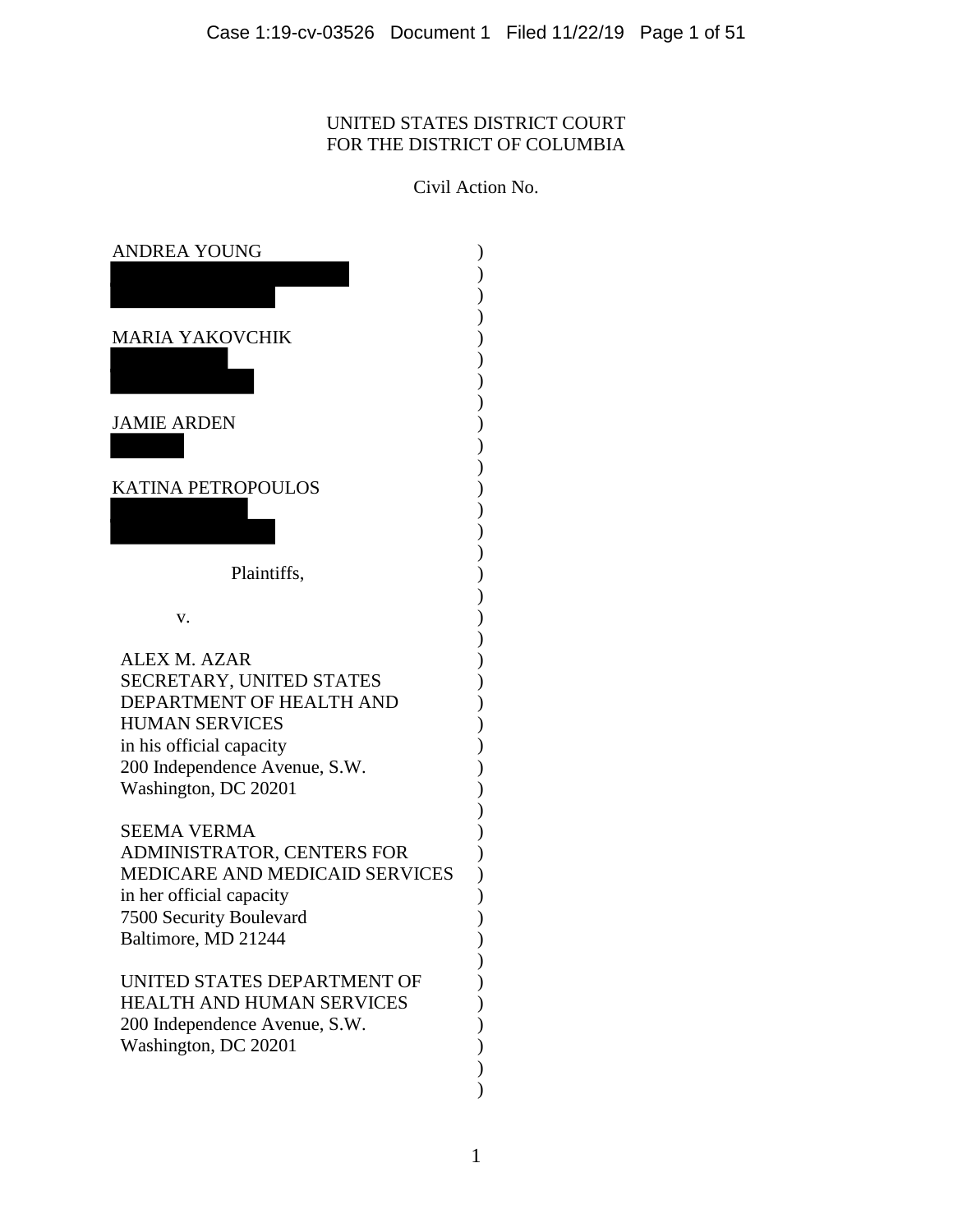UNITED STATES DISTRICT COURT
FOR THE DISTRICT OF COLUMBIA

Civil Action No.

ANDREA YOUNG

MARIA YAKOVCHIK

JAMIE ARDEN

KATINA PETROPOULOS

Plaintiffs,

v.

ALEX M. AZAR
SECRETARY, UNITED STATES
DEPARTMENT OF HEALTH AND
HUMAN SERVICES
in his official capacity
200 Independence Avenue, S.W.
Washington, DC 20201

SEEMA VERMA
ADMINISTRATOR, CENTERS FOR
MEDICARE AND MEDICAID SERVICES
in her official capacity
7500 Security Boulevard
Baltimore, MD 21244

UNITED STATES DEPARTMENT OF
HEALTH AND HUMAN SERVICES
200 Independence Avenue, S.W.
Washington, DC 20201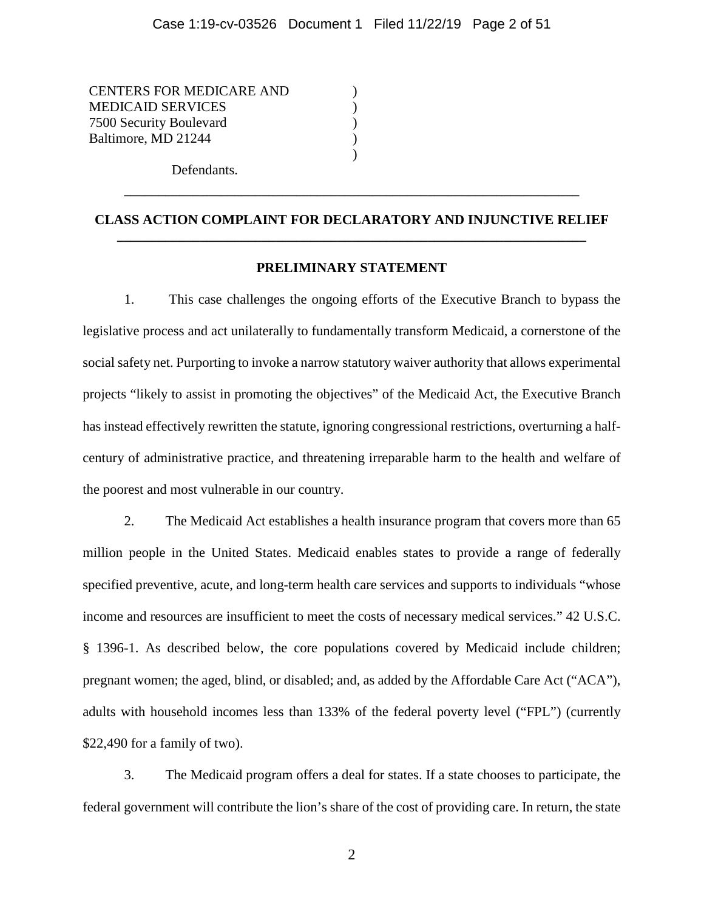CENTERS FOR MEDICARE AND )
MEDICAID SERVICES )
7500 Security Boulevard )
Baltimore, MD 21244 )
)

Defendants.

---

## CLASS ACTION COMPLAINT FOR DECLARATORY AND INJUNCTIVE RELIEF

---

### PRELIMINARY STATEMENT

1. This case challenges the ongoing efforts of the Executive Branch to bypass the legislative process and act unilaterally to fundamentally transform Medicaid, a cornerstone of the social safety net. Purporting to invoke a narrow statutory waiver authority that allows experimental projects "likely to assist in promoting the objectives" of the Medicaid Act, the Executive Branch has instead effectively rewritten the statute, ignoring congressional restrictions, overturning a half-century of administrative practice, and threatening irreparable harm to the health and welfare of the poorest and most vulnerable in our country.

2. The Medicaid Act establishes a health insurance program that covers more than 65 million people in the United States. Medicaid enables states to provide a range of federally specified preventive, acute, and long-term health care services and supports to individuals "whose income and resources are insufficient to meet the costs of necessary medical services." 42 U.S.C. § 1396-1. As described below, the core populations covered by Medicaid include children; pregnant women; the aged, blind, or disabled; and, as added by the Affordable Care Act ("ACA"), adults with household incomes less than 133% of the federal poverty level ("FPL") (currently $22,490 for a family of two).

3. The Medicaid program offers a deal for states. If a state chooses to participate, the federal government will contribute the lion's share of the cost of providing care. In return, the state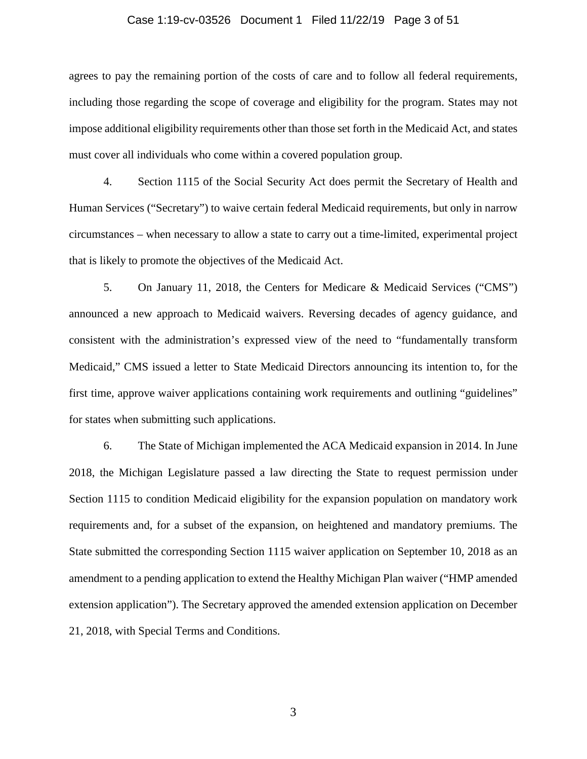agrees to pay the remaining portion of the costs of care and to follow all federal requirements, including those regarding the scope of coverage and eligibility for the program. States may not impose additional eligibility requirements other than those set forth in the Medicaid Act, and states must cover all individuals who come within a covered population group.

4. Section 1115 of the Social Security Act does permit the Secretary of Health and Human Services ("Secretary") to waive certain federal Medicaid requirements, but only in narrow circumstances – when necessary to allow a state to carry out a time-limited, experimental project that is likely to promote the objectives of the Medicaid Act.

5. On January 11, 2018, the Centers for Medicare & Medicaid Services ("CMS") announced a new approach to Medicaid waivers. Reversing decades of agency guidance, and consistent with the administration's expressed view of the need to "fundamentally transform Medicaid," CMS issued a letter to State Medicaid Directors announcing its intention to, for the first time, approve waiver applications containing work requirements and outlining "guidelines" for states when submitting such applications.

6. The State of Michigan implemented the ACA Medicaid expansion in 2014. In June 2018, the Michigan Legislature passed a law directing the State to request permission under Section 1115 to condition Medicaid eligibility for the expansion population on mandatory work requirements and, for a subset of the expansion, on heightened and mandatory premiums. The State submitted the corresponding Section 1115 waiver application on September 10, 2018 as an amendment to a pending application to extend the Healthy Michigan Plan waiver ("HMP amended extension application"). The Secretary approved the amended extension application on December 21, 2018, with Special Terms and Conditions.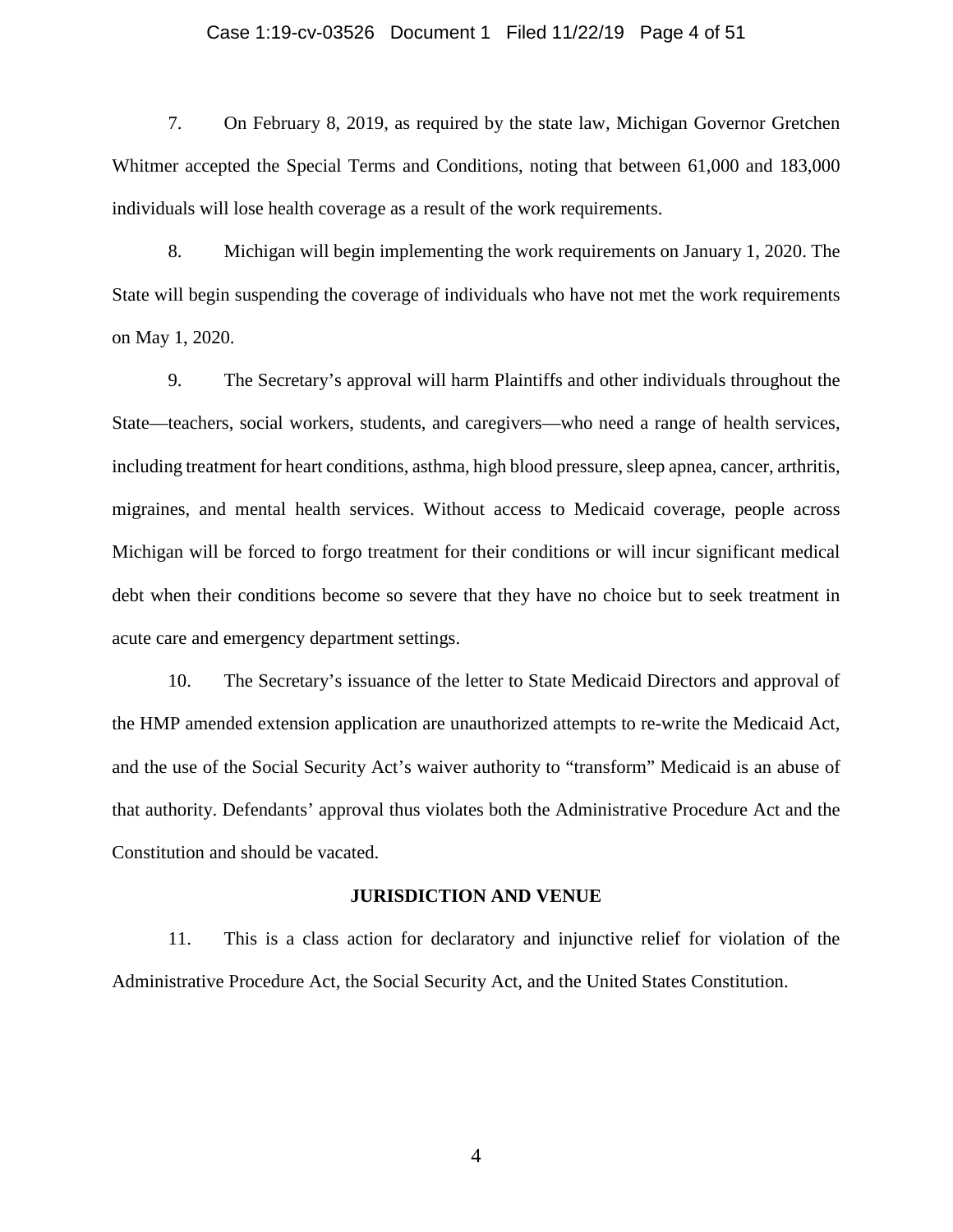7. On February 8, 2019, as required by the state law, Michigan Governor Gretchen Whitmer accepted the Special Terms and Conditions, noting that between 61,000 and 183,000 individuals will lose health coverage as a result of the work requirements.

8. Michigan will begin implementing the work requirements on January 1, 2020. The State will begin suspending the coverage of individuals who have not met the work requirements on May 1, 2020.

9. The Secretary's approval will harm Plaintiffs and other individuals throughout the State—teachers, social workers, students, and caregivers—who need a range of health services, including treatment for heart conditions, asthma, high blood pressure, sleep apnea, cancer, arthritis, migraines, and mental health services. Without access to Medicaid coverage, people across Michigan will be forced to forgo treatment for their conditions or will incur significant medical debt when their conditions become so severe that they have no choice but to seek treatment in acute care and emergency department settings.

10. The Secretary's issuance of the letter to State Medicaid Directors and approval of the HMP amended extension application are unauthorized attempts to re-write the Medicaid Act, and the use of the Social Security Act's waiver authority to "transform" Medicaid is an abuse of that authority. Defendants' approval thus violates both the Administrative Procedure Act and the Constitution and should be vacated.

## JURISDICTION AND VENUE

11. This is a class action for declaratory and injunctive relief for violation of the Administrative Procedure Act, the Social Security Act, and the United States Constitution.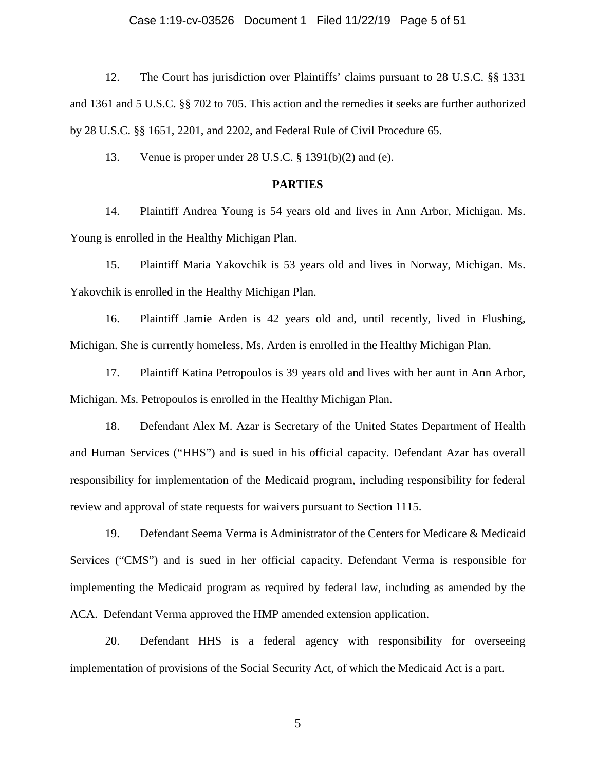12. The Court has jurisdiction over Plaintiffs' claims pursuant to 28 U.S.C. §§ 1331 and 1361 and 5 U.S.C. §§ 702 to 705. This action and the remedies it seeks are further authorized by 28 U.S.C. §§ 1651, 2201, and 2202, and Federal Rule of Civil Procedure 65.

13. Venue is proper under 28 U.S.C. § 1391(b)(2) and (e).

## PARTIES

14. Plaintiff Andrea Young is 54 years old and lives in Ann Arbor, Michigan. Ms. Young is enrolled in the Healthy Michigan Plan.

15. Plaintiff Maria Yakovchik is 53 years old and lives in Norway, Michigan. Ms. Yakovchik is enrolled in the Healthy Michigan Plan.

16. Plaintiff Jamie Arden is 42 years old and, until recently, lived in Flushing, Michigan. She is currently homeless. Ms. Arden is enrolled in the Healthy Michigan Plan.

17. Plaintiff Katina Petropoulos is 39 years old and lives with her aunt in Ann Arbor, Michigan. Ms. Petropoulos is enrolled in the Healthy Michigan Plan.

18. Defendant Alex M. Azar is Secretary of the United States Department of Health and Human Services ("HHS") and is sued in his official capacity. Defendant Azar has overall responsibility for implementation of the Medicaid program, including responsibility for federal review and approval of state requests for waivers pursuant to Section 1115.

19. Defendant Seema Verma is Administrator of the Centers for Medicare & Medicaid Services ("CMS") and is sued in her official capacity. Defendant Verma is responsible for implementing the Medicaid program as required by federal law, including as amended by the ACA. Defendant Verma approved the HMP amended extension application.

20. Defendant HHS is a federal agency with responsibility for overseeing implementation of provisions of the Social Security Act, of which the Medicaid Act is a part.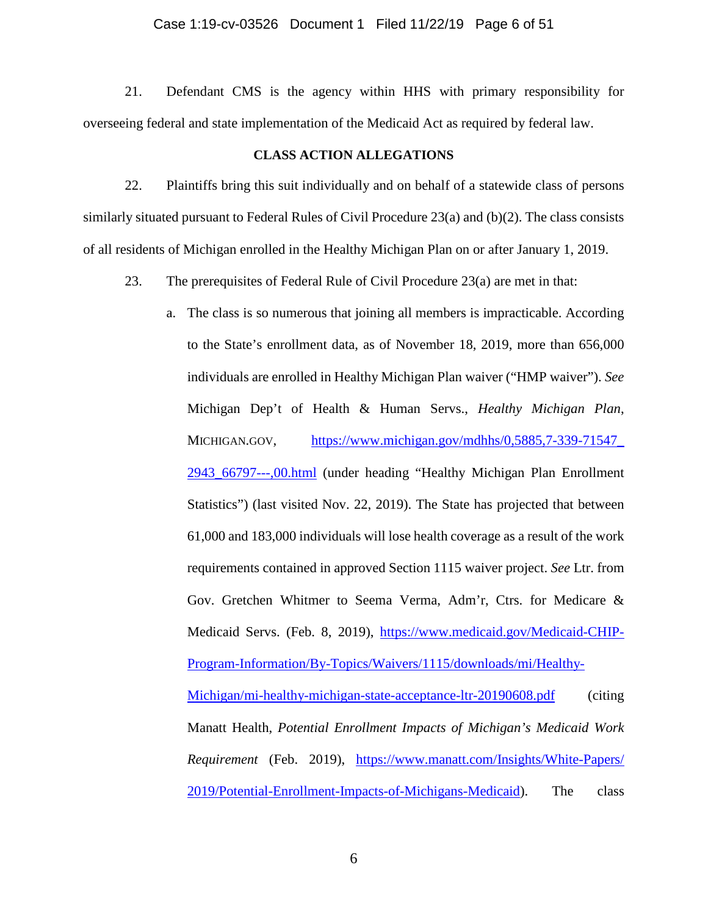21. Defendant CMS is the agency within HHS with primary responsibility for overseeing federal and state implementation of the Medicaid Act as required by federal law.

## CLASS ACTION ALLEGATIONS

22. Plaintiffs bring this suit individually and on behalf of a statewide class of persons similarly situated pursuant to Federal Rules of Civil Procedure 23(a) and (b)(2). The class consists of all residents of Michigan enrolled in the Healthy Michigan Plan on or after January 1, 2019.

23. The prerequisites of Federal Rule of Civil Procedure 23(a) are met in that:

   a. The class is so numerous that joining all members is impracticable. According to the State's enrollment data, as of November 18, 2019, more than 656,000 individuals are enrolled in Healthy Michigan Plan waiver ("HMP waiver"). *See* Michigan Dep't of Health & Human Servs., *Healthy Michigan Plan*, MICHIGAN.GOV, https://www.michigan.gov/mdhhs/0,5885,7-339-71547_2943_66797---,00.html (under heading "Healthy Michigan Plan Enrollment Statistics") (last visited Nov. 22, 2019). The State has projected that between 61,000 and 183,000 individuals will lose health coverage as a result of the work requirements contained in approved Section 1115 waiver project. *See* Ltr. from Gov. Gretchen Whitmer to Seema Verma, Adm'r, Ctrs. for Medicare & Medicaid Servs. (Feb. 8, 2019), https://www.medicaid.gov/Medicaid-CHIP-Program-Information/By-Topics/Waivers/1115/downloads/mi/Healthy-Michigan/mi-healthy-michigan-state-acceptance-ltr-20190608.pdf (citing Manatt Health, *Potential Enrollment Impacts of Michigan's Medicaid Work Requirement* (Feb. 2019), https://www.manatt.com/Insights/White-Papers/2019/Potential-Enrollment-Impacts-of-Michigans-Medicaid). The class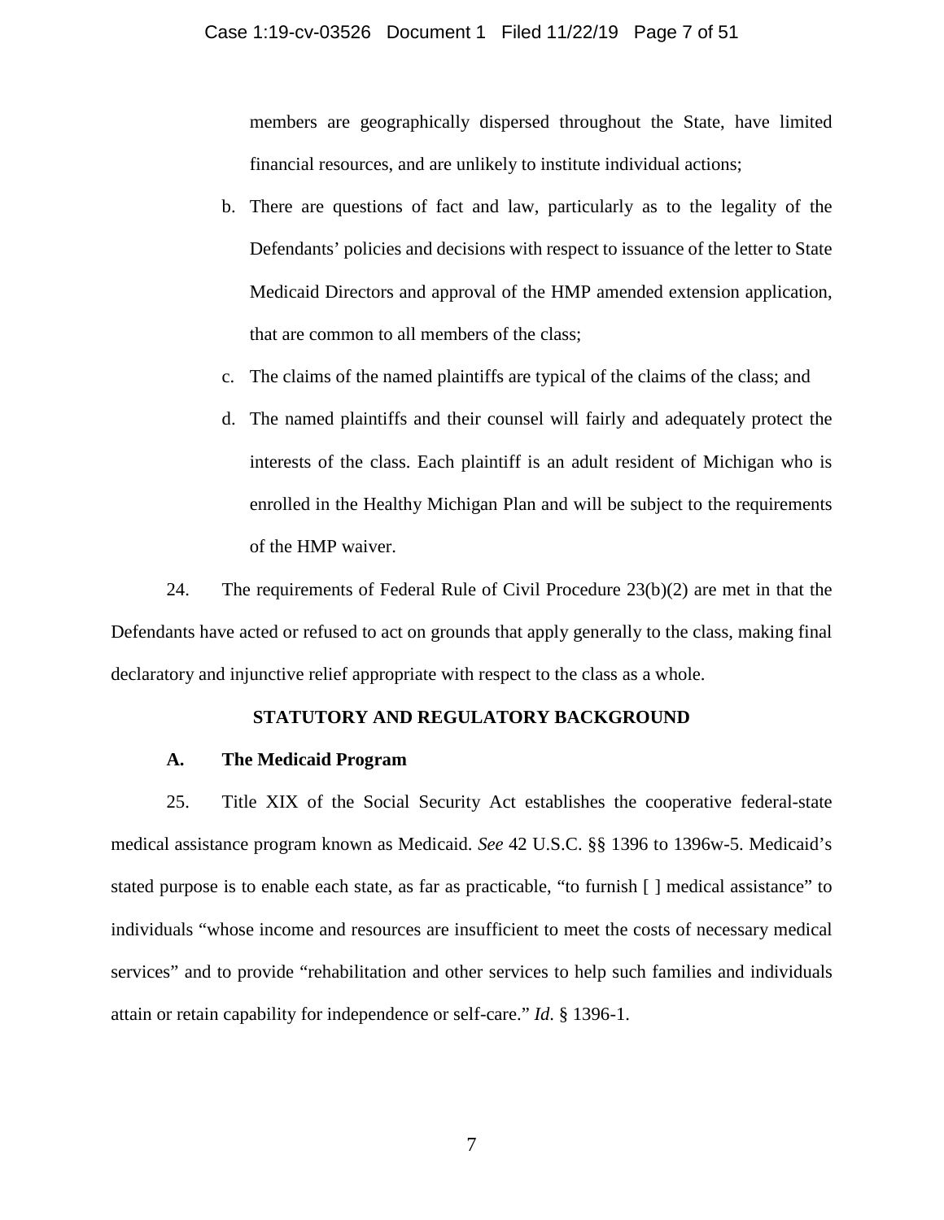members are geographically dispersed throughout the State, have limited financial resources, and are unlikely to institute individual actions;

b. There are questions of fact and law, particularly as to the legality of the Defendants' policies and decisions with respect to issuance of the letter to State Medicaid Directors and approval of the HMP amended extension application, that are common to all members of the class;

c. The claims of the named plaintiffs are typical of the claims of the class; and

d. The named plaintiffs and their counsel will fairly and adequately protect the interests of the class. Each plaintiff is an adult resident of Michigan who is enrolled in the Healthy Michigan Plan and will be subject to the requirements of the HMP waiver.

24. The requirements of Federal Rule of Civil Procedure 23(b)(2) are met in that the Defendants have acted or refused to act on grounds that apply generally to the class, making final declaratory and injunctive relief appropriate with respect to the class as a whole.

## STATUTORY AND REGULATORY BACKGROUND

### A. The Medicaid Program

25. Title XIX of the Social Security Act establishes the cooperative federal-state medical assistance program known as Medicaid. *See* 42 U.S.C. §§ 1396 to 1396w-5. Medicaid's stated purpose is to enable each state, as far as practicable, "to furnish [ ] medical assistance" to individuals "whose income and resources are insufficient to meet the costs of necessary medical services" and to provide "rehabilitation and other services to help such families and individuals attain or retain capability for independence or self-care." *Id*. § 1396-1.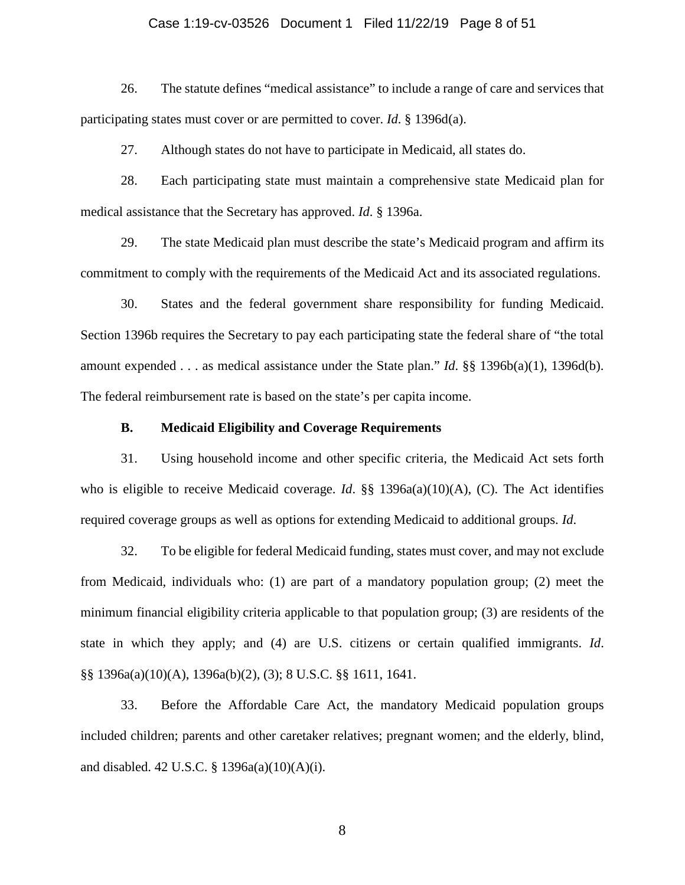26. The statute defines "medical assistance" to include a range of care and services that participating states must cover or are permitted to cover. *Id*. § 1396d(a).

27. Although states do not have to participate in Medicaid, all states do.

28. Each participating state must maintain a comprehensive state Medicaid plan for medical assistance that the Secretary has approved. *Id*. § 1396a.

29. The state Medicaid plan must describe the state's Medicaid program and affirm its commitment to comply with the requirements of the Medicaid Act and its associated regulations.

30. States and the federal government share responsibility for funding Medicaid. Section 1396b requires the Secretary to pay each participating state the federal share of "the total amount expended . . . as medical assistance under the State plan." *Id*. §§ 1396b(a)(1), 1396d(b). The federal reimbursement rate is based on the state's per capita income.

### B. Medicaid Eligibility and Coverage Requirements

31. Using household income and other specific criteria, the Medicaid Act sets forth who is eligible to receive Medicaid coverage. *Id*. §§ 1396a(a)(10)(A), (C). The Act identifies required coverage groups as well as options for extending Medicaid to additional groups. *Id*.

32. To be eligible for federal Medicaid funding, states must cover, and may not exclude from Medicaid, individuals who: (1) are part of a mandatory population group; (2) meet the minimum financial eligibility criteria applicable to that population group; (3) are residents of the state in which they apply; and (4) are U.S. citizens or certain qualified immigrants. *Id*. §§ 1396a(a)(10)(A), 1396a(b)(2), (3); 8 U.S.C. §§ 1611, 1641.

33. Before the Affordable Care Act, the mandatory Medicaid population groups included children; parents and other caretaker relatives; pregnant women; and the elderly, blind, and disabled. 42 U.S.C. § 1396a(a)(10)(A)(i).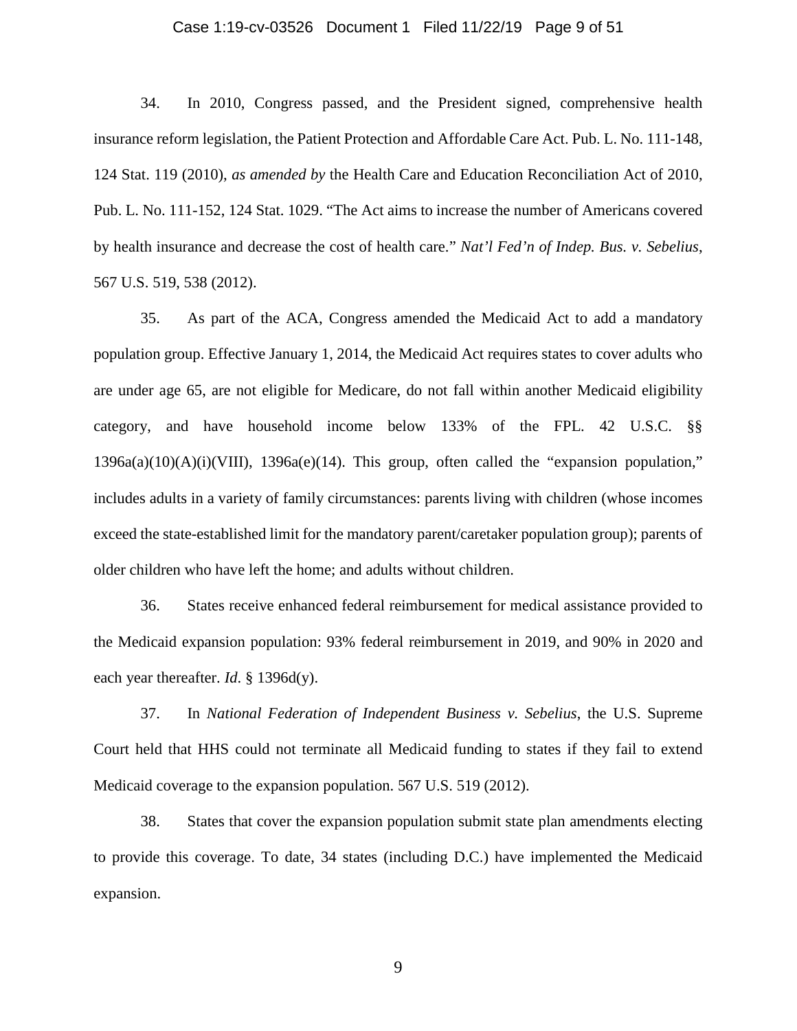34. In 2010, Congress passed, and the President signed, comprehensive health insurance reform legislation, the Patient Protection and Affordable Care Act. Pub. L. No. 111-148, 124 Stat. 119 (2010), *as amended by* the Health Care and Education Reconciliation Act of 2010, Pub. L. No. 111-152, 124 Stat. 1029. "The Act aims to increase the number of Americans covered by health insurance and decrease the cost of health care." *Nat'l Fed'n of Indep. Bus. v. Sebelius*, 567 U.S. 519, 538 (2012).

35. As part of the ACA, Congress amended the Medicaid Act to add a mandatory population group. Effective January 1, 2014, the Medicaid Act requires states to cover adults who are under age 65, are not eligible for Medicare, do not fall within another Medicaid eligibility category, and have household income below 133% of the FPL. 42 U.S.C. §§ 1396a(a)(10)(A)(i)(VIII), 1396a(e)(14). This group, often called the "expansion population," includes adults in a variety of family circumstances: parents living with children (whose incomes exceed the state-established limit for the mandatory parent/caretaker population group); parents of older children who have left the home; and adults without children.

36. States receive enhanced federal reimbursement for medical assistance provided to the Medicaid expansion population: 93% federal reimbursement in 2019, and 90% in 2020 and each year thereafter. *Id.* § 1396d(y).

37. In *National Federation of Independent Business v. Sebelius*, the U.S. Supreme Court held that HHS could not terminate all Medicaid funding to states if they fail to extend Medicaid coverage to the expansion population. 567 U.S. 519 (2012).

38. States that cover the expansion population submit state plan amendments electing to provide this coverage. To date, 34 states (including D.C.) have implemented the Medicaid expansion.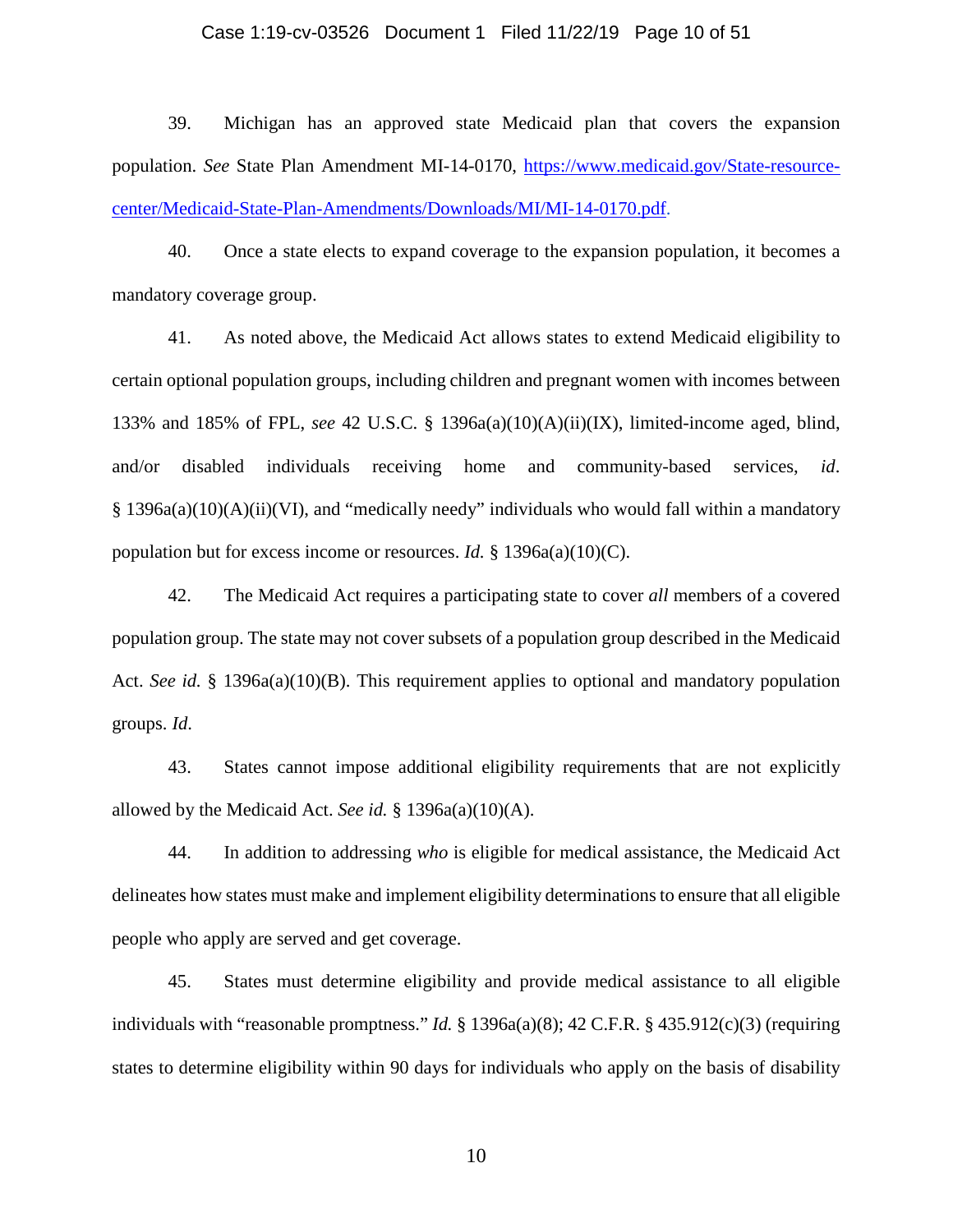39. Michigan has an approved state Medicaid plan that covers the expansion population. *See* State Plan Amendment MI-14-0170, [https://www.medicaid.gov/State-resource-center/Medicaid-State-Plan-Amendments/Downloads/MI/MI-14-0170.pdf](https://www.medicaid.gov/State-resource-center/Medicaid-State-Plan-Amendments/Downloads/MI/MI-14-0170.pdf).

40. Once a state elects to expand coverage to the expansion population, it becomes a mandatory coverage group.

41. As noted above, the Medicaid Act allows states to extend Medicaid eligibility to certain optional population groups, including children and pregnant women with incomes between 133% and 185% of FPL, *see* 42 U.S.C. § 1396a(a)(10)(A)(ii)(IX), limited-income aged, blind, and/or disabled individuals receiving home and community-based services, *id*. § 1396a(a)(10)(A)(ii)(VI), and "medically needy" individuals who would fall within a mandatory population but for excess income or resources. *Id.* § 1396a(a)(10)(C).

42. The Medicaid Act requires a participating state to cover *all* members of a covered population group. The state may not cover subsets of a population group described in the Medicaid Act. *See id.* § 1396a(a)(10)(B). This requirement applies to optional and mandatory population groups. *Id*.

43. States cannot impose additional eligibility requirements that are not explicitly allowed by the Medicaid Act. *See id.* § 1396a(a)(10)(A).

44. In addition to addressing *who* is eligible for medical assistance, the Medicaid Act delineates how states must make and implement eligibility determinations to ensure that all eligible people who apply are served and get coverage.

45. States must determine eligibility and provide medical assistance to all eligible individuals with "reasonable promptness." *Id.* § 1396a(a)(8); 42 C.F.R. § 435.912(c)(3) (requiring states to determine eligibility within 90 days for individuals who apply on the basis of disability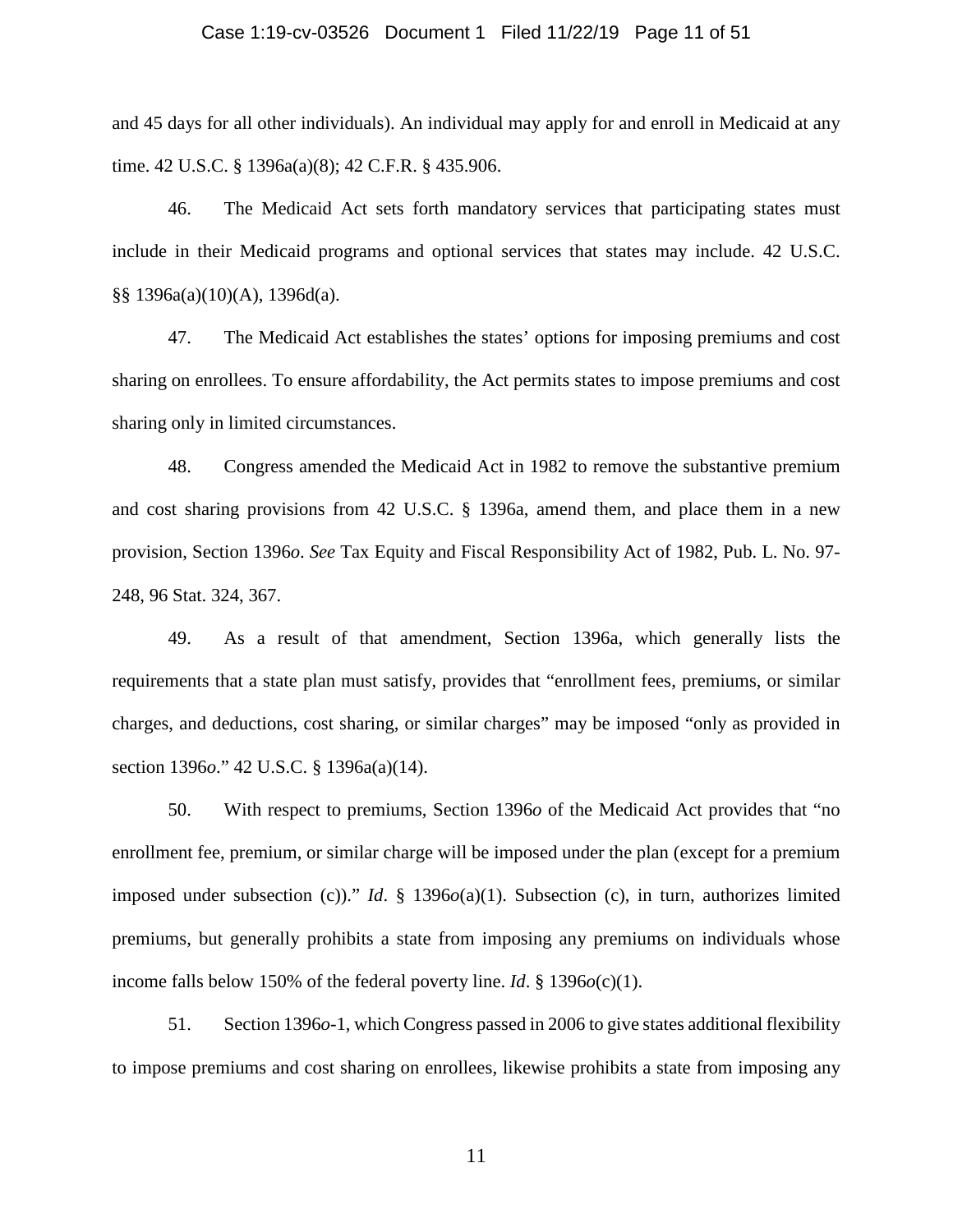and 45 days for all other individuals). An individual may apply for and enroll in Medicaid at any time. 42 U.S.C. § 1396a(a)(8); 42 C.F.R. § 435.906.

46. The Medicaid Act sets forth mandatory services that participating states must include in their Medicaid programs and optional services that states may include. 42 U.S.C. §§ 1396a(a)(10)(A), 1396d(a).

47. The Medicaid Act establishes the states' options for imposing premiums and cost sharing on enrollees. To ensure affordability, the Act permits states to impose premiums and cost sharing only in limited circumstances.

48. Congress amended the Medicaid Act in 1982 to remove the substantive premium and cost sharing provisions from 42 U.S.C. § 1396a, amend them, and place them in a new provision, Section 1396*o*. *See* Tax Equity and Fiscal Responsibility Act of 1982, Pub. L. No. 97-248, 96 Stat. 324, 367.

49. As a result of that amendment, Section 1396a, which generally lists the requirements that a state plan must satisfy, provides that "enrollment fees, premiums, or similar charges, and deductions, cost sharing, or similar charges" may be imposed "only as provided in section 1396*o*." 42 U.S.C. § 1396a(a)(14).

50. With respect to premiums, Section 1396*o* of the Medicaid Act provides that "no enrollment fee, premium, or similar charge will be imposed under the plan (except for a premium imposed under subsection (c))." *Id*. § 1396*o*(a)(1). Subsection (c), in turn, authorizes limited premiums, but generally prohibits a state from imposing any premiums on individuals whose income falls below 150% of the federal poverty line. *Id*. § 1396*o*(c)(1).

51. Section 1396*o*-1, which Congress passed in 2006 to give states additional flexibility to impose premiums and cost sharing on enrollees, likewise prohibits a state from imposing any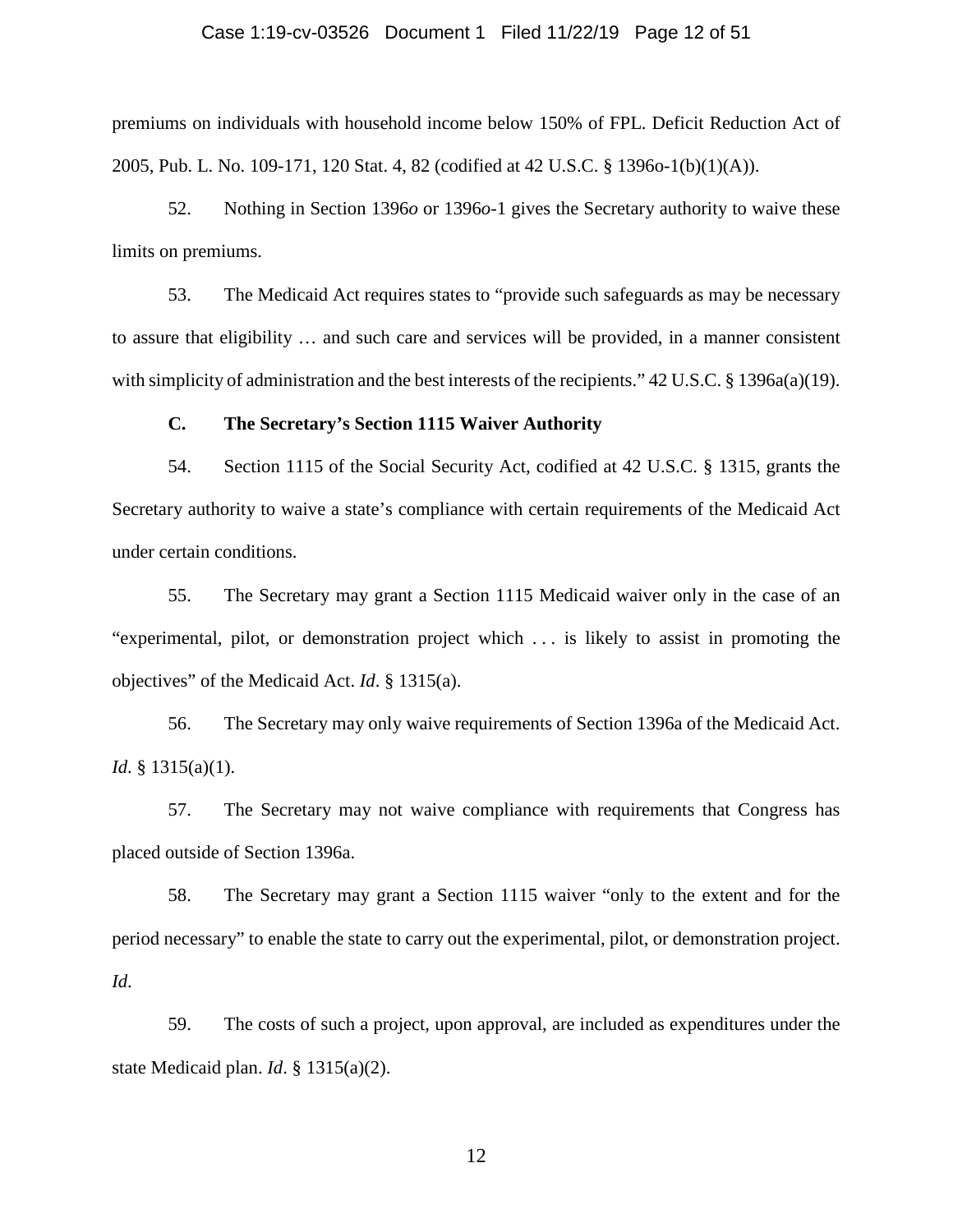premiums on individuals with household income below 150% of FPL. Deficit Reduction Act of 2005, Pub. L. No. 109-171, 120 Stat. 4, 82 (codified at 42 U.S.C. § 1396o-1(b)(1)(A)).

52. Nothing in Section 1396*o* or 1396*o*-1 gives the Secretary authority to waive these limits on premiums.

53. The Medicaid Act requires states to "provide such safeguards as may be necessary to assure that eligibility … and such care and services will be provided, in a manner consistent with simplicity of administration and the best interests of the recipients." 42 U.S.C. § 1396a(a)(19).

**C. The Secretary's Section 1115 Waiver Authority**

54. Section 1115 of the Social Security Act, codified at 42 U.S.C. § 1315, grants the Secretary authority to waive a state's compliance with certain requirements of the Medicaid Act under certain conditions.

55. The Secretary may grant a Section 1115 Medicaid waiver only in the case of an "experimental, pilot, or demonstration project which . . . is likely to assist in promoting the objectives" of the Medicaid Act. *Id*. § 1315(a).

56. The Secretary may only waive requirements of Section 1396a of the Medicaid Act. *Id*. § 1315(a)(1).

57. The Secretary may not waive compliance with requirements that Congress has placed outside of Section 1396a.

58. The Secretary may grant a Section 1115 waiver "only to the extent and for the period necessary" to enable the state to carry out the experimental, pilot, or demonstration project. *Id*.

59. The costs of such a project, upon approval, are included as expenditures under the state Medicaid plan. *Id*. § 1315(a)(2).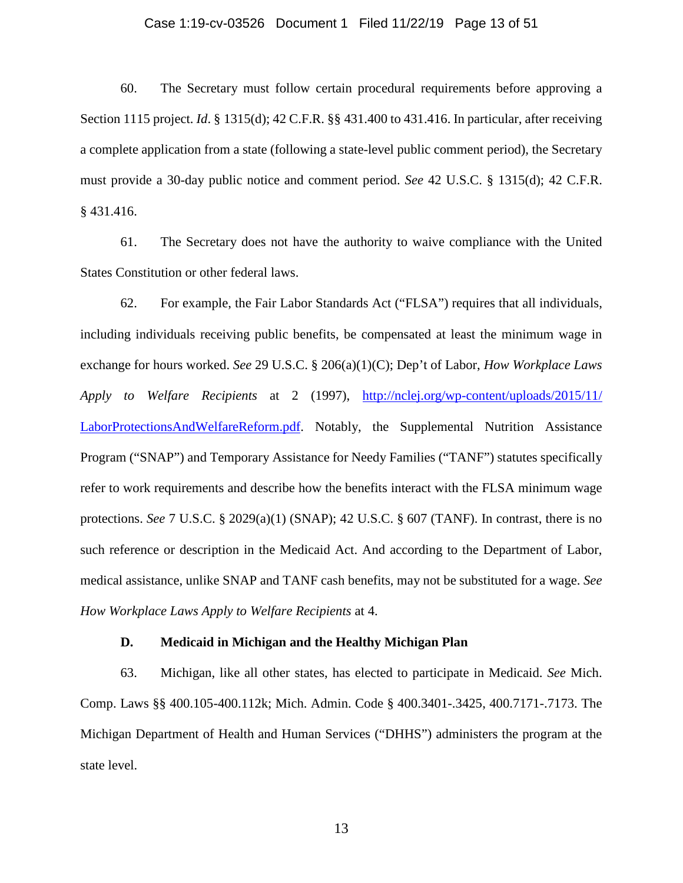60. The Secretary must follow certain procedural requirements before approving a Section 1115 project. *Id*. § 1315(d); 42 C.F.R. §§ 431.400 to 431.416. In particular, after receiving a complete application from a state (following a state-level public comment period), the Secretary must provide a 30-day public notice and comment period. *See* 42 U.S.C. § 1315(d); 42 C.F.R. § 431.416.

61. The Secretary does not have the authority to waive compliance with the United States Constitution or other federal laws.

62. For example, the Fair Labor Standards Act ("FLSA") requires that all individuals, including individuals receiving public benefits, be compensated at least the minimum wage in exchange for hours worked. *See* 29 U.S.C. § 206(a)(1)(C); Dep't of Labor, *How Workplace Laws Apply to Welfare Recipients* at 2 (1997), [http://nclej.org/wp-content/uploads/2015/11/LaborProtectionsAndWelfareReform.pdf](http://nclej.org/wp-content/uploads/2015/11/LaborProtectionsAndWelfareReform.pdf). Notably, the Supplemental Nutrition Assistance Program ("SNAP") and Temporary Assistance for Needy Families ("TANF") statutes specifically refer to work requirements and describe how the benefits interact with the FLSA minimum wage protections. *See* 7 U.S.C. § 2029(a)(1) (SNAP); 42 U.S.C. § 607 (TANF). In contrast, there is no such reference or description in the Medicaid Act. And according to the Department of Labor, medical assistance, unlike SNAP and TANF cash benefits, may not be substituted for a wage. *See How Workplace Laws Apply to Welfare Recipients* at 4.

### D. Medicaid in Michigan and the Healthy Michigan Plan

63. Michigan, like all other states, has elected to participate in Medicaid. *See* Mich. Comp. Laws §§ 400.105-400.112k; Mich. Admin. Code § 400.3401-.3425, 400.7171-.7173. The Michigan Department of Health and Human Services ("DHHS") administers the program at the state level.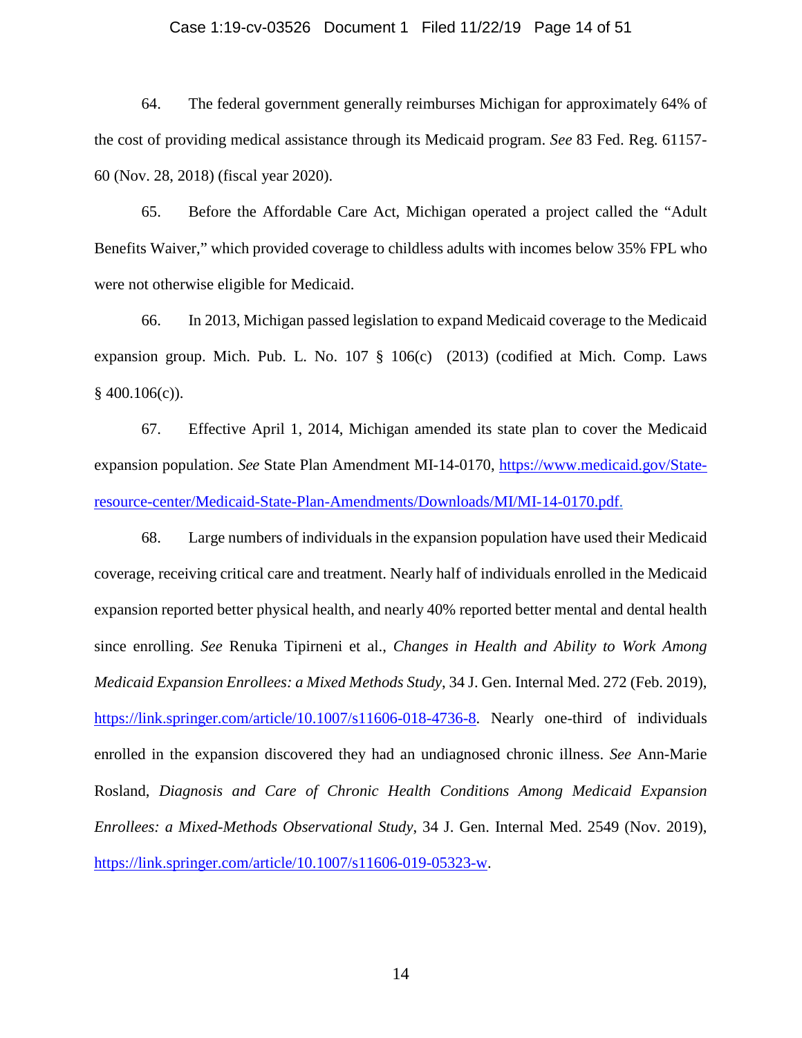64. The federal government generally reimburses Michigan for approximately 64% of the cost of providing medical assistance through its Medicaid program. *See* 83 Fed. Reg. 61157-60 (Nov. 28, 2018) (fiscal year 2020).

65. Before the Affordable Care Act, Michigan operated a project called the "Adult Benefits Waiver," which provided coverage to childless adults with incomes below 35% FPL who were not otherwise eligible for Medicaid.

66. In 2013, Michigan passed legislation to expand Medicaid coverage to the Medicaid expansion group. Mich. Pub. L. No. 107 § 106(c) (2013) (codified at Mich. Comp. Laws § 400.106(c)).

67. Effective April 1, 2014, Michigan amended its state plan to cover the Medicaid expansion population. *See* State Plan Amendment MI-14-0170, https://www.medicaid.gov/State-resource-center/Medicaid-State-Plan-Amendments/Downloads/MI/MI-14-0170.pdf.

68. Large numbers of individuals in the expansion population have used their Medicaid coverage, receiving critical care and treatment. Nearly half of individuals enrolled in the Medicaid expansion reported better physical health, and nearly 40% reported better mental and dental health since enrolling. *See* Renuka Tipirneni et al., *Changes in Health and Ability to Work Among Medicaid Expansion Enrollees: a Mixed Methods Study*, 34 J. Gen. Internal Med. 272 (Feb. 2019), https://link.springer.com/article/10.1007/s11606-018-4736-8. Nearly one-third of individuals enrolled in the expansion discovered they had an undiagnosed chronic illness. *See* Ann-Marie Rosland, *Diagnosis and Care of Chronic Health Conditions Among Medicaid Expansion Enrollees: a Mixed-Methods Observational Study*, 34 J. Gen. Internal Med. 2549 (Nov. 2019), https://link.springer.com/article/10.1007/s11606-019-05323-w.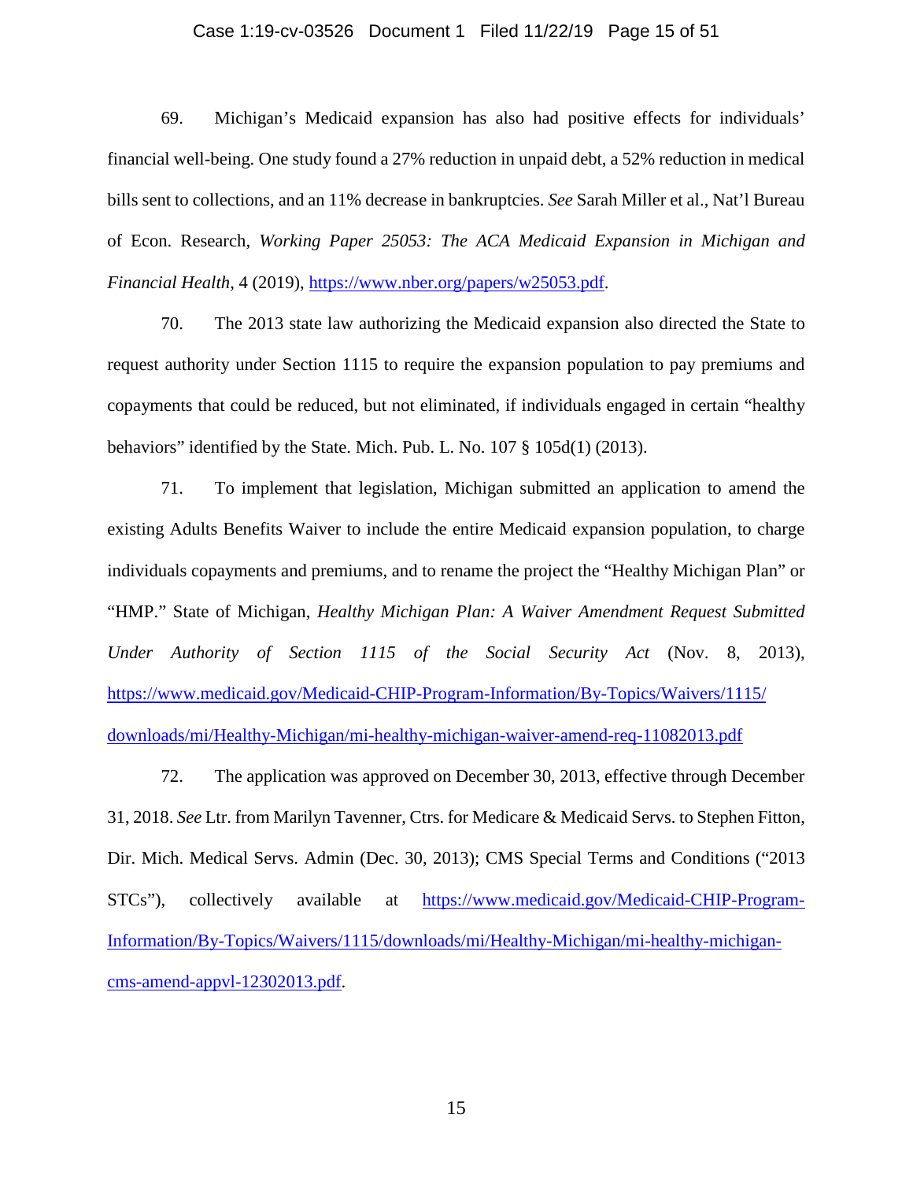69. Michigan's Medicaid expansion has also had positive effects for individuals' financial well-being. One study found a 27% reduction in unpaid debt, a 52% reduction in medical bills sent to collections, and an 11% decrease in bankruptcies. *See* Sarah Miller et al., Nat'l Bureau of Econ. Research, *Working Paper 25053: The ACA Medicaid Expansion in Michigan and Financial Health*, 4 (2019), https://www.nber.org/papers/w25053.pdf.

70. The 2013 state law authorizing the Medicaid expansion also directed the State to request authority under Section 1115 to require the expansion population to pay premiums and copayments that could be reduced, but not eliminated, if individuals engaged in certain "healthy behaviors" identified by the State. Mich. Pub. L. No. 107 § 105d(1) (2013).

71. To implement that legislation, Michigan submitted an application to amend the existing Adults Benefits Waiver to include the entire Medicaid expansion population, to charge individuals copayments and premiums, and to rename the project the "Healthy Michigan Plan" or "HMP." State of Michigan, *Healthy Michigan Plan: A Waiver Amendment Request Submitted Under Authority of Section 1115 of the Social Security Act* (Nov. 8, 2013), https://www.medicaid.gov/Medicaid-CHIP-Program-Information/By-Topics/Waivers/1115/downloads/mi/Healthy-Michigan/mi-healthy-michigan-waiver-amend-req-11082013.pdf

72. The application was approved on December 30, 2013, effective through December 31, 2018. *See* Ltr. from Marilyn Tavenner, Ctrs. for Medicare & Medicaid Servs. to Stephen Fitton, Dir. Mich. Medical Servs. Admin (Dec. 30, 2013); CMS Special Terms and Conditions ("2013 STCs"), collectively available at https://www.medicaid.gov/Medicaid-CHIP-Program-Information/By-Topics/Waivers/1115/downloads/mi/Healthy-Michigan/mi-healthy-michigan-cms-amend-appvl-12302013.pdf.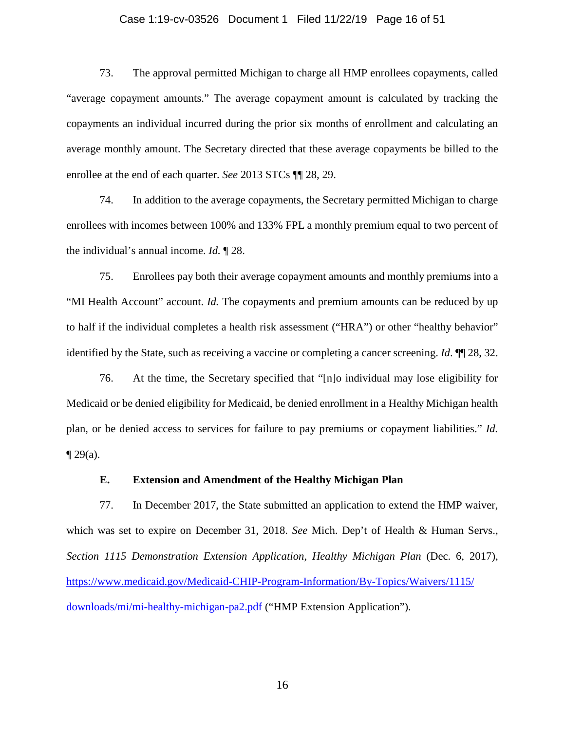73. The approval permitted Michigan to charge all HMP enrollees copayments, called "average copayment amounts." The average copayment amount is calculated by tracking the copayments an individual incurred during the prior six months of enrollment and calculating an average monthly amount. The Secretary directed that these average copayments be billed to the enrollee at the end of each quarter. *See* 2013 STCs ¶¶ 28, 29.

74. In addition to the average copayments, the Secretary permitted Michigan to charge enrollees with incomes between 100% and 133% FPL a monthly premium equal to two percent of the individual's annual income. *Id.* ¶ 28.

75. Enrollees pay both their average copayment amounts and monthly premiums into a "MI Health Account" account. *Id.* The copayments and premium amounts can be reduced by up to half if the individual completes a health risk assessment ("HRA") or other "healthy behavior" identified by the State, such as receiving a vaccine or completing a cancer screening. *Id*. ¶¶ 28, 32.

76. At the time, the Secretary specified that "[n]o individual may lose eligibility for Medicaid or be denied eligibility for Medicaid, be denied enrollment in a Healthy Michigan health plan, or be denied access to services for failure to pay premiums or copayment liabilities." *Id.* ¶ 29(a).

### E. Extension and Amendment of the Healthy Michigan Plan

77. In December 2017, the State submitted an application to extend the HMP waiver, which was set to expire on December 31, 2018. *See* Mich. Dep't of Health & Human Servs., *Section 1115 Demonstration Extension Application, Healthy Michigan Plan* (Dec. 6, 2017), [https://www.medicaid.gov/Medicaid-CHIP-Program-Information/By-Topics/Waivers/1115/downloads/mi/mi-healthy-michigan-pa2.pdf](https://www.medicaid.gov/Medicaid-CHIP-Program-Information/By-Topics/Waivers/1115/downloads/mi/mi-healthy-michigan-pa2.pdf) ("HMP Extension Application").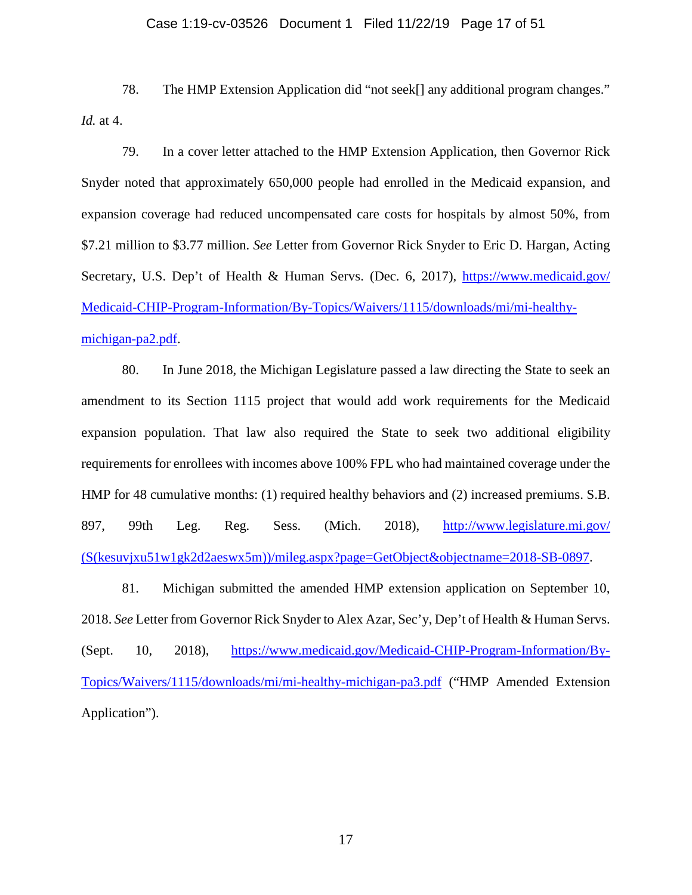78. The HMP Extension Application did "not seek[] any additional program changes." *Id.* at 4.

79. In a cover letter attached to the HMP Extension Application, then Governor Rick Snyder noted that approximately 650,000 people had enrolled in the Medicaid expansion, and expansion coverage had reduced uncompensated care costs for hospitals by almost 50%, from $7.21 million to $3.77 million. *See* Letter from Governor Rick Snyder to Eric D. Hargan, Acting Secretary, U.S. Dep't of Health & Human Servs. (Dec. 6, 2017), https://www.medicaid.gov/Medicaid-CHIP-Program-Information/By-Topics/Waivers/1115/downloads/mi/mi-healthy-michigan-pa2.pdf.

80. In June 2018, the Michigan Legislature passed a law directing the State to seek an amendment to its Section 1115 project that would add work requirements for the Medicaid expansion population. That law also required the State to seek two additional eligibility requirements for enrollees with incomes above 100% FPL who had maintained coverage under the HMP for 48 cumulative months: (1) required healthy behaviors and (2) increased premiums. S.B. 897, 99th Leg. Reg. Sess. (Mich. 2018), http://www.legislature.mi.gov/(S(kesuvjxu51w1gk2d2aeswx5m))/mileg.aspx?page=GetObject&objectname=2018-SB-0897.

81. Michigan submitted the amended HMP extension application on September 10, 2018. *See* Letter from Governor Rick Snyder to Alex Azar, Sec'y, Dep't of Health & Human Servs. (Sept. 10, 2018), https://www.medicaid.gov/Medicaid-CHIP-Program-Information/By-Topics/Waivers/1115/downloads/mi/mi-healthy-michigan-pa3.pdf ("HMP Amended Extension Application").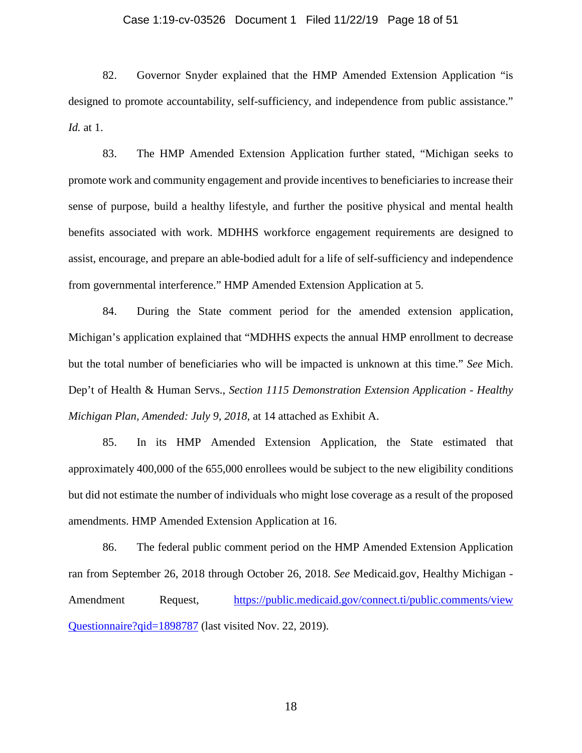82. Governor Snyder explained that the HMP Amended Extension Application "is designed to promote accountability, self-sufficiency, and independence from public assistance." *Id.* at 1.

83. The HMP Amended Extension Application further stated, "Michigan seeks to promote work and community engagement and provide incentives to beneficiaries to increase their sense of purpose, build a healthy lifestyle, and further the positive physical and mental health benefits associated with work. MDHHS workforce engagement requirements are designed to assist, encourage, and prepare an able-bodied adult for a life of self-sufficiency and independence from governmental interference." HMP Amended Extension Application at 5.

84. During the State comment period for the amended extension application, Michigan's application explained that "MDHHS expects the annual HMP enrollment to decrease but the total number of beneficiaries who will be impacted is unknown at this time." *See* Mich. Dep't of Health & Human Servs., *Section 1115 Demonstration Extension Application - Healthy Michigan Plan, Amended: July 9, 2018*, at 14 attached as Exhibit A.

85. In its HMP Amended Extension Application, the State estimated that approximately 400,000 of the 655,000 enrollees would be subject to the new eligibility conditions but did not estimate the number of individuals who might lose coverage as a result of the proposed amendments. HMP Amended Extension Application at 16.

86. The federal public comment period on the HMP Amended Extension Application ran from September 26, 2018 through October 26, 2018. *See* Medicaid.gov, Healthy Michigan - Amendment Request, https://public.medicaid.gov/connect.ti/public.comments/viewQuestionnaire?qid=1898787 (last visited Nov. 22, 2019).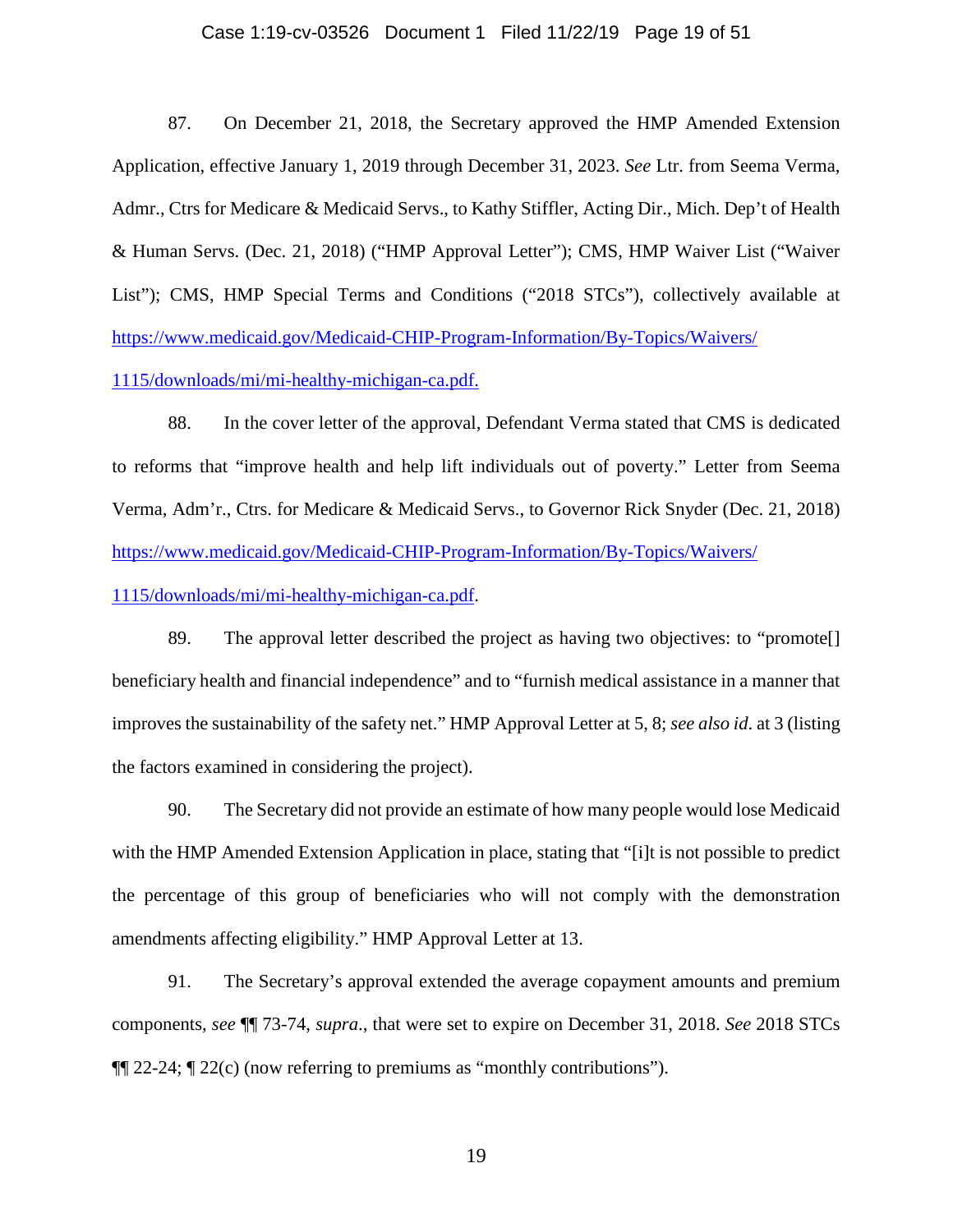87. On December 21, 2018, the Secretary approved the HMP Amended Extension Application, effective January 1, 2019 through December 31, 2023. *See* Ltr. from Seema Verma, Admr., Ctrs for Medicare & Medicaid Servs., to Kathy Stiffler, Acting Dir., Mich. Dep't of Health & Human Servs. (Dec. 21, 2018) ("HMP Approval Letter"); CMS, HMP Waiver List ("Waiver List"); CMS, HMP Special Terms and Conditions ("2018 STCs"), collectively available at https://www.medicaid.gov/Medicaid-CHIP-Program-Information/By-Topics/Waivers/1115/downloads/mi/mi-healthy-michigan-ca.pdf.

88. In the cover letter of the approval, Defendant Verma stated that CMS is dedicated to reforms that "improve health and help lift individuals out of poverty." Letter from Seema Verma, Adm'r., Ctrs. for Medicare & Medicaid Servs., to Governor Rick Snyder (Dec. 21, 2018) https://www.medicaid.gov/Medicaid-CHIP-Program-Information/By-Topics/Waivers/1115/downloads/mi/mi-healthy-michigan-ca.pdf.

89. The approval letter described the project as having two objectives: to "promote[] beneficiary health and financial independence" and to "furnish medical assistance in a manner that improves the sustainability of the safety net." HMP Approval Letter at 5, 8; *see also id.* at 3 (listing the factors examined in considering the project).

90. The Secretary did not provide an estimate of how many people would lose Medicaid with the HMP Amended Extension Application in place, stating that "[i]t is not possible to predict the percentage of this group of beneficiaries who will not comply with the demonstration amendments affecting eligibility." HMP Approval Letter at 13.

91. The Secretary's approval extended the average copayment amounts and premium components, *see* ¶¶ 73-74, *supra*., that were set to expire on December 31, 2018. *See* 2018 STCs ¶¶ 22-24; ¶ 22(c) (now referring to premiums as "monthly contributions").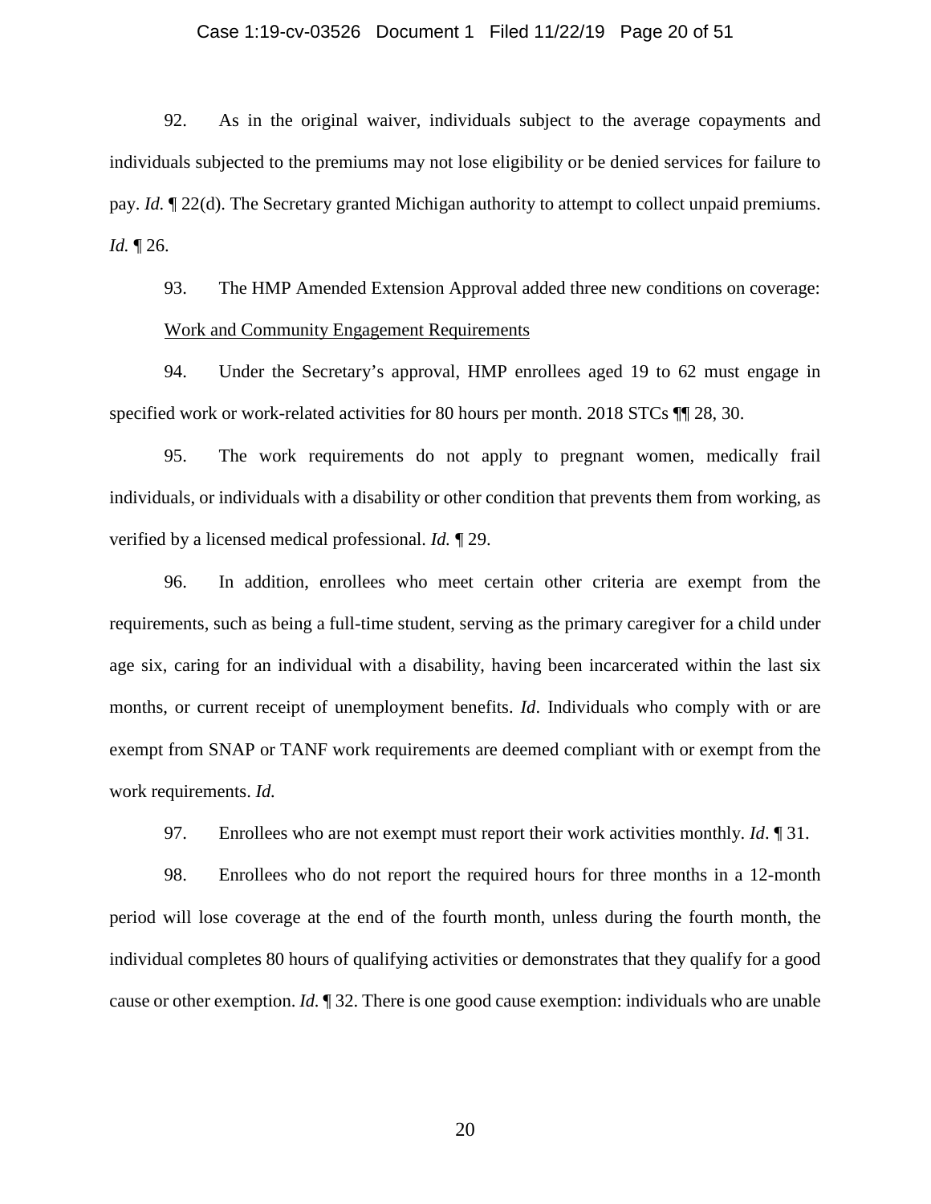92. As in the original waiver, individuals subject to the average copayments and individuals subjected to the premiums may not lose eligibility or be denied services for failure to pay. *Id.* ¶ 22(d). The Secretary granted Michigan authority to attempt to collect unpaid premiums. *Id.* ¶ 26.

93. The HMP Amended Extension Approval added three new conditions on coverage:

<u>Work and Community Engagement Requirements</u>

94. Under the Secretary's approval, HMP enrollees aged 19 to 62 must engage in specified work or work-related activities for 80 hours per month. 2018 STCs ¶¶ 28, 30.

95. The work requirements do not apply to pregnant women, medically frail individuals, or individuals with a disability or other condition that prevents them from working, as verified by a licensed medical professional. *Id.* ¶ 29.

96. In addition, enrollees who meet certain other criteria are exempt from the requirements, such as being a full-time student, serving as the primary caregiver for a child under age six, caring for an individual with a disability, having been incarcerated within the last six months, or current receipt of unemployment benefits. *Id*. Individuals who comply with or are exempt from SNAP or TANF work requirements are deemed compliant with or exempt from the work requirements. *Id.*

97. Enrollees who are not exempt must report their work activities monthly. *Id*. ¶ 31.

98. Enrollees who do not report the required hours for three months in a 12-month period will lose coverage at the end of the fourth month, unless during the fourth month, the individual completes 80 hours of qualifying activities or demonstrates that they qualify for a good cause or other exemption. *Id.* ¶ 32. There is one good cause exemption: individuals who are unable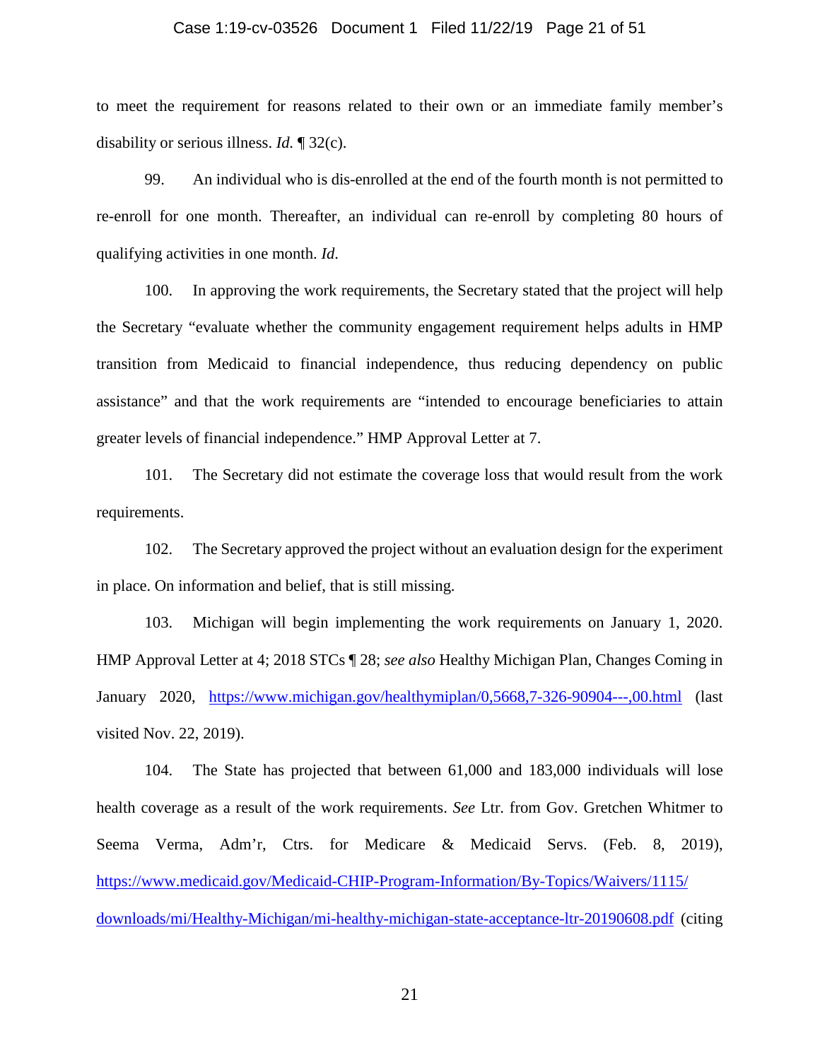to meet the requirement for reasons related to their own or an immediate family member's disability or serious illness. *Id.* ¶ 32(c).

99. An individual who is dis-enrolled at the end of the fourth month is not permitted to re-enroll for one month. Thereafter, an individual can re-enroll by completing 80 hours of qualifying activities in one month. *Id.*

100. In approving the work requirements, the Secretary stated that the project will help the Secretary "evaluate whether the community engagement requirement helps adults in HMP transition from Medicaid to financial independence, thus reducing dependency on public assistance" and that the work requirements are "intended to encourage beneficiaries to attain greater levels of financial independence." HMP Approval Letter at 7.

101. The Secretary did not estimate the coverage loss that would result from the work requirements.

102. The Secretary approved the project without an evaluation design for the experiment in place. On information and belief, that is still missing.

103. Michigan will begin implementing the work requirements on January 1, 2020. HMP Approval Letter at 4; 2018 STCs ¶ 28; *see also* Healthy Michigan Plan, Changes Coming in January 2020, https://www.michigan.gov/healthymiplan/0,5668,7-326-90904---,00.html (last visited Nov. 22, 2019).

104. The State has projected that between 61,000 and 183,000 individuals will lose health coverage as a result of the work requirements. *See* Ltr. from Gov. Gretchen Whitmer to Seema Verma, Adm'r, Ctrs. for Medicare & Medicaid Servs. (Feb. 8, 2019), https://www.medicaid.gov/Medicaid-CHIP-Program-Information/By-Topics/Waivers/1115/downloads/mi/Healthy-Michigan/mi-healthy-michigan-state-acceptance-ltr-20190608.pdf (citing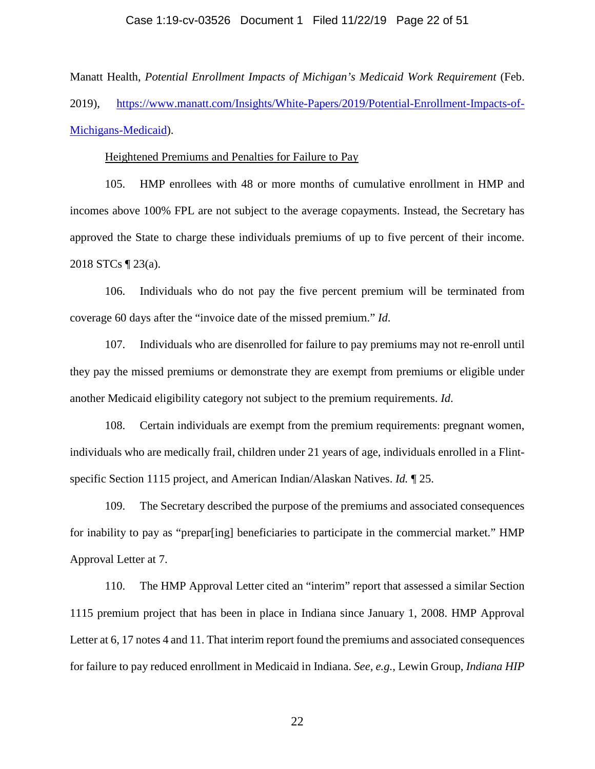Manatt Health, *Potential Enrollment Impacts of Michigan's Medicaid Work Requirement* (Feb. 2019), https://www.manatt.com/Insights/White-Papers/2019/Potential-Enrollment-Impacts-of-Michigans-Medicaid).

<u>Heightened Premiums and Penalties for Failure to Pay</u>

105. HMP enrollees with 48 or more months of cumulative enrollment in HMP and incomes above 100% FPL are not subject to the average copayments. Instead, the Secretary has approved the State to charge these individuals premiums of up to five percent of their income. 2018 STCs ¶ 23(a).

106. Individuals who do not pay the five percent premium will be terminated from coverage 60 days after the "invoice date of the missed premium." *Id.*

107. Individuals who are disenrolled for failure to pay premiums may not re-enroll until they pay the missed premiums or demonstrate they are exempt from premiums or eligible under another Medicaid eligibility category not subject to the premium requirements. *Id.*

108. Certain individuals are exempt from the premium requirements: pregnant women, individuals who are medically frail, children under 21 years of age, individuals enrolled in a Flint-specific Section 1115 project, and American Indian/Alaskan Natives. *Id.* ¶ 25.

109. The Secretary described the purpose of the premiums and associated consequences for inability to pay as "prepar[ing] beneficiaries to participate in the commercial market." HMP Approval Letter at 7.

110. The HMP Approval Letter cited an "interim" report that assessed a similar Section 1115 premium project that has been in place in Indiana since January 1, 2008. HMP Approval Letter at 6, 17 notes 4 and 11. That interim report found the premiums and associated consequences for failure to pay reduced enrollment in Medicaid in Indiana. *See, e.g.*, Lewin Group, *Indiana HIP*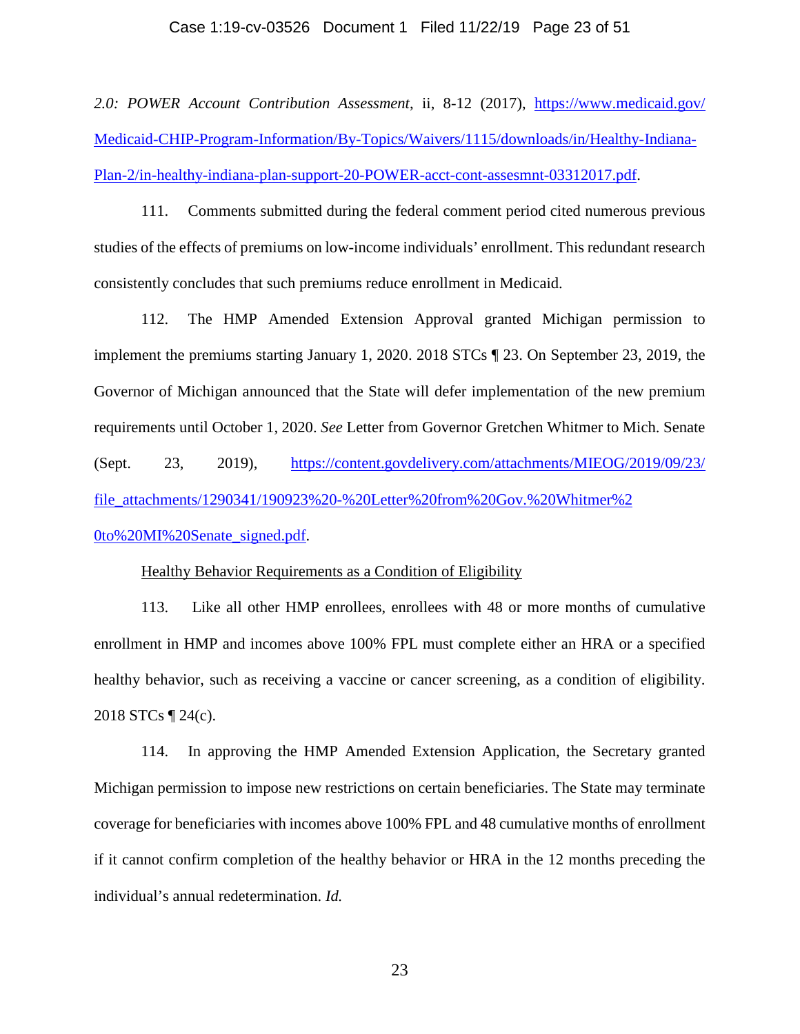*2.0: POWER Account Contribution Assessment*, ii, 8-12 (2017), [https://www.medicaid.gov/Medicaid-CHIP-Program-Information/By-Topics/Waivers/1115/downloads/in/Healthy-Indiana-Plan-2/in-healthy-indiana-plan-support-20-POWER-acct-cont-assesmnt-03312017.pdf](https://www.medicaid.gov/Medicaid-CHIP-Program-Information/By-Topics/Waivers/1115/downloads/in/Healthy-Indiana-Plan-2/in-healthy-indiana-plan-support-20-POWER-acct-cont-assesmnt-03312017.pdf).

111. Comments submitted during the federal comment period cited numerous previous studies of the effects of premiums on low-income individuals' enrollment. This redundant research consistently concludes that such premiums reduce enrollment in Medicaid.

112. The HMP Amended Extension Approval granted Michigan permission to implement the premiums starting January 1, 2020. 2018 STCs ¶ 23. On September 23, 2019, the Governor of Michigan announced that the State will defer implementation of the new premium requirements until October 1, 2020. *See* Letter from Governor Gretchen Whitmer to Mich. Senate (Sept. 23, 2019), [https://content.govdelivery.com/attachments/MIEOG/2019/09/23/file_attachments/1290341/190923%20-%20Letter%20from%20Gov.%20Whitmer%20to%20MI%20Senate_signed.pdf](https://content.govdelivery.com/attachments/MIEOG/2019/09/23/file_attachments/1290341/190923%20-%20Letter%20from%20Gov.%20Whitmer%20to%20MI%20Senate_signed.pdf).

<u>Healthy Behavior Requirements as a Condition of Eligibility</u>

113. Like all other HMP enrollees, enrollees with 48 or more months of cumulative enrollment in HMP and incomes above 100% FPL must complete either an HRA or a specified healthy behavior, such as receiving a vaccine or cancer screening, as a condition of eligibility. 2018 STCs ¶ 24(c).

114. In approving the HMP Amended Extension Application, the Secretary granted Michigan permission to impose new restrictions on certain beneficiaries. The State may terminate coverage for beneficiaries with incomes above 100% FPL and 48 cumulative months of enrollment if it cannot confirm completion of the healthy behavior or HRA in the 12 months preceding the individual's annual redetermination. *Id.*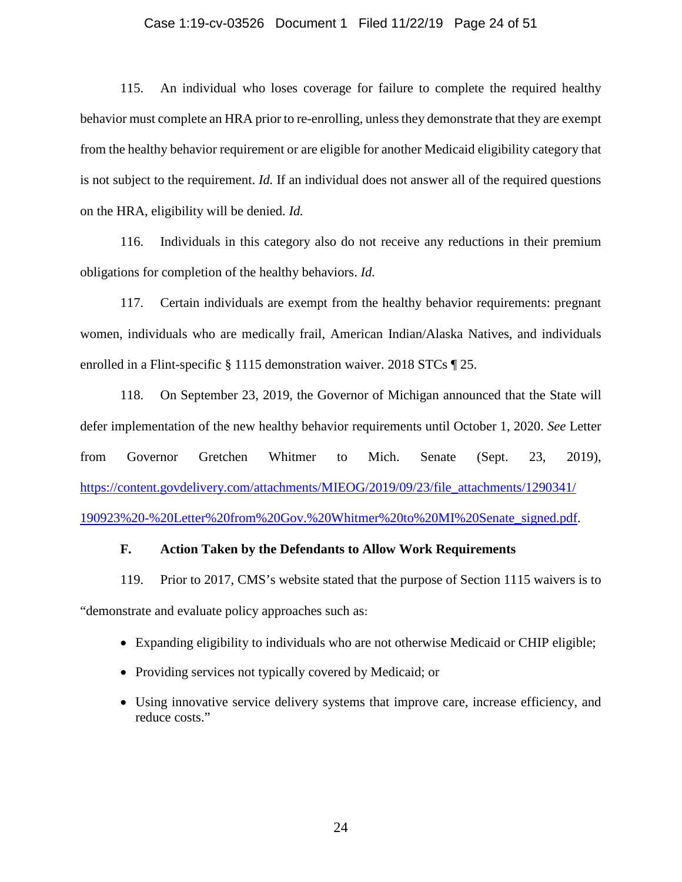115. An individual who loses coverage for failure to complete the required healthy behavior must complete an HRA prior to re-enrolling, unless they demonstrate that they are exempt from the healthy behavior requirement or are eligible for another Medicaid eligibility category that is not subject to the requirement. *Id.* If an individual does not answer all of the required questions on the HRA, eligibility will be denied. *Id.*

116. Individuals in this category also do not receive any reductions in their premium obligations for completion of the healthy behaviors. *Id.*

117. Certain individuals are exempt from the healthy behavior requirements: pregnant women, individuals who are medically frail, American Indian/Alaska Natives, and individuals enrolled in a Flint-specific § 1115 demonstration waiver. 2018 STCs ¶ 25.

118. On September 23, 2019, the Governor of Michigan announced that the State will defer implementation of the new healthy behavior requirements until October 1, 2020. *See* Letter from Governor Gretchen Whitmer to Mich. Senate (Sept. 23, 2019), [https://content.govdelivery.com/attachments/MIEOG/2019/09/23/file_attachments/1290341/190923%20-%20Letter%20from%20Gov.%20Whitmer%20to%20MI%20Senate_signed.pdf](https://content.govdelivery.com/attachments/MIEOG/2019/09/23/file_attachments/1290341/190923%20-%20Letter%20from%20Gov.%20Whitmer%20to%20MI%20Senate_signed.pdf).

### F. Action Taken by the Defendants to Allow Work Requirements

119. Prior to 2017, CMS's website stated that the purpose of Section 1115 waivers is to "demonstrate and evaluate policy approaches such as:

- Expanding eligibility to individuals who are not otherwise Medicaid or CHIP eligible;
- Providing services not typically covered by Medicaid; or
- Using innovative service delivery systems that improve care, increase efficiency, and reduce costs."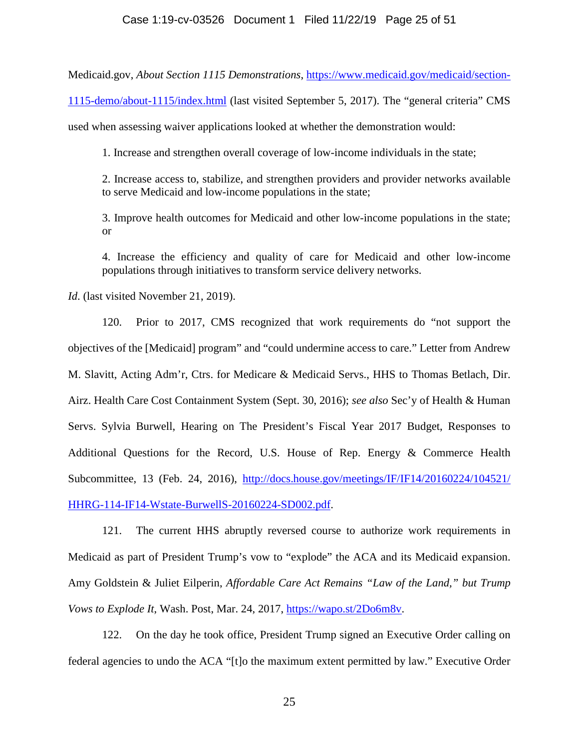Medicaid.gov, *About Section 1115 Demonstrations*, [https://www.medicaid.gov/medicaid/section-1115-demo/about-1115/index.html](https://www.medicaid.gov/medicaid/section-1115-demo/about-1115/index.html) (last visited September 5, 2017). The "general criteria" CMS used when assessing waiver applications looked at whether the demonstration would:

> 1. Increase and strengthen overall coverage of low-income individuals in the state;
>
> 2. Increase access to, stabilize, and strengthen providers and provider networks available to serve Medicaid and low-income populations in the state;
>
> 3. Improve health outcomes for Medicaid and other low-income populations in the state; or
>
> 4. Increase the efficiency and quality of care for Medicaid and other low-income populations through initiatives to transform service delivery networks.

*Id.* (last visited November 21, 2019).

120. Prior to 2017, CMS recognized that work requirements do "not support the objectives of the [Medicaid] program" and "could undermine access to care." Letter from Andrew M. Slavitt, Acting Adm'r, Ctrs. for Medicare & Medicaid Servs., HHS to Thomas Betlach, Dir. Airz. Health Care Cost Containment System (Sept. 30, 2016); *see also* Sec'y of Health & Human Servs. Sylvia Burwell, Hearing on The President's Fiscal Year 2017 Budget, Responses to Additional Questions for the Record, U.S. House of Rep. Energy & Commerce Health Subcommittee, 13 (Feb. 24, 2016), [http://docs.house.gov/meetings/IF/IF14/20160224/104521/HHRG-114-IF14-Wstate-BurwellS-20160224-SD002.pdf](http://docs.house.gov/meetings/IF/IF14/20160224/104521/HHRG-114-IF14-Wstate-BurwellS-20160224-SD002.pdf).

121. The current HHS abruptly reversed course to authorize work requirements in Medicaid as part of President Trump's vow to "explode" the ACA and its Medicaid expansion. Amy Goldstein & Juliet Eilperin, *Affordable Care Act Remains "Law of the Land," but Trump Vows to Explode It*, Wash. Post, Mar. 24, 2017, [https://wapo.st/2Do6m8v](https://wapo.st/2Do6m8v).

122. On the day he took office, President Trump signed an Executive Order calling on federal agencies to undo the ACA "[t]o the maximum extent permitted by law." Executive Order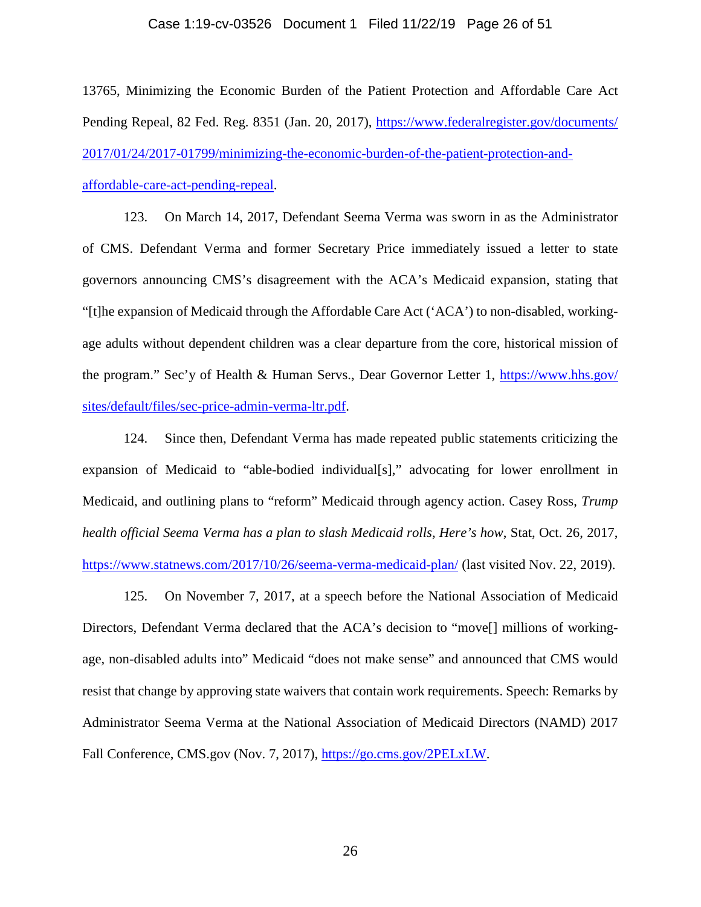13765, Minimizing the Economic Burden of the Patient Protection and Affordable Care Act Pending Repeal, 82 Fed. Reg. 8351 (Jan. 20, 2017), https://www.federalregister.gov/documents/2017/01/24/2017-01799/minimizing-the-economic-burden-of-the-patient-protection-and-affordable-care-act-pending-repeal.

123. On March 14, 2017, Defendant Seema Verma was sworn in as the Administrator of CMS. Defendant Verma and former Secretary Price immediately issued a letter to state governors announcing CMS's disagreement with the ACA's Medicaid expansion, stating that "[t]he expansion of Medicaid through the Affordable Care Act ('ACA') to non-disabled, working-age adults without dependent children was a clear departure from the core, historical mission of the program." Sec'y of Health & Human Servs., Dear Governor Letter 1, https://www.hhs.gov/sites/default/files/sec-price-admin-verma-ltr.pdf.

124. Since then, Defendant Verma has made repeated public statements criticizing the expansion of Medicaid to "able-bodied individual[s]," advocating for lower enrollment in Medicaid, and outlining plans to "reform" Medicaid through agency action. Casey Ross, *Trump health official Seema Verma has a plan to slash Medicaid rolls, Here's how*, Stat, Oct. 26, 2017, https://www.statnews.com/2017/10/26/seema-verma-medicaid-plan/ (last visited Nov. 22, 2019).

125. On November 7, 2017, at a speech before the National Association of Medicaid Directors, Defendant Verma declared that the ACA's decision to "move[] millions of working-age, non-disabled adults into" Medicaid "does not make sense" and announced that CMS would resist that change by approving state waivers that contain work requirements. Speech: Remarks by Administrator Seema Verma at the National Association of Medicaid Directors (NAMD) 2017 Fall Conference, CMS.gov (Nov. 7, 2017), https://go.cms.gov/2PELxLW.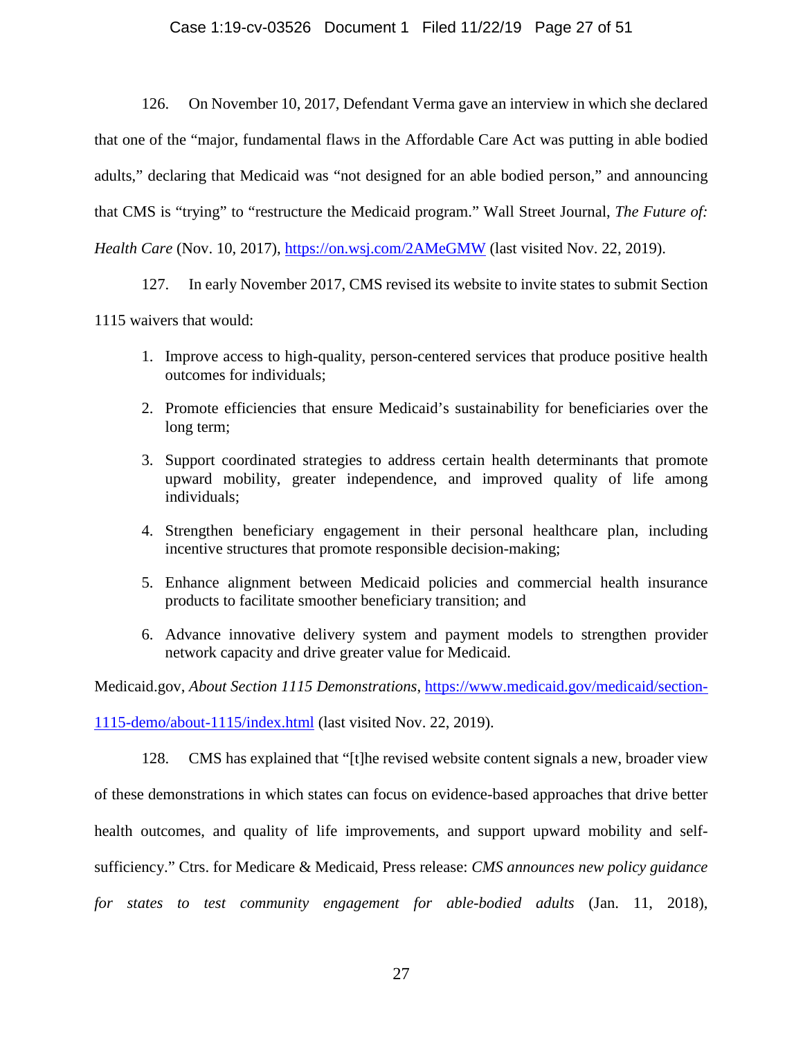126. On November 10, 2017, Defendant Verma gave an interview in which she declared that one of the "major, fundamental flaws in the Affordable Care Act was putting in able bodied adults," declaring that Medicaid was "not designed for an able bodied person," and announcing that CMS is "trying" to "restructure the Medicaid program." Wall Street Journal, *The Future of: Health Care* (Nov. 10, 2017), https://on.wsj.com/2AMeGMW (last visited Nov. 22, 2019).

127. In early November 2017, CMS revised its website to invite states to submit Section 1115 waivers that would:

1. Improve access to high-quality, person-centered services that produce positive health outcomes for individuals;
2. Promote efficiencies that ensure Medicaid's sustainability for beneficiaries over the long term;
3. Support coordinated strategies to address certain health determinants that promote upward mobility, greater independence, and improved quality of life among individuals;
4. Strengthen beneficiary engagement in their personal healthcare plan, including incentive structures that promote responsible decision-making;
5. Enhance alignment between Medicaid policies and commercial health insurance products to facilitate smoother beneficiary transition; and
6. Advance innovative delivery system and payment models to strengthen provider network capacity and drive greater value for Medicaid.

Medicaid.gov, *About Section 1115 Demonstrations*, https://www.medicaid.gov/medicaid/section-1115-demo/about-1115/index.html (last visited Nov. 22, 2019).

128. CMS has explained that "[t]he revised website content signals a new, broader view of these demonstrations in which states can focus on evidence-based approaches that drive better health outcomes, and quality of life improvements, and support upward mobility and self-sufficiency." Ctrs. for Medicare & Medicaid, Press release: *CMS announces new policy guidance for states to test community engagement for able-bodied adults* (Jan. 11, 2018),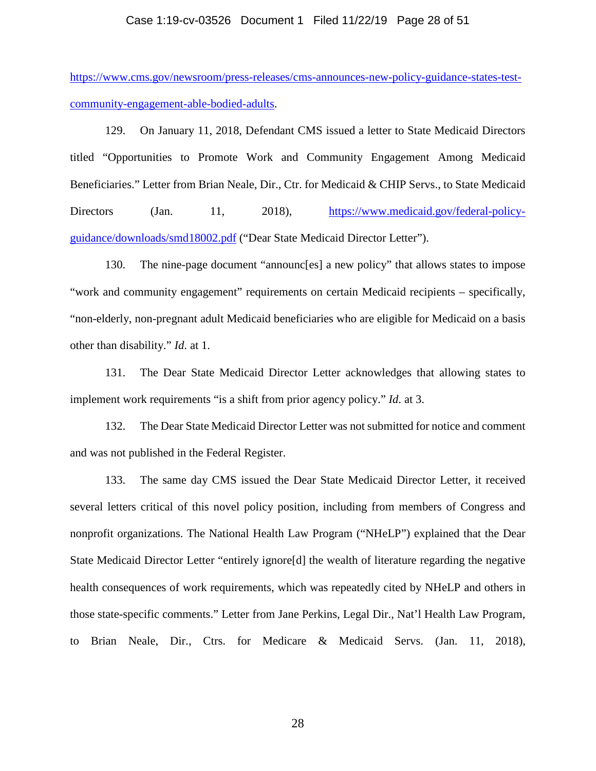https://www.cms.gov/newsroom/press-releases/cms-announces-new-policy-guidance-states-test-community-engagement-able-bodied-adults.

129. On January 11, 2018, Defendant CMS issued a letter to State Medicaid Directors titled "Opportunities to Promote Work and Community Engagement Among Medicaid Beneficiaries." Letter from Brian Neale, Dir., Ctr. for Medicaid & CHIP Servs., to State Medicaid Directors (Jan. 11, 2018), https://www.medicaid.gov/federal-policy-guidance/downloads/smd18002.pdf ("Dear State Medicaid Director Letter").

130. The nine-page document "announc[es] a new policy" that allows states to impose "work and community engagement" requirements on certain Medicaid recipients – specifically, "non-elderly, non-pregnant adult Medicaid beneficiaries who are eligible for Medicaid on a basis other than disability." *Id*. at 1.

131. The Dear State Medicaid Director Letter acknowledges that allowing states to implement work requirements "is a shift from prior agency policy." *Id*. at 3.

132. The Dear State Medicaid Director Letter was not submitted for notice and comment and was not published in the Federal Register.

133. The same day CMS issued the Dear State Medicaid Director Letter, it received several letters critical of this novel policy position, including from members of Congress and nonprofit organizations. The National Health Law Program ("NHeLP") explained that the Dear State Medicaid Director Letter "entirely ignore[d] the wealth of literature regarding the negative health consequences of work requirements, which was repeatedly cited by NHeLP and others in those state-specific comments." Letter from Jane Perkins, Legal Dir., Nat'l Health Law Program, to Brian Neale, Dir., Ctrs. for Medicare & Medicaid Servs. (Jan. 11, 2018),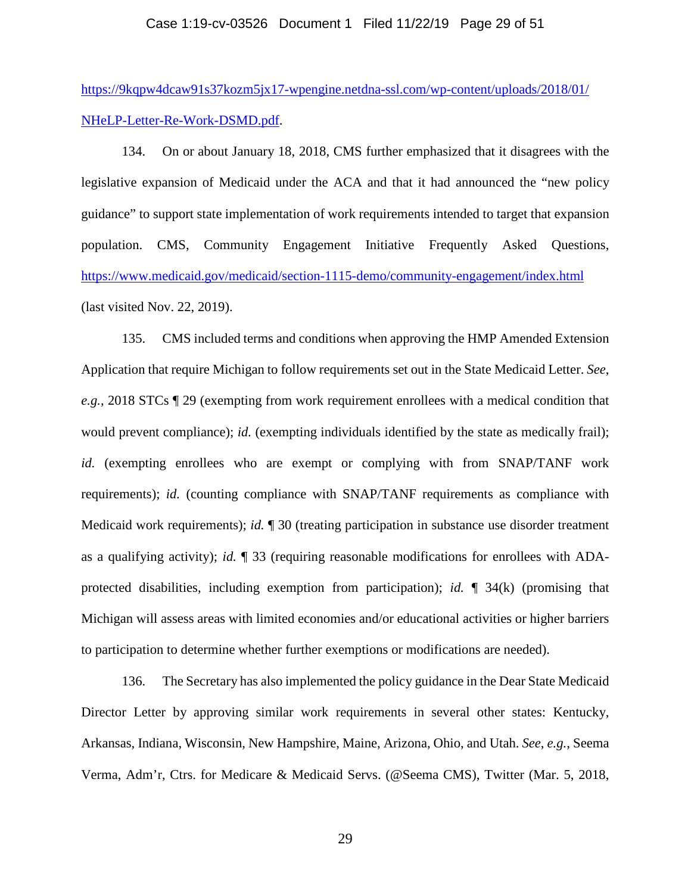https://9kqpw4dcaw91s37kozm5jx17-wpengine.netdna-ssl.com/wp-content/uploads/2018/01/NHeLP-Letter-Re-Work-DSMD.pdf.

134. On or about January 18, 2018, CMS further emphasized that it disagrees with the legislative expansion of Medicaid under the ACA and that it had announced the "new policy guidance" to support state implementation of work requirements intended to target that expansion population. CMS, Community Engagement Initiative Frequently Asked Questions, https://www.medicaid.gov/medicaid/section-1115-demo/community-engagement/index.html (last visited Nov. 22, 2019).

135. CMS included terms and conditions when approving the HMP Amended Extension Application that require Michigan to follow requirements set out in the State Medicaid Letter. *See, e.g.*, 2018 STCs ¶ 29 (exempting from work requirement enrollees with a medical condition that would prevent compliance); *id.* (exempting individuals identified by the state as medically frail); *id.* (exempting enrollees who are exempt or complying with from SNAP/TANF work requirements); *id.* (counting compliance with SNAP/TANF requirements as compliance with Medicaid work requirements); *id.* ¶ 30 (treating participation in substance use disorder treatment as a qualifying activity); *id.* ¶ 33 (requiring reasonable modifications for enrollees with ADA-protected disabilities, including exemption from participation); *id.* ¶ 34(k) (promising that Michigan will assess areas with limited economies and/or educational activities or higher barriers to participation to determine whether further exemptions or modifications are needed).

136. The Secretary has also implemented the policy guidance in the Dear State Medicaid Director Letter by approving similar work requirements in several other states: Kentucky, Arkansas, Indiana, Wisconsin, New Hampshire, Maine, Arizona, Ohio, and Utah. *See, e.g.*, Seema Verma, Adm'r, Ctrs. for Medicare & Medicaid Servs. (@Seema CMS), Twitter (Mar. 5, 2018,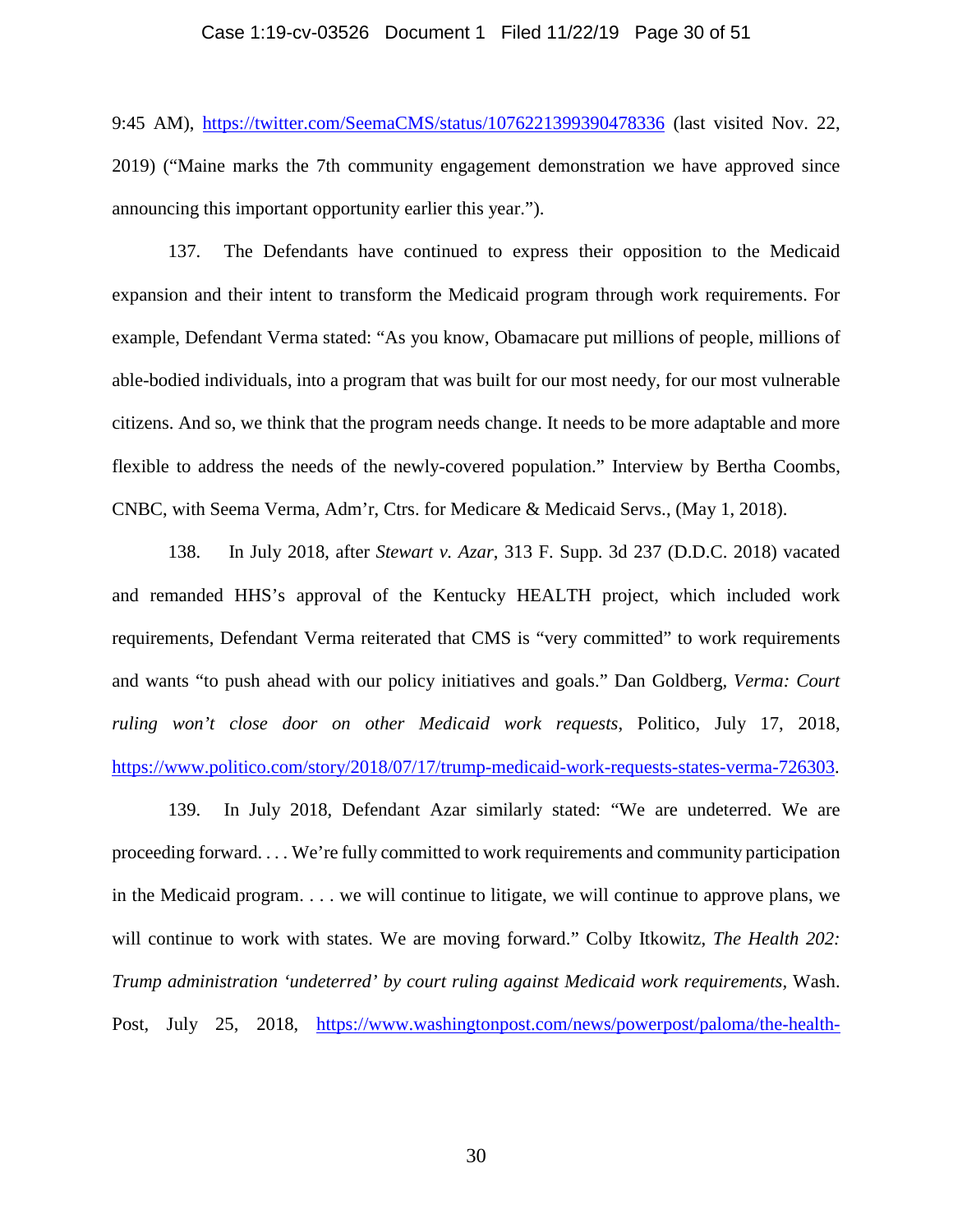9:45 AM), https://twitter.com/SeemaCMS/status/1076221399390478336 (last visited Nov. 22, 2019) ("Maine marks the 7th community engagement demonstration we have approved since announcing this important opportunity earlier this year.").

137. The Defendants have continued to express their opposition to the Medicaid expansion and their intent to transform the Medicaid program through work requirements. For example, Defendant Verma stated: "As you know, Obamacare put millions of people, millions of able-bodied individuals, into a program that was built for our most needy, for our most vulnerable citizens. And so, we think that the program needs change. It needs to be more adaptable and more flexible to address the needs of the newly-covered population." Interview by Bertha Coombs, CNBC, with Seema Verma, Adm'r, Ctrs. for Medicare & Medicaid Servs., (May 1, 2018).

138. In July 2018, after *Stewart v. Azar*, 313 F. Supp. 3d 237 (D.D.C. 2018) vacated and remanded HHS's approval of the Kentucky HEALTH project, which included work requirements, Defendant Verma reiterated that CMS is "very committed" to work requirements and wants "to push ahead with our policy initiatives and goals." Dan Goldberg, *Verma: Court ruling won't close door on other Medicaid work requests*, Politico, July 17, 2018, https://www.politico.com/story/2018/07/17/trump-medicaid-work-requests-states-verma-726303.

139. In July 2018, Defendant Azar similarly stated: "We are undeterred. We are proceeding forward. . . . We're fully committed to work requirements and community participation in the Medicaid program. . . . we will continue to litigate, we will continue to approve plans, we will continue to work with states. We are moving forward." Colby Itkowitz, *The Health 202: Trump administration 'undeterred' by court ruling against Medicaid work requirements*, Wash. Post, July 25, 2018, https://www.washingtonpost.com/news/powerpost/paloma/the-health-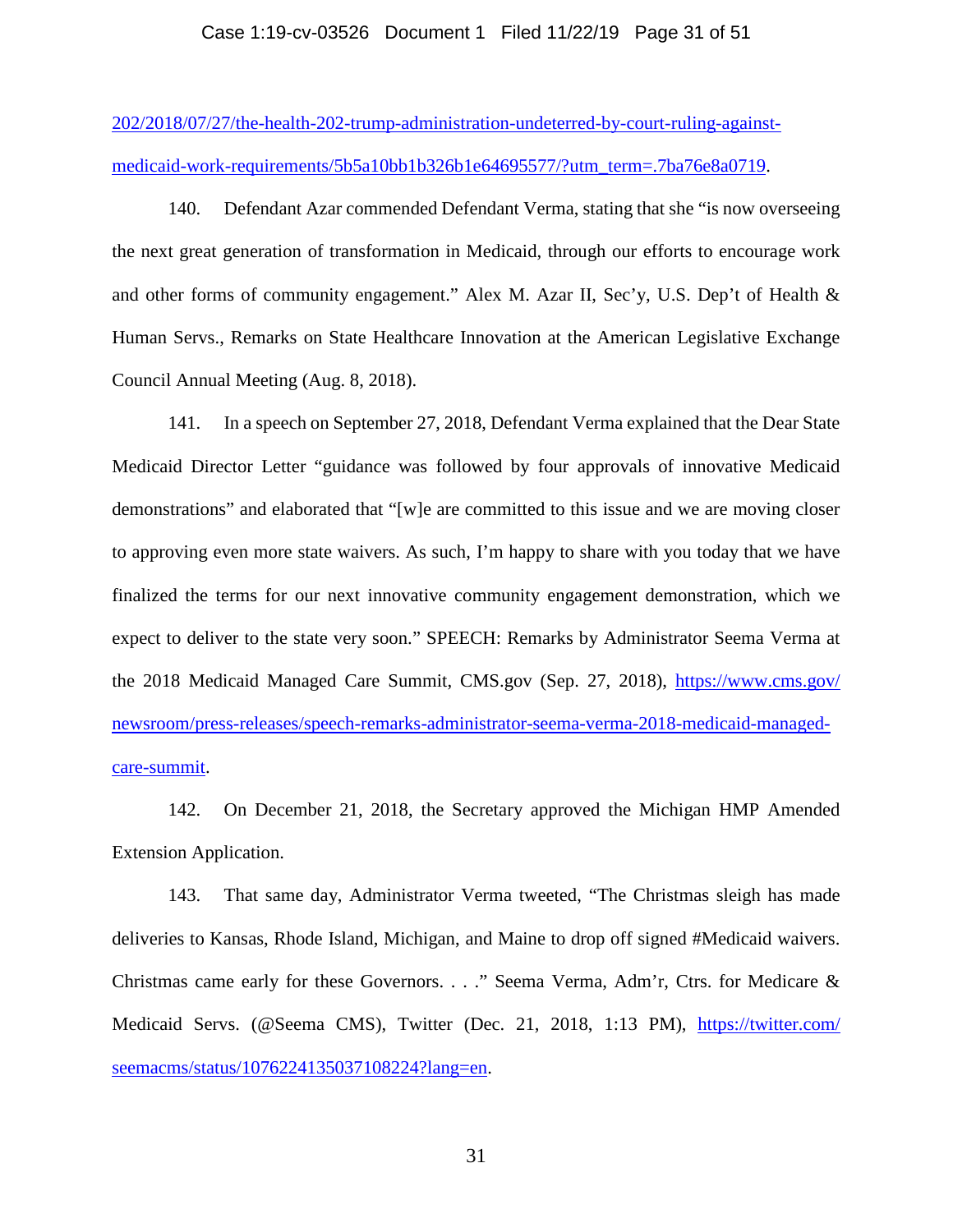202/2018/07/27/the-health-202-trump-administration-undeterred-by-court-ruling-against-medicaid-work-requirements/5b5a10bb1b326b1e64695577/?utm_term=.7ba76e8a0719.

140. Defendant Azar commended Defendant Verma, stating that she "is now overseeing the next great generation of transformation in Medicaid, through our efforts to encourage work and other forms of community engagement." Alex M. Azar II, Sec'y, U.S. Dep't of Health & Human Servs., Remarks on State Healthcare Innovation at the American Legislative Exchange Council Annual Meeting (Aug. 8, 2018).

141. In a speech on September 27, 2018, Defendant Verma explained that the Dear State Medicaid Director Letter "guidance was followed by four approvals of innovative Medicaid demonstrations" and elaborated that "[w]e are committed to this issue and we are moving closer to approving even more state waivers. As such, I'm happy to share with you today that we have finalized the terms for our next innovative community engagement demonstration, which we expect to deliver to the state very soon." SPEECH: Remarks by Administrator Seema Verma at the 2018 Medicaid Managed Care Summit, CMS.gov (Sep. 27, 2018), https://www.cms.gov/newsroom/press-releases/speech-remarks-administrator-seema-verma-2018-medicaid-managed-care-summit.

142. On December 21, 2018, the Secretary approved the Michigan HMP Amended Extension Application.

143. That same day, Administrator Verma tweeted, "The Christmas sleigh has made deliveries to Kansas, Rhode Island, Michigan, and Maine to drop off signed #Medicaid waivers. Christmas came early for these Governors. . . ." Seema Verma, Adm'r, Ctrs. for Medicare & Medicaid Servs. (@Seema CMS), Twitter (Dec. 21, 2018, 1:13 PM), https://twitter.com/seemacms/status/1076224135037108224?lang=en.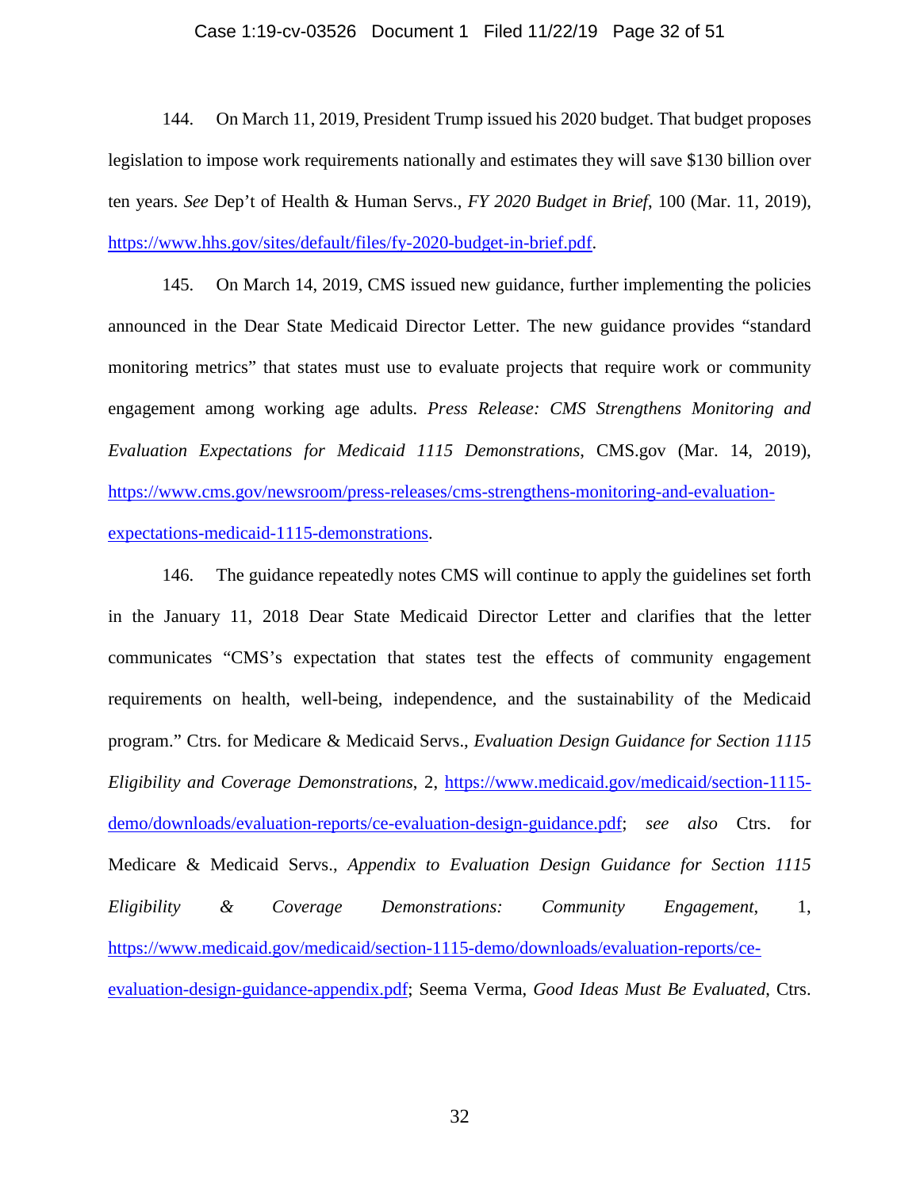144. On March 11, 2019, President Trump issued his 2020 budget. That budget proposes legislation to impose work requirements nationally and estimates they will save $130 billion over ten years. *See* Dep't of Health & Human Servs., *FY 2020 Budget in Brief*, 100 (Mar. 11, 2019), https://www.hhs.gov/sites/default/files/fy-2020-budget-in-brief.pdf.

145. On March 14, 2019, CMS issued new guidance, further implementing the policies announced in the Dear State Medicaid Director Letter. The new guidance provides "standard monitoring metrics" that states must use to evaluate projects that require work or community engagement among working age adults. *Press Release: CMS Strengthens Monitoring and Evaluation Expectations for Medicaid 1115 Demonstrations*, CMS.gov (Mar. 14, 2019), https://www.cms.gov/newsroom/press-releases/cms-strengthens-monitoring-and-evaluation-expectations-medicaid-1115-demonstrations.

146. The guidance repeatedly notes CMS will continue to apply the guidelines set forth in the January 11, 2018 Dear State Medicaid Director Letter and clarifies that the letter communicates "CMS's expectation that states test the effects of community engagement requirements on health, well-being, independence, and the sustainability of the Medicaid program." Ctrs. for Medicare & Medicaid Servs., *Evaluation Design Guidance for Section 1115 Eligibility and Coverage Demonstrations*, 2, https://www.medicaid.gov/medicaid/section-1115-demo/downloads/evaluation-reports/ce-evaluation-design-guidance.pdf; *see also* Ctrs. for Medicare & Medicaid Servs., *Appendix to Evaluation Design Guidance for Section 1115 Eligibility & Coverage Demonstrations: Community Engagement*, 1, https://www.medicaid.gov/medicaid/section-1115-demo/downloads/evaluation-reports/ce-evaluation-design-guidance-appendix.pdf; Seema Verma, *Good Ideas Must Be Evaluated*, Ctrs.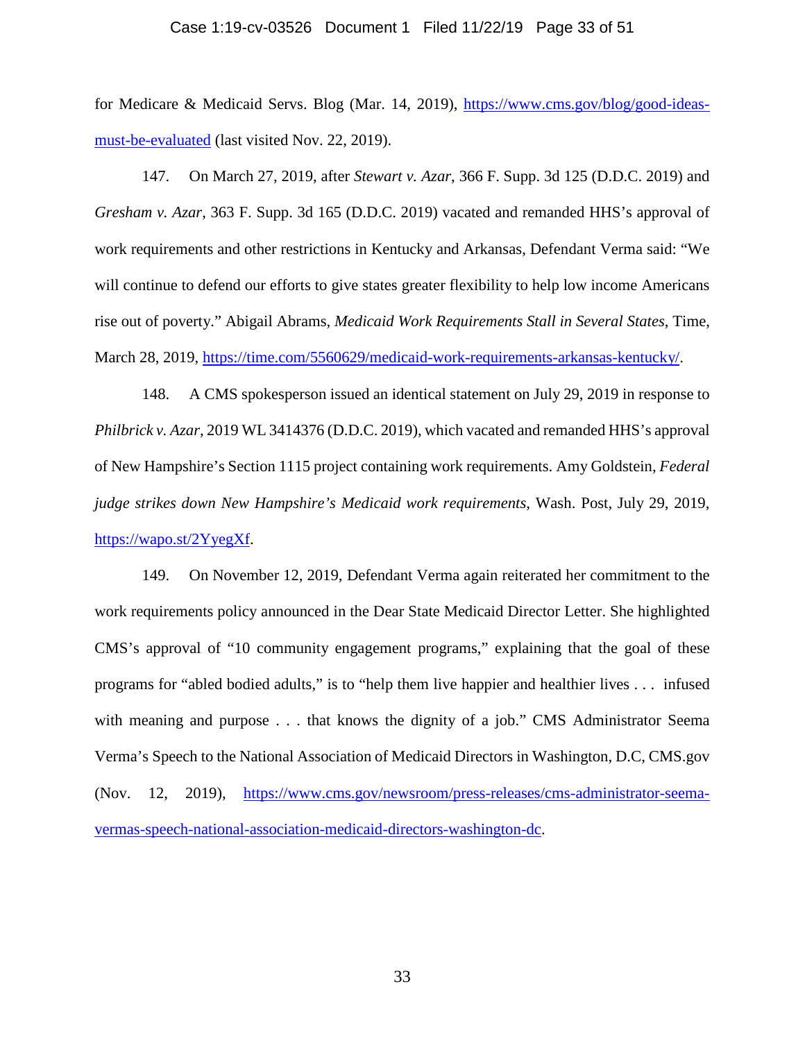for Medicare & Medicaid Servs. Blog (Mar. 14, 2019), https://www.cms.gov/blog/good-ideas-must-be-evaluated (last visited Nov. 22, 2019).

147. On March 27, 2019, after *Stewart v. Azar*, 366 F. Supp. 3d 125 (D.D.C. 2019) and *Gresham v. Azar*, 363 F. Supp. 3d 165 (D.D.C. 2019) vacated and remanded HHS's approval of work requirements and other restrictions in Kentucky and Arkansas, Defendant Verma said: "We will continue to defend our efforts to give states greater flexibility to help low income Americans rise out of poverty." Abigail Abrams, *Medicaid Work Requirements Stall in Several States*, Time, March 28, 2019, https://time.com/5560629/medicaid-work-requirements-arkansas-kentucky/.

148. A CMS spokesperson issued an identical statement on July 29, 2019 in response to *Philbrick v. Azar*, 2019 WL 3414376 (D.D.C. 2019), which vacated and remanded HHS's approval of New Hampshire's Section 1115 project containing work requirements. Amy Goldstein, *Federal judge strikes down New Hampshire's Medicaid work requirements*, Wash. Post, July 29, 2019, https://wapo.st/2YyegXf.

149. On November 12, 2019, Defendant Verma again reiterated her commitment to the work requirements policy announced in the Dear State Medicaid Director Letter. She highlighted CMS's approval of "10 community engagement programs," explaining that the goal of these programs for "abled bodied adults," is to "help them live happier and healthier lives . . . infused with meaning and purpose . . . that knows the dignity of a job." CMS Administrator Seema Verma's Speech to the National Association of Medicaid Directors in Washington, D.C, CMS.gov (Nov. 12, 2019), https://www.cms.gov/newsroom/press-releases/cms-administrator-seema-vermas-speech-national-association-medicaid-directors-washington-dc.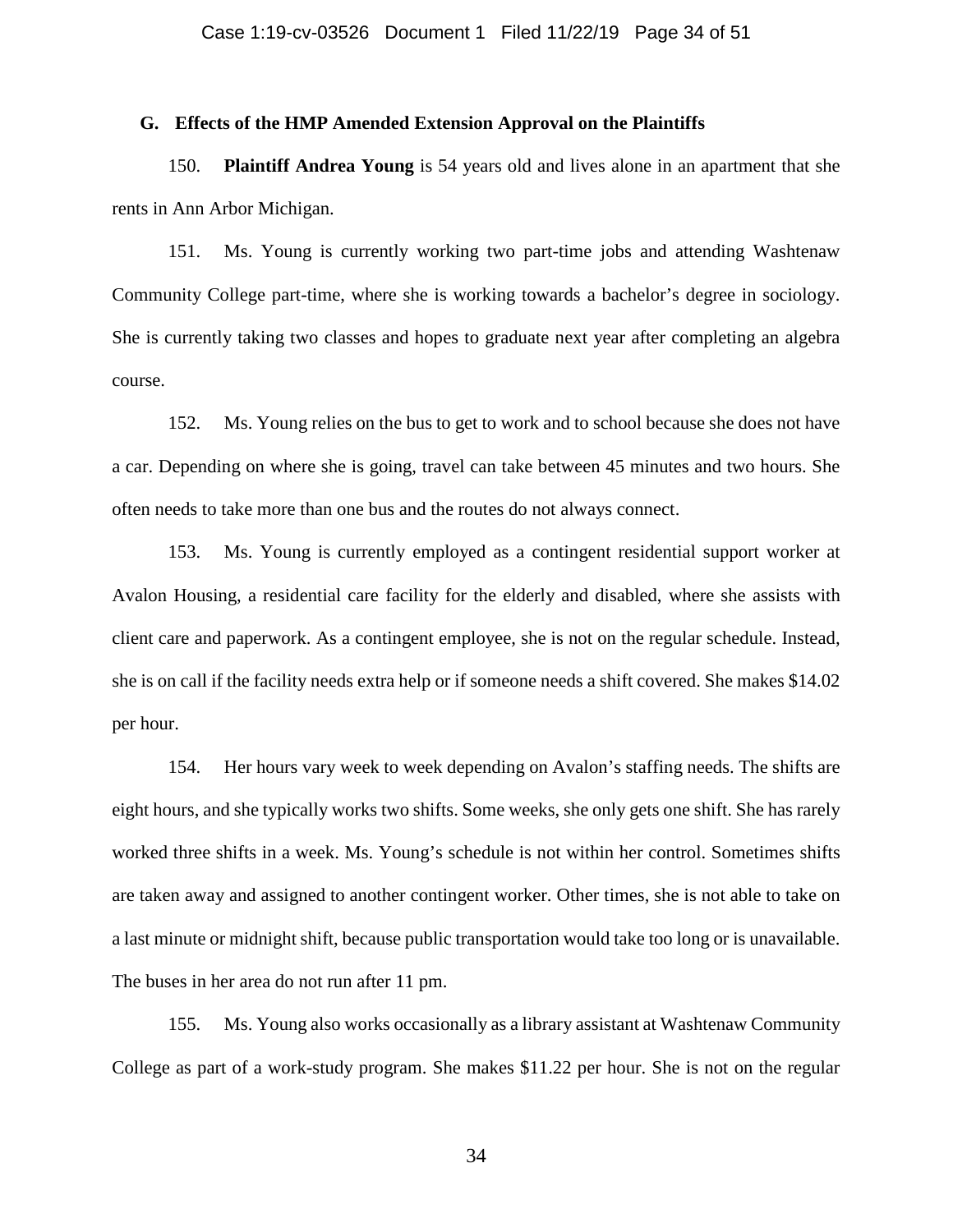### G. Effects of the HMP Amended Extension Approval on the Plaintiffs

150. **Plaintiff Andrea Young** is 54 years old and lives alone in an apartment that she rents in Ann Arbor Michigan.

151. Ms. Young is currently working two part-time jobs and attending Washtenaw Community College part-time, where she is working towards a bachelor's degree in sociology. She is currently taking two classes and hopes to graduate next year after completing an algebra course.

152. Ms. Young relies on the bus to get to work and to school because she does not have a car. Depending on where she is going, travel can take between 45 minutes and two hours. She often needs to take more than one bus and the routes do not always connect.

153. Ms. Young is currently employed as a contingent residential support worker at Avalon Housing, a residential care facility for the elderly and disabled, where she assists with client care and paperwork. As a contingent employee, she is not on the regular schedule. Instead, she is on call if the facility needs extra help or if someone needs a shift covered. She makes $14.02 per hour.

154. Her hours vary week to week depending on Avalon's staffing needs. The shifts are eight hours, and she typically works two shifts. Some weeks, she only gets one shift. She has rarely worked three shifts in a week. Ms. Young's schedule is not within her control. Sometimes shifts are taken away and assigned to another contingent worker. Other times, she is not able to take on a last minute or midnight shift, because public transportation would take too long or is unavailable. The buses in her area do not run after 11 pm.

155. Ms. Young also works occasionally as a library assistant at Washtenaw Community College as part of a work-study program. She makes $11.22 per hour. She is not on the regular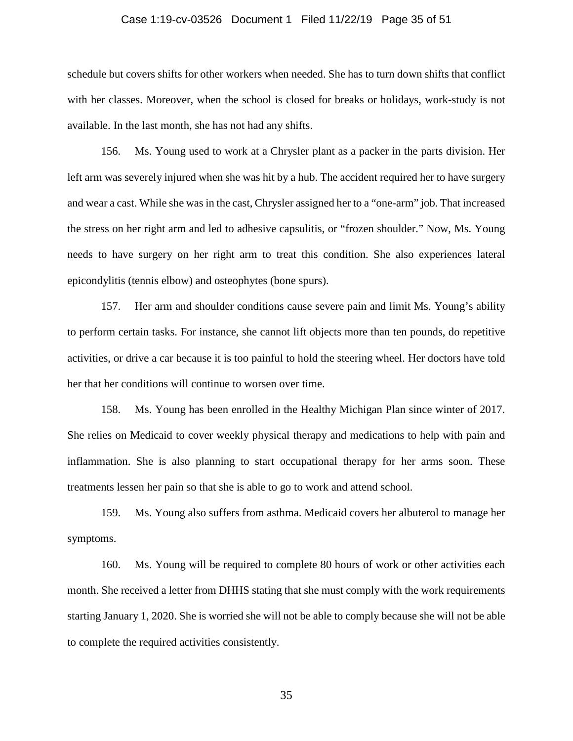schedule but covers shifts for other workers when needed. She has to turn down shifts that conflict with her classes. Moreover, when the school is closed for breaks or holidays, work-study is not available. In the last month, she has not had any shifts.

156. Ms. Young used to work at a Chrysler plant as a packer in the parts division. Her left arm was severely injured when she was hit by a hub. The accident required her to have surgery and wear a cast. While she was in the cast, Chrysler assigned her to a "one-arm" job. That increased the stress on her right arm and led to adhesive capsulitis, or "frozen shoulder." Now, Ms. Young needs to have surgery on her right arm to treat this condition. She also experiences lateral epicondylitis (tennis elbow) and osteophytes (bone spurs).

157. Her arm and shoulder conditions cause severe pain and limit Ms. Young's ability to perform certain tasks. For instance, she cannot lift objects more than ten pounds, do repetitive activities, or drive a car because it is too painful to hold the steering wheel. Her doctors have told her that her conditions will continue to worsen over time.

158. Ms. Young has been enrolled in the Healthy Michigan Plan since winter of 2017. She relies on Medicaid to cover weekly physical therapy and medications to help with pain and inflammation. She is also planning to start occupational therapy for her arms soon. These treatments lessen her pain so that she is able to go to work and attend school.

159. Ms. Young also suffers from asthma. Medicaid covers her albuterol to manage her symptoms.

160. Ms. Young will be required to complete 80 hours of work or other activities each month. She received a letter from DHHS stating that she must comply with the work requirements starting January 1, 2020. She is worried she will not be able to comply because she will not be able to complete the required activities consistently.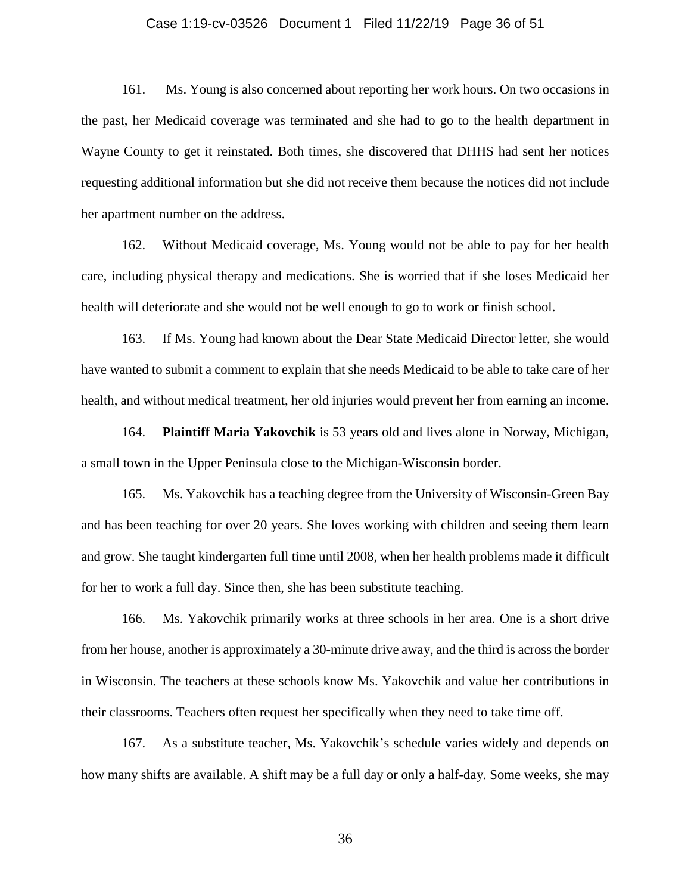161. Ms. Young is also concerned about reporting her work hours. On two occasions in the past, her Medicaid coverage was terminated and she had to go to the health department in Wayne County to get it reinstated. Both times, she discovered that DHHS had sent her notices requesting additional information but she did not receive them because the notices did not include her apartment number on the address.

162. Without Medicaid coverage, Ms. Young would not be able to pay for her health care, including physical therapy and medications. She is worried that if she loses Medicaid her health will deteriorate and she would not be well enough to go to work or finish school.

163. If Ms. Young had known about the Dear State Medicaid Director letter, she would have wanted to submit a comment to explain that she needs Medicaid to be able to take care of her health, and without medical treatment, her old injuries would prevent her from earning an income.

164. **Plaintiff Maria Yakovchik** is 53 years old and lives alone in Norway, Michigan, a small town in the Upper Peninsula close to the Michigan-Wisconsin border.

165. Ms. Yakovchik has a teaching degree from the University of Wisconsin-Green Bay and has been teaching for over 20 years. She loves working with children and seeing them learn and grow. She taught kindergarten full time until 2008, when her health problems made it difficult for her to work a full day. Since then, she has been substitute teaching.

166. Ms. Yakovchik primarily works at three schools in her area. One is a short drive from her house, another is approximately a 30-minute drive away, and the third is across the border in Wisconsin. The teachers at these schools know Ms. Yakovchik and value her contributions in their classrooms. Teachers often request her specifically when they need to take time off.

167. As a substitute teacher, Ms. Yakovchik's schedule varies widely and depends on how many shifts are available. A shift may be a full day or only a half-day. Some weeks, she may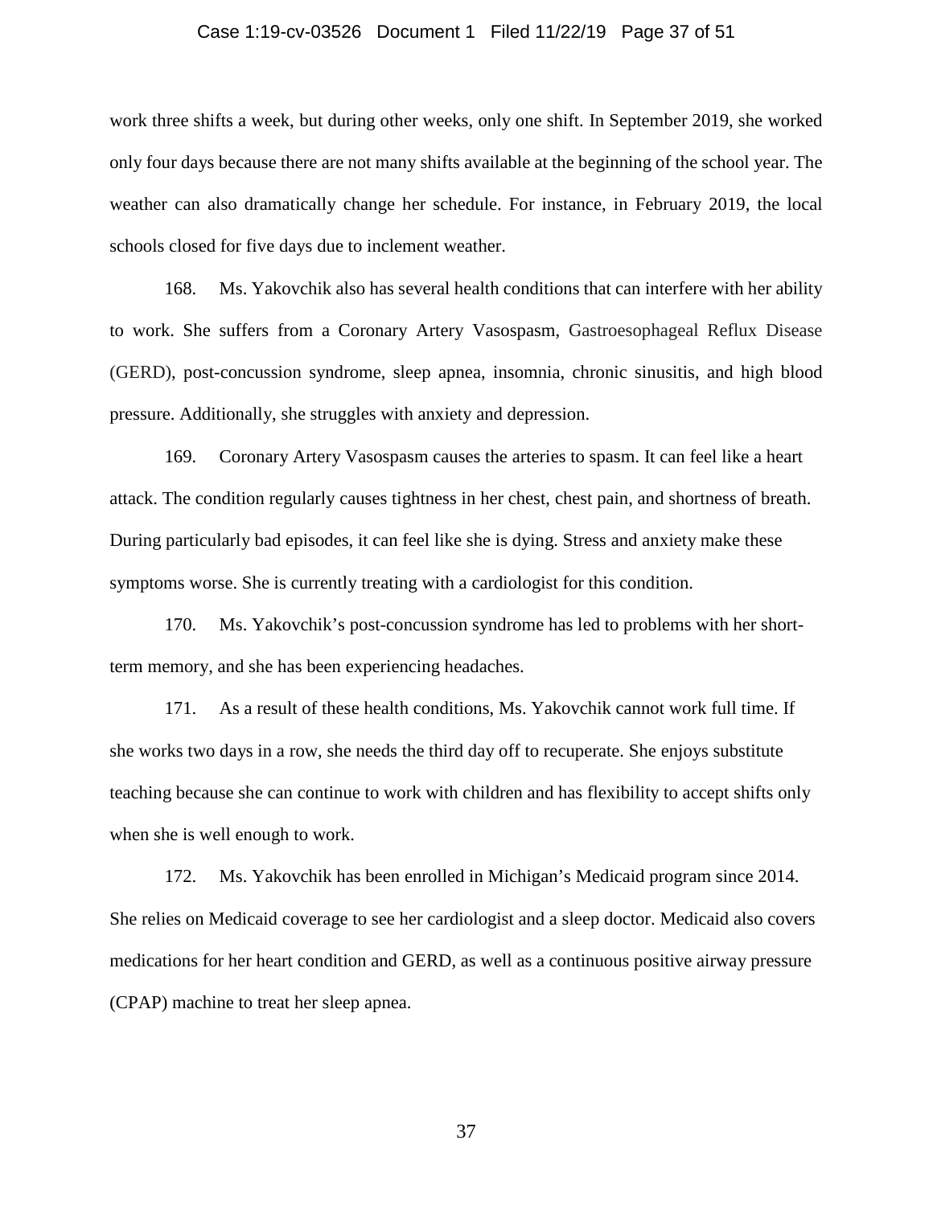work three shifts a week, but during other weeks, only one shift. In September 2019, she worked only four days because there are not many shifts available at the beginning of the school year. The weather can also dramatically change her schedule. For instance, in February 2019, the local schools closed for five days due to inclement weather.

168. Ms. Yakovchik also has several health conditions that can interfere with her ability to work. She suffers from a Coronary Artery Vasospasm, Gastroesophageal Reflux Disease (GERD), post-concussion syndrome, sleep apnea, insomnia, chronic sinusitis, and high blood pressure. Additionally, she struggles with anxiety and depression.

169. Coronary Artery Vasospasm causes the arteries to spasm. It can feel like a heart attack. The condition regularly causes tightness in her chest, chest pain, and shortness of breath. During particularly bad episodes, it can feel like she is dying. Stress and anxiety make these symptoms worse. She is currently treating with a cardiologist for this condition.

170. Ms. Yakovchik's post-concussion syndrome has led to problems with her short-term memory, and she has been experiencing headaches.

171. As a result of these health conditions, Ms. Yakovchik cannot work full time. If she works two days in a row, she needs the third day off to recuperate. She enjoys substitute teaching because she can continue to work with children and has flexibility to accept shifts only when she is well enough to work.

172. Ms. Yakovchik has been enrolled in Michigan's Medicaid program since 2014. She relies on Medicaid coverage to see her cardiologist and a sleep doctor. Medicaid also covers medications for her heart condition and GERD, as well as a continuous positive airway pressure (CPAP) machine to treat her sleep apnea.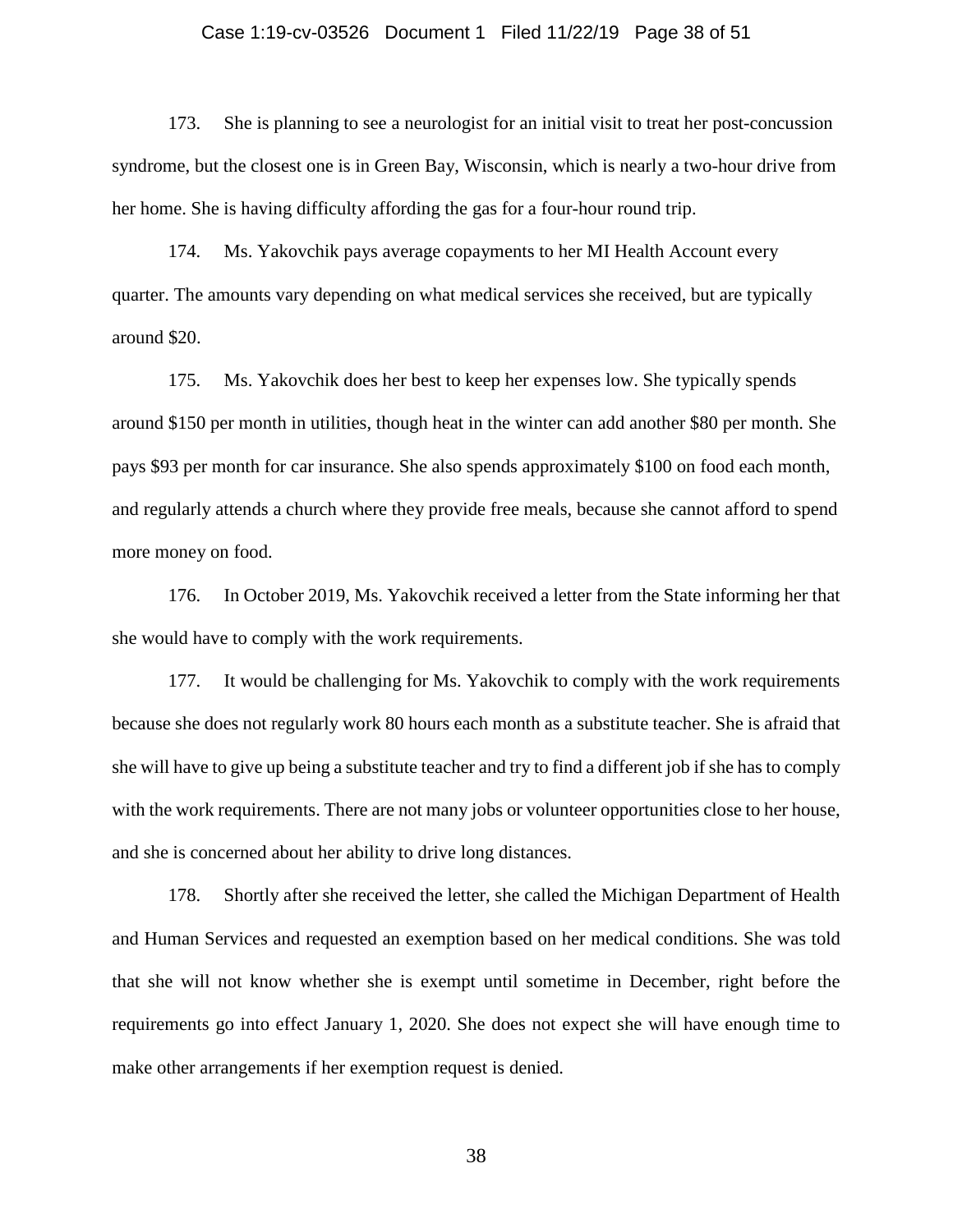173. She is planning to see a neurologist for an initial visit to treat her post-concussion syndrome, but the closest one is in Green Bay, Wisconsin, which is nearly a two-hour drive from her home. She is having difficulty affording the gas for a four-hour round trip.

174. Ms. Yakovchik pays average copayments to her MI Health Account every quarter. The amounts vary depending on what medical services she received, but are typically around $20.

175. Ms. Yakovchik does her best to keep her expenses low. She typically spends around $150 per month in utilities, though heat in the winter can add another $80 per month. She pays $93 per month for car insurance. She also spends approximately $100 on food each month, and regularly attends a church where they provide free meals, because she cannot afford to spend more money on food.

176. In October 2019, Ms. Yakovchik received a letter from the State informing her that she would have to comply with the work requirements.

177. It would be challenging for Ms. Yakovchik to comply with the work requirements because she does not regularly work 80 hours each month as a substitute teacher. She is afraid that she will have to give up being a substitute teacher and try to find a different job if she has to comply with the work requirements. There are not many jobs or volunteer opportunities close to her house, and she is concerned about her ability to drive long distances.

178. Shortly after she received the letter, she called the Michigan Department of Health and Human Services and requested an exemption based on her medical conditions. She was told that she will not know whether she is exempt until sometime in December, right before the requirements go into effect January 1, 2020. She does not expect she will have enough time to make other arrangements if her exemption request is denied.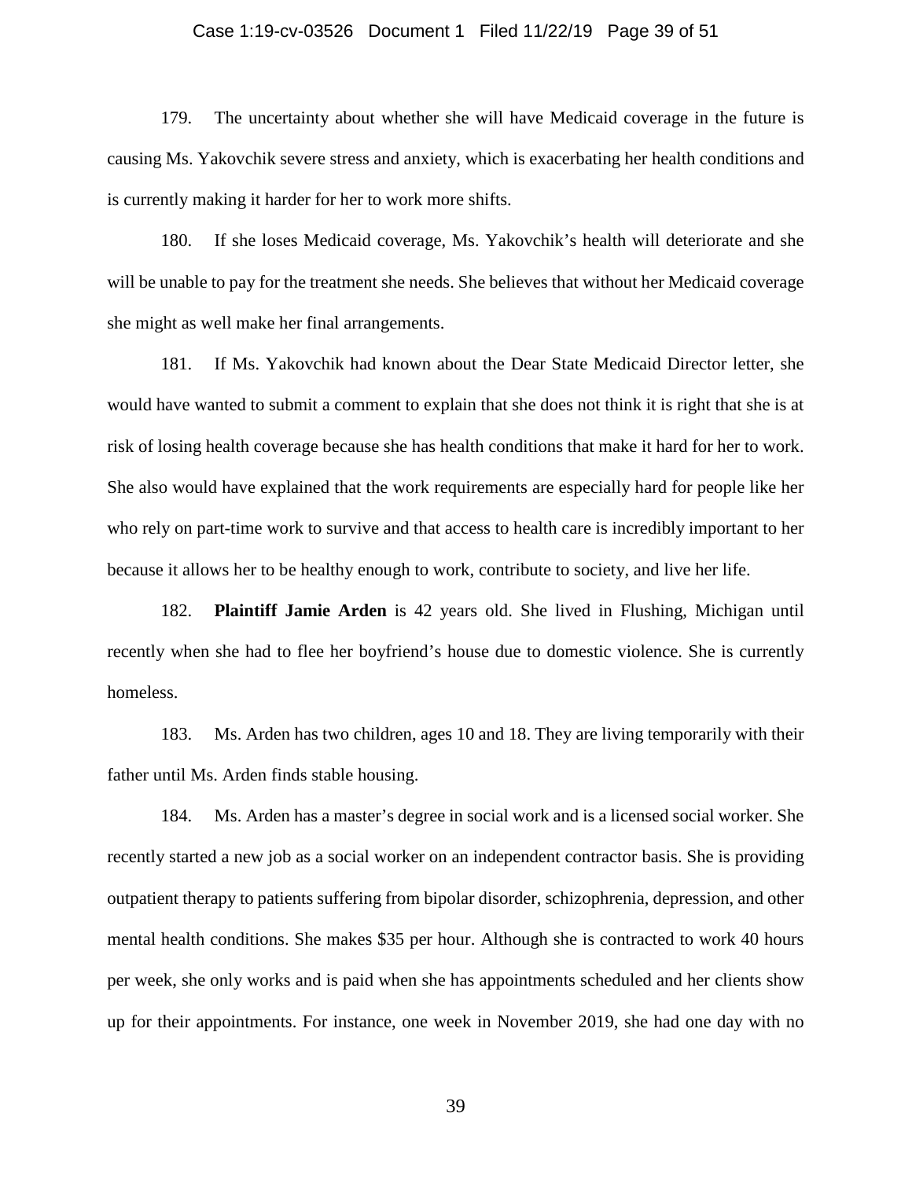179. The uncertainty about whether she will have Medicaid coverage in the future is causing Ms. Yakovchik severe stress and anxiety, which is exacerbating her health conditions and is currently making it harder for her to work more shifts.

180. If she loses Medicaid coverage, Ms. Yakovchik's health will deteriorate and she will be unable to pay for the treatment she needs. She believes that without her Medicaid coverage she might as well make her final arrangements.

181. If Ms. Yakovchik had known about the Dear State Medicaid Director letter, she would have wanted to submit a comment to explain that she does not think it is right that she is at risk of losing health coverage because she has health conditions that make it hard for her to work. She also would have explained that the work requirements are especially hard for people like her who rely on part-time work to survive and that access to health care is incredibly important to her because it allows her to be healthy enough to work, contribute to society, and live her life.

182. **Plaintiff Jamie Arden** is 42 years old. She lived in Flushing, Michigan until recently when she had to flee her boyfriend's house due to domestic violence. She is currently homeless.

183. Ms. Arden has two children, ages 10 and 18. They are living temporarily with their father until Ms. Arden finds stable housing.

184. Ms. Arden has a master's degree in social work and is a licensed social worker. She recently started a new job as a social worker on an independent contractor basis. She is providing outpatient therapy to patients suffering from bipolar disorder, schizophrenia, depression, and other mental health conditions. She makes $35 per hour. Although she is contracted to work 40 hours per week, she only works and is paid when she has appointments scheduled and her clients show up for their appointments. For instance, one week in November 2019, she had one day with no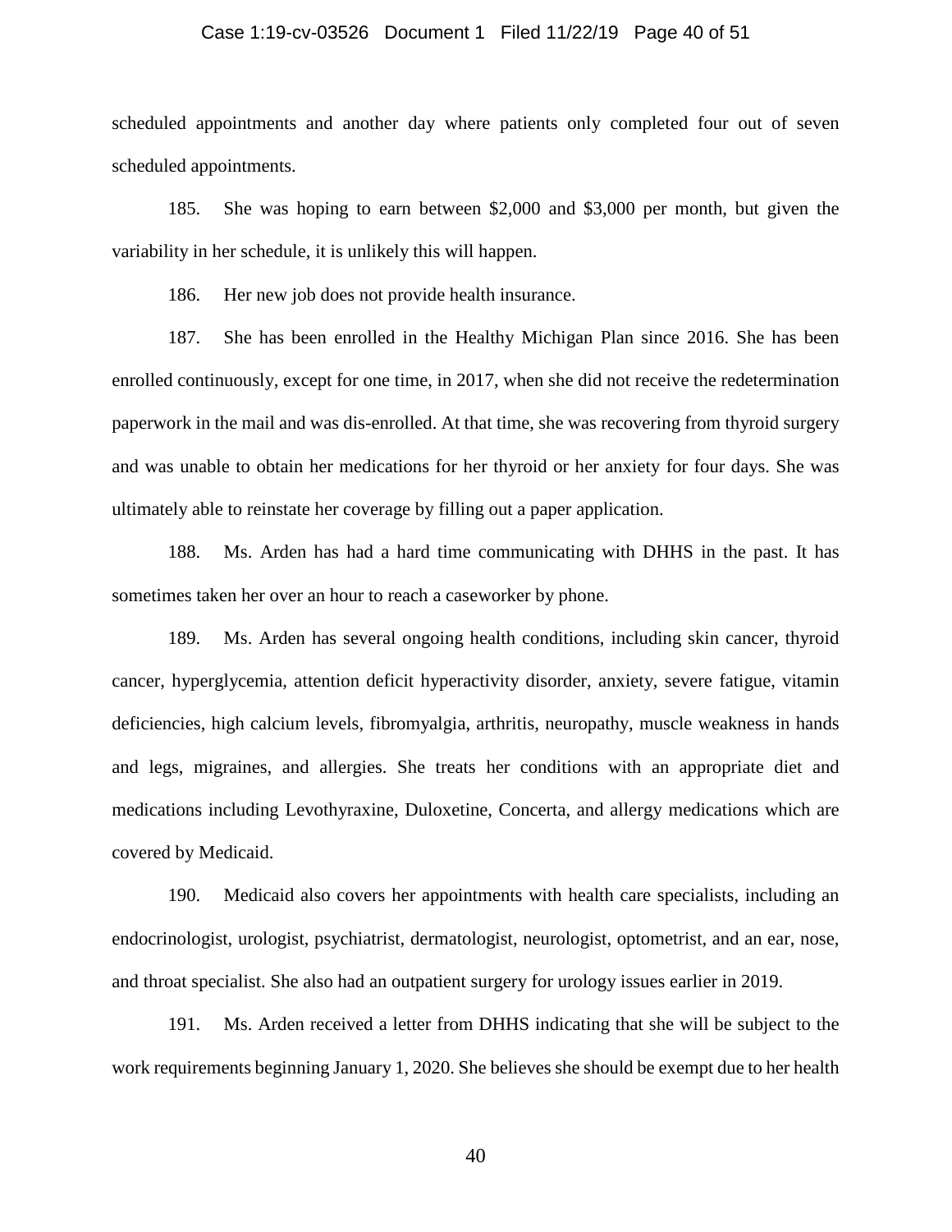scheduled appointments and another day where patients only completed four out of seven scheduled appointments.

185. She was hoping to earn between $2,000 and $3,000 per month, but given the variability in her schedule, it is unlikely this will happen.

186. Her new job does not provide health insurance.

187. She has been enrolled in the Healthy Michigan Plan since 2016. She has been enrolled continuously, except for one time, in 2017, when she did not receive the redetermination paperwork in the mail and was dis-enrolled. At that time, she was recovering from thyroid surgery and was unable to obtain her medications for her thyroid or her anxiety for four days. She was ultimately able to reinstate her coverage by filling out a paper application.

188. Ms. Arden has had a hard time communicating with DHHS in the past. It has sometimes taken her over an hour to reach a caseworker by phone.

189. Ms. Arden has several ongoing health conditions, including skin cancer, thyroid cancer, hyperglycemia, attention deficit hyperactivity disorder, anxiety, severe fatigue, vitamin deficiencies, high calcium levels, fibromyalgia, arthritis, neuropathy, muscle weakness in hands and legs, migraines, and allergies. She treats her conditions with an appropriate diet and medications including Levothyraxine, Duloxetine, Concerta, and allergy medications which are covered by Medicaid.

190. Medicaid also covers her appointments with health care specialists, including an endocrinologist, urologist, psychiatrist, dermatologist, neurologist, optometrist, and an ear, nose, and throat specialist. She also had an outpatient surgery for urology issues earlier in 2019.

191. Ms. Arden received a letter from DHHS indicating that she will be subject to the work requirements beginning January 1, 2020. She believes she should be exempt due to her health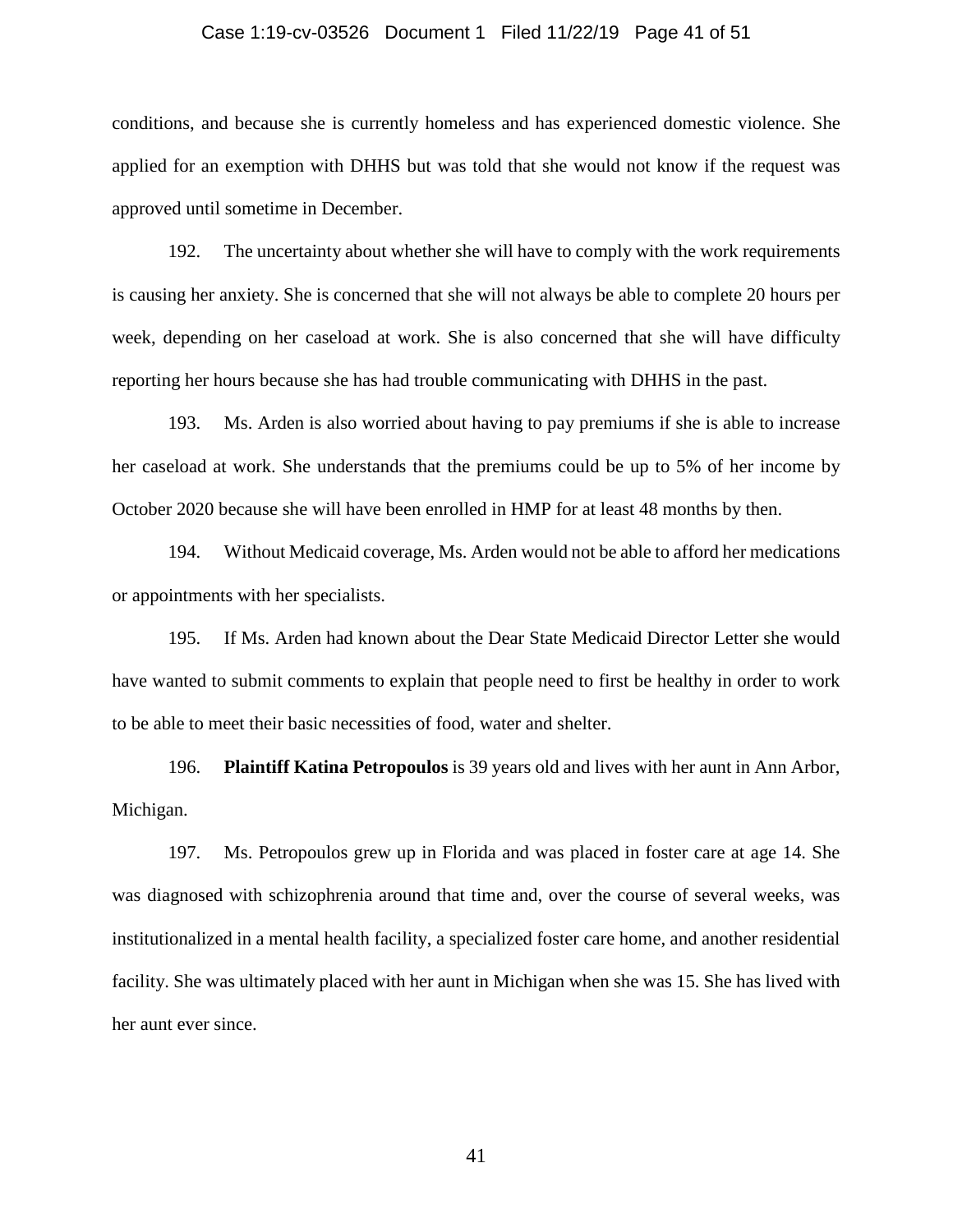conditions, and because she is currently homeless and has experienced domestic violence. She applied for an exemption with DHHS but was told that she would not know if the request was approved until sometime in December.

192. The uncertainty about whether she will have to comply with the work requirements is causing her anxiety. She is concerned that she will not always be able to complete 20 hours per week, depending on her caseload at work. She is also concerned that she will have difficulty reporting her hours because she has had trouble communicating with DHHS in the past.

193. Ms. Arden is also worried about having to pay premiums if she is able to increase her caseload at work. She understands that the premiums could be up to 5% of her income by October 2020 because she will have been enrolled in HMP for at least 48 months by then.

194. Without Medicaid coverage, Ms. Arden would not be able to afford her medications or appointments with her specialists.

195. If Ms. Arden had known about the Dear State Medicaid Director Letter she would have wanted to submit comments to explain that people need to first be healthy in order to work to be able to meet their basic necessities of food, water and shelter.

196. **Plaintiff Katina Petropoulos** is 39 years old and lives with her aunt in Ann Arbor, Michigan.

197. Ms. Petropoulos grew up in Florida and was placed in foster care at age 14. She was diagnosed with schizophrenia around that time and, over the course of several weeks, was institutionalized in a mental health facility, a specialized foster care home, and another residential facility. She was ultimately placed with her aunt in Michigan when she was 15. She has lived with her aunt ever since.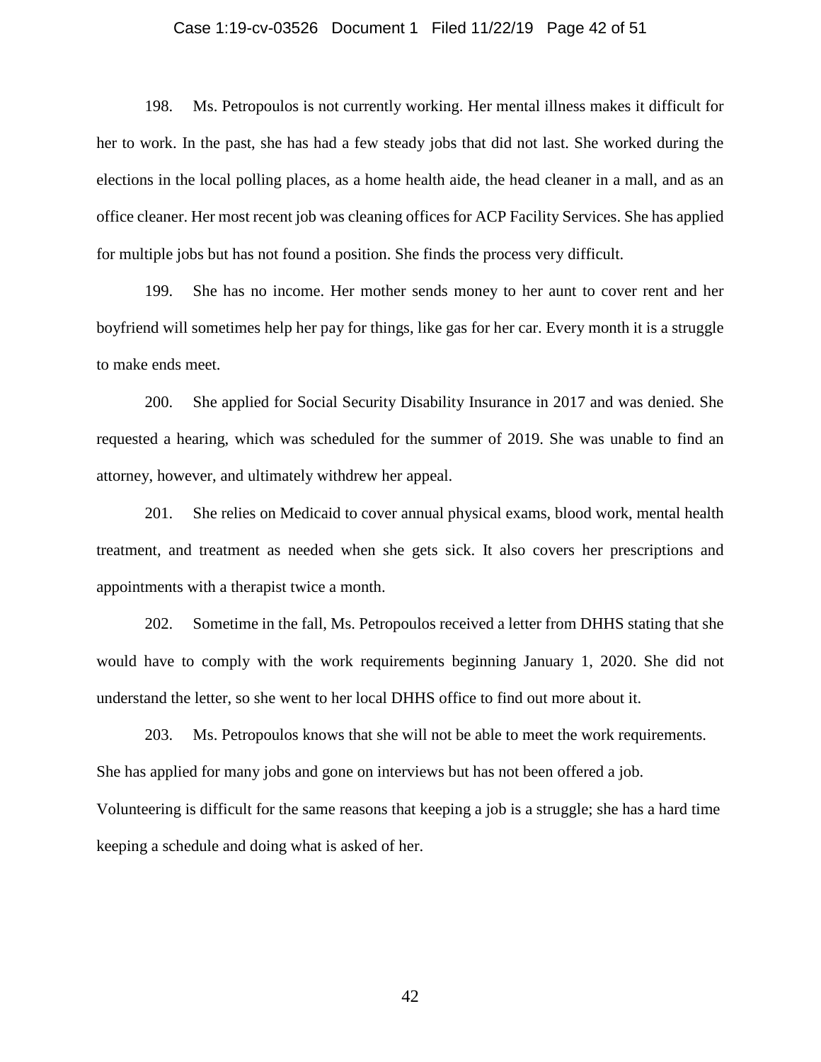198. Ms. Petropoulos is not currently working. Her mental illness makes it difficult for her to work. In the past, she has had a few steady jobs that did not last. She worked during the elections in the local polling places, as a home health aide, the head cleaner in a mall, and as an office cleaner. Her most recent job was cleaning offices for ACP Facility Services. She has applied for multiple jobs but has not found a position. She finds the process very difficult.

199. She has no income. Her mother sends money to her aunt to cover rent and her boyfriend will sometimes help her pay for things, like gas for her car. Every month it is a struggle to make ends meet.

200. She applied for Social Security Disability Insurance in 2017 and was denied. She requested a hearing, which was scheduled for the summer of 2019. She was unable to find an attorney, however, and ultimately withdrew her appeal.

201. She relies on Medicaid to cover annual physical exams, blood work, mental health treatment, and treatment as needed when she gets sick. It also covers her prescriptions and appointments with a therapist twice a month.

202. Sometime in the fall, Ms. Petropoulos received a letter from DHHS stating that she would have to comply with the work requirements beginning January 1, 2020. She did not understand the letter, so she went to her local DHHS office to find out more about it.

203. Ms. Petropoulos knows that she will not be able to meet the work requirements. She has applied for many jobs and gone on interviews but has not been offered a job. Volunteering is difficult for the same reasons that keeping a job is a struggle; she has a hard time keeping a schedule and doing what is asked of her.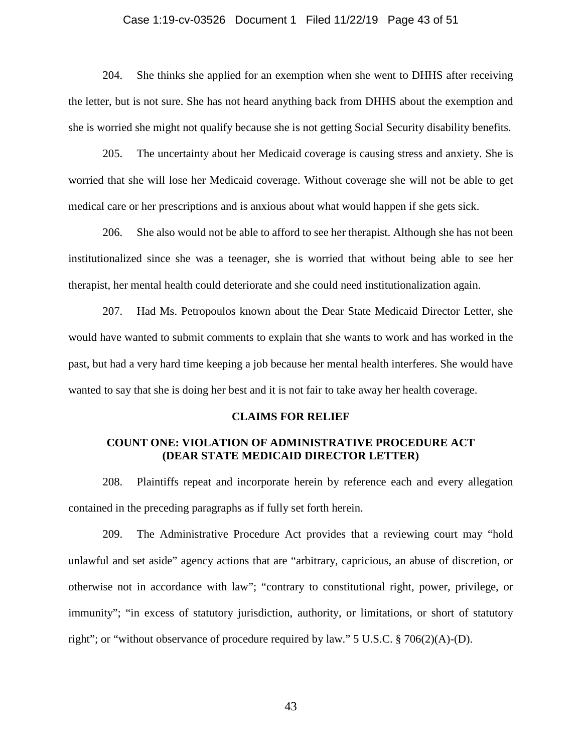204. She thinks she applied for an exemption when she went to DHHS after receiving the letter, but is not sure. She has not heard anything back from DHHS about the exemption and she is worried she might not qualify because she is not getting Social Security disability benefits.

205. The uncertainty about her Medicaid coverage is causing stress and anxiety. She is worried that she will lose her Medicaid coverage. Without coverage she will not be able to get medical care or her prescriptions and is anxious about what would happen if she gets sick.

206. She also would not be able to afford to see her therapist. Although she has not been institutionalized since she was a teenager, she is worried that without being able to see her therapist, her mental health could deteriorate and she could need institutionalization again.

207. Had Ms. Petropoulos known about the Dear State Medicaid Director Letter, she would have wanted to submit comments to explain that she wants to work and has worked in the past, but had a very hard time keeping a job because her mental health interferes. She would have wanted to say that she is doing her best and it is not fair to take away her health coverage.

## CLAIMS FOR RELIEF

### COUNT ONE: VIOLATION OF ADMINISTRATIVE PROCEDURE ACT (DEAR STATE MEDICAID DIRECTOR LETTER)

208. Plaintiffs repeat and incorporate herein by reference each and every allegation contained in the preceding paragraphs as if fully set forth herein.

209. The Administrative Procedure Act provides that a reviewing court may "hold unlawful and set aside" agency actions that are "arbitrary, capricious, an abuse of discretion, or otherwise not in accordance with law"; "contrary to constitutional right, power, privilege, or immunity"; "in excess of statutory jurisdiction, authority, or limitations, or short of statutory right"; or "without observance of procedure required by law." 5 U.S.C. § 706(2)(A)-(D).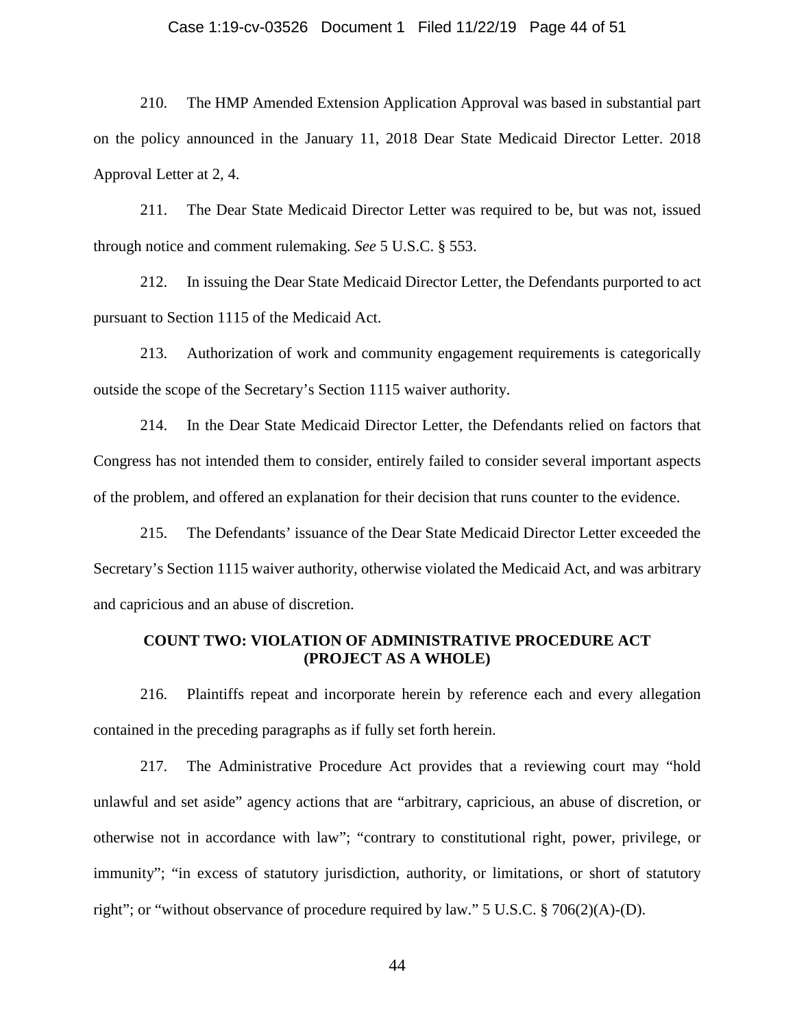210. The HMP Amended Extension Application Approval was based in substantial part on the policy announced in the January 11, 2018 Dear State Medicaid Director Letter. 2018 Approval Letter at 2, 4.

211. The Dear State Medicaid Director Letter was required to be, but was not, issued through notice and comment rulemaking. *See* 5 U.S.C. § 553.

212. In issuing the Dear State Medicaid Director Letter, the Defendants purported to act pursuant to Section 1115 of the Medicaid Act.

213. Authorization of work and community engagement requirements is categorically outside the scope of the Secretary's Section 1115 waiver authority.

214. In the Dear State Medicaid Director Letter, the Defendants relied on factors that Congress has not intended them to consider, entirely failed to consider several important aspects of the problem, and offered an explanation for their decision that runs counter to the evidence.

215. The Defendants' issuance of the Dear State Medicaid Director Letter exceeded the Secretary's Section 1115 waiver authority, otherwise violated the Medicaid Act, and was arbitrary and capricious and an abuse of discretion.

## COUNT TWO: VIOLATION OF ADMINISTRATIVE PROCEDURE ACT (PROJECT AS A WHOLE)

216. Plaintiffs repeat and incorporate herein by reference each and every allegation contained in the preceding paragraphs as if fully set forth herein.

217. The Administrative Procedure Act provides that a reviewing court may "hold unlawful and set aside" agency actions that are "arbitrary, capricious, an abuse of discretion, or otherwise not in accordance with law"; "contrary to constitutional right, power, privilege, or immunity"; "in excess of statutory jurisdiction, authority, or limitations, or short of statutory right"; or "without observance of procedure required by law." 5 U.S.C. § 706(2)(A)-(D).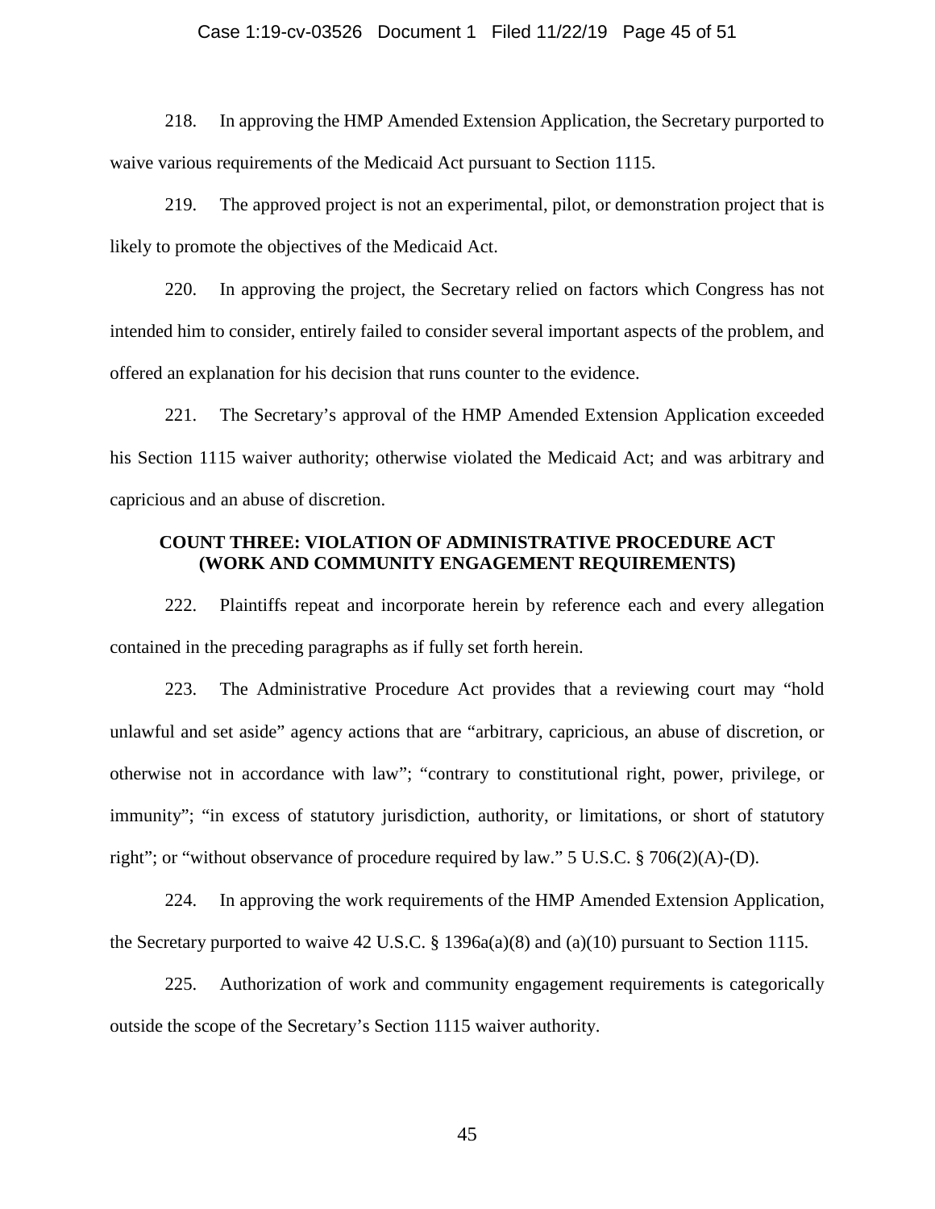218. In approving the HMP Amended Extension Application, the Secretary purported to waive various requirements of the Medicaid Act pursuant to Section 1115.

219. The approved project is not an experimental, pilot, or demonstration project that is likely to promote the objectives of the Medicaid Act.

220. In approving the project, the Secretary relied on factors which Congress has not intended him to consider, entirely failed to consider several important aspects of the problem, and offered an explanation for his decision that runs counter to the evidence.

221. The Secretary's approval of the HMP Amended Extension Application exceeded his Section 1115 waiver authority; otherwise violated the Medicaid Act; and was arbitrary and capricious and an abuse of discretion.

## COUNT THREE: VIOLATION OF ADMINISTRATIVE PROCEDURE ACT (WORK AND COMMUNITY ENGAGEMENT REQUIREMENTS)

222. Plaintiffs repeat and incorporate herein by reference each and every allegation contained in the preceding paragraphs as if fully set forth herein.

223. The Administrative Procedure Act provides that a reviewing court may "hold unlawful and set aside" agency actions that are "arbitrary, capricious, an abuse of discretion, or otherwise not in accordance with law"; "contrary to constitutional right, power, privilege, or immunity"; "in excess of statutory jurisdiction, authority, or limitations, or short of statutory right"; or "without observance of procedure required by law." 5 U.S.C. § 706(2)(A)-(D).

224. In approving the work requirements of the HMP Amended Extension Application, the Secretary purported to waive 42 U.S.C. § 1396a(a)(8) and (a)(10) pursuant to Section 1115.

225. Authorization of work and community engagement requirements is categorically outside the scope of the Secretary's Section 1115 waiver authority.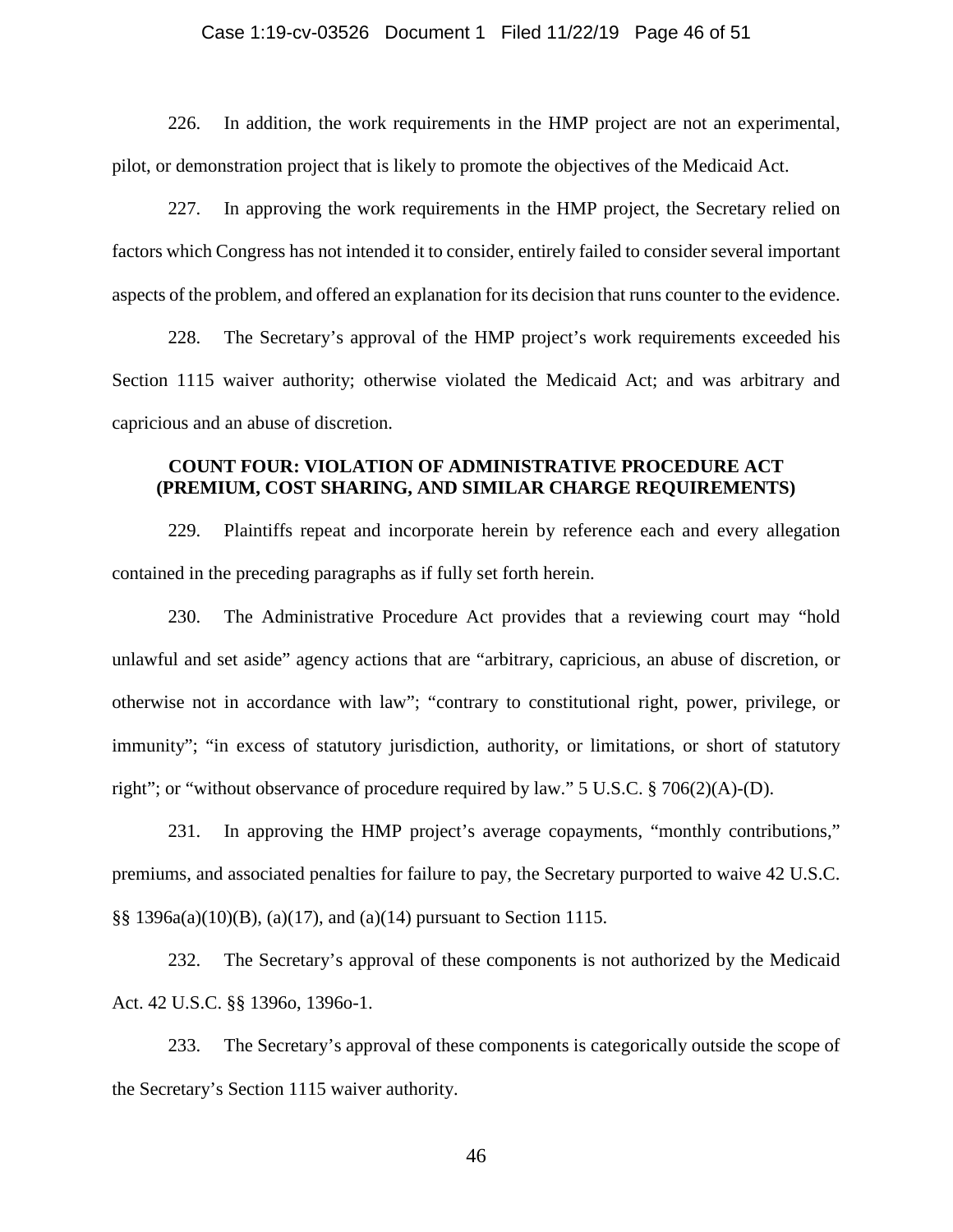226. In addition, the work requirements in the HMP project are not an experimental, pilot, or demonstration project that is likely to promote the objectives of the Medicaid Act.

227. In approving the work requirements in the HMP project, the Secretary relied on factors which Congress has not intended it to consider, entirely failed to consider several important aspects of the problem, and offered an explanation for its decision that runs counter to the evidence.

228. The Secretary's approval of the HMP project's work requirements exceeded his Section 1115 waiver authority; otherwise violated the Medicaid Act; and was arbitrary and capricious and an abuse of discretion.

**COUNT FOUR: VIOLATION OF ADMINISTRATIVE PROCEDURE ACT (PREMIUM, COST SHARING, AND SIMILAR CHARGE REQUIREMENTS)**

229. Plaintiffs repeat and incorporate herein by reference each and every allegation contained in the preceding paragraphs as if fully set forth herein.

230. The Administrative Procedure Act provides that a reviewing court may "hold unlawful and set aside" agency actions that are "arbitrary, capricious, an abuse of discretion, or otherwise not in accordance with law"; "contrary to constitutional right, power, privilege, or immunity"; "in excess of statutory jurisdiction, authority, or limitations, or short of statutory right"; or "without observance of procedure required by law." 5 U.S.C. § 706(2)(A)-(D).

231. In approving the HMP project's average copayments, "monthly contributions," premiums, and associated penalties for failure to pay, the Secretary purported to waive 42 U.S.C. §§ 1396a(a)(10)(B), (a)(17), and (a)(14) pursuant to Section 1115.

232. The Secretary's approval of these components is not authorized by the Medicaid Act. 42 U.S.C. §§ 1396o, 1396o-1.

233. The Secretary's approval of these components is categorically outside the scope of the Secretary's Section 1115 waiver authority.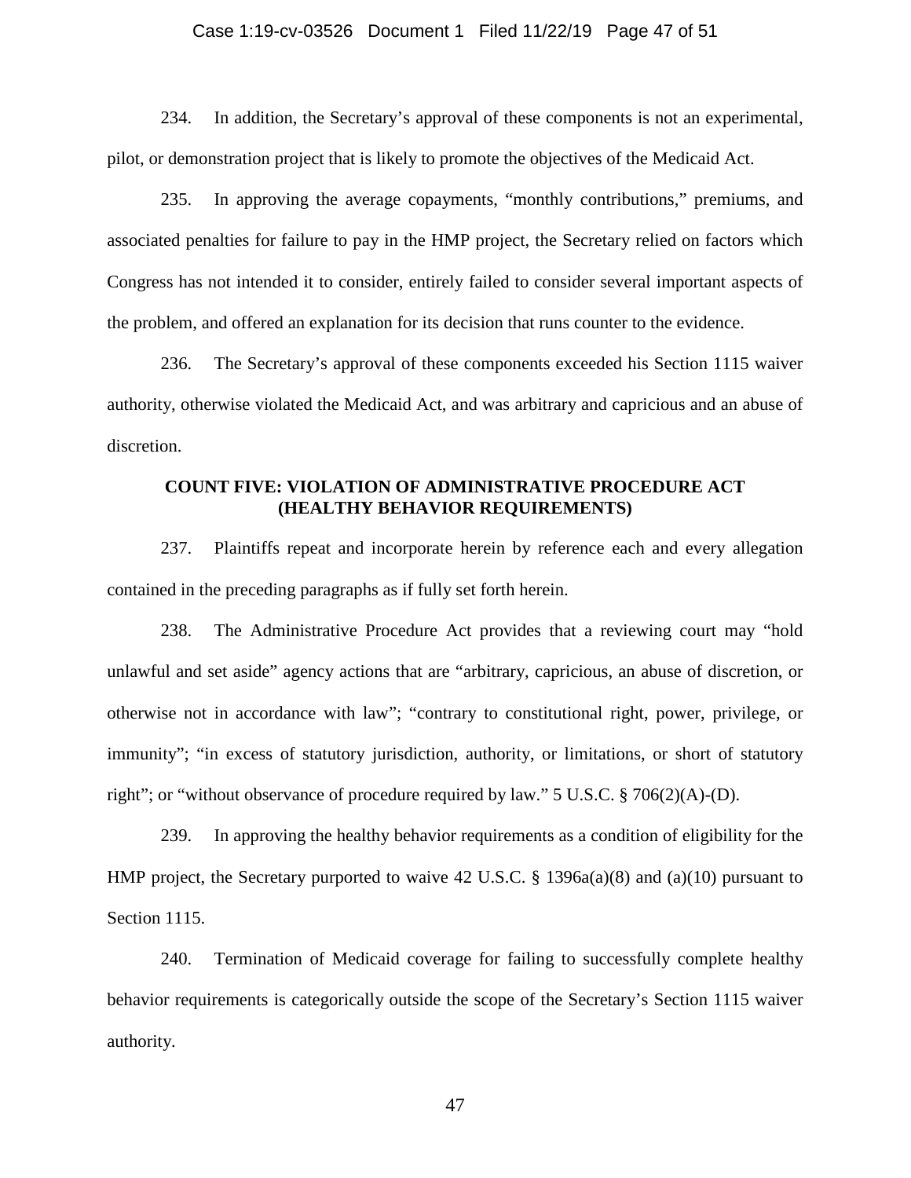234. In addition, the Secretary's approval of these components is not an experimental, pilot, or demonstration project that is likely to promote the objectives of the Medicaid Act.

235. In approving the average copayments, "monthly contributions," premiums, and associated penalties for failure to pay in the HMP project, the Secretary relied on factors which Congress has not intended it to consider, entirely failed to consider several important aspects of the problem, and offered an explanation for its decision that runs counter to the evidence.

236. The Secretary's approval of these components exceeded his Section 1115 waiver authority, otherwise violated the Medicaid Act, and was arbitrary and capricious and an abuse of discretion.

**COUNT FIVE: VIOLATION OF ADMINISTRATIVE PROCEDURE ACT (HEALTHY BEHAVIOR REQUIREMENTS)**

237. Plaintiffs repeat and incorporate herein by reference each and every allegation contained in the preceding paragraphs as if fully set forth herein.

238. The Administrative Procedure Act provides that a reviewing court may "hold unlawful and set aside" agency actions that are "arbitrary, capricious, an abuse of discretion, or otherwise not in accordance with law"; "contrary to constitutional right, power, privilege, or immunity"; "in excess of statutory jurisdiction, authority, or limitations, or short of statutory right"; or "without observance of procedure required by law." 5 U.S.C. § 706(2)(A)-(D).

239. In approving the healthy behavior requirements as a condition of eligibility for the HMP project, the Secretary purported to waive 42 U.S.C. § 1396a(a)(8) and (a)(10) pursuant to Section 1115.

240. Termination of Medicaid coverage for failing to successfully complete healthy behavior requirements is categorically outside the scope of the Secretary's Section 1115 waiver authority.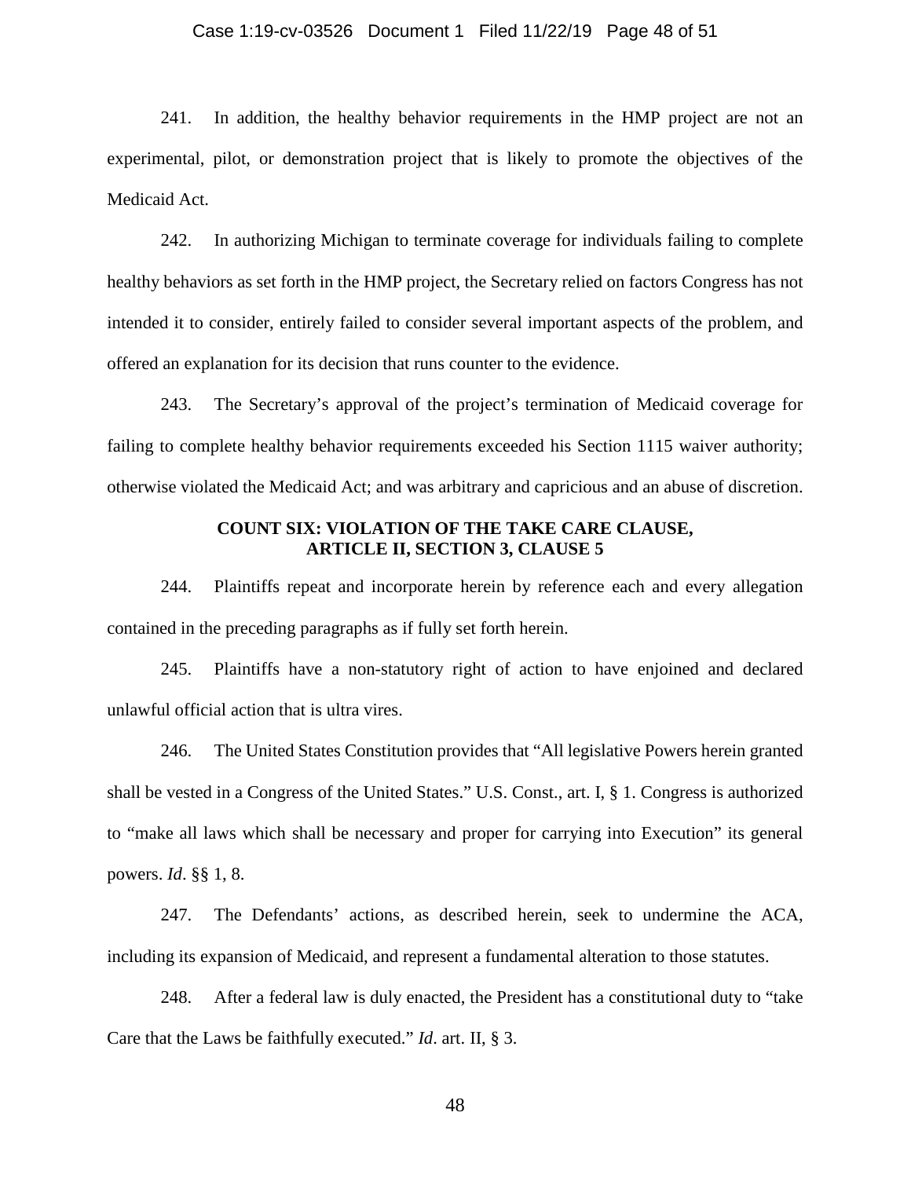241. In addition, the healthy behavior requirements in the HMP project are not an experimental, pilot, or demonstration project that is likely to promote the objectives of the Medicaid Act.

242. In authorizing Michigan to terminate coverage for individuals failing to complete healthy behaviors as set forth in the HMP project, the Secretary relied on factors Congress has not intended it to consider, entirely failed to consider several important aspects of the problem, and offered an explanation for its decision that runs counter to the evidence.

243. The Secretary's approval of the project's termination of Medicaid coverage for failing to complete healthy behavior requirements exceeded his Section 1115 waiver authority; otherwise violated the Medicaid Act; and was arbitrary and capricious and an abuse of discretion.

## COUNT SIX: VIOLATION OF THE TAKE CARE CLAUSE, ARTICLE II, SECTION 3, CLAUSE 5

244. Plaintiffs repeat and incorporate herein by reference each and every allegation contained in the preceding paragraphs as if fully set forth herein.

245. Plaintiffs have a non-statutory right of action to have enjoined and declared unlawful official action that is ultra vires.

246. The United States Constitution provides that "All legislative Powers herein granted shall be vested in a Congress of the United States." U.S. Const., art. I, § 1. Congress is authorized to "make all laws which shall be necessary and proper for carrying into Execution" its general powers. *Id*. §§ 1, 8.

247. The Defendants' actions, as described herein, seek to undermine the ACA, including its expansion of Medicaid, and represent a fundamental alteration to those statutes.

248. After a federal law is duly enacted, the President has a constitutional duty to "take Care that the Laws be faithfully executed." *Id*. art. II, § 3.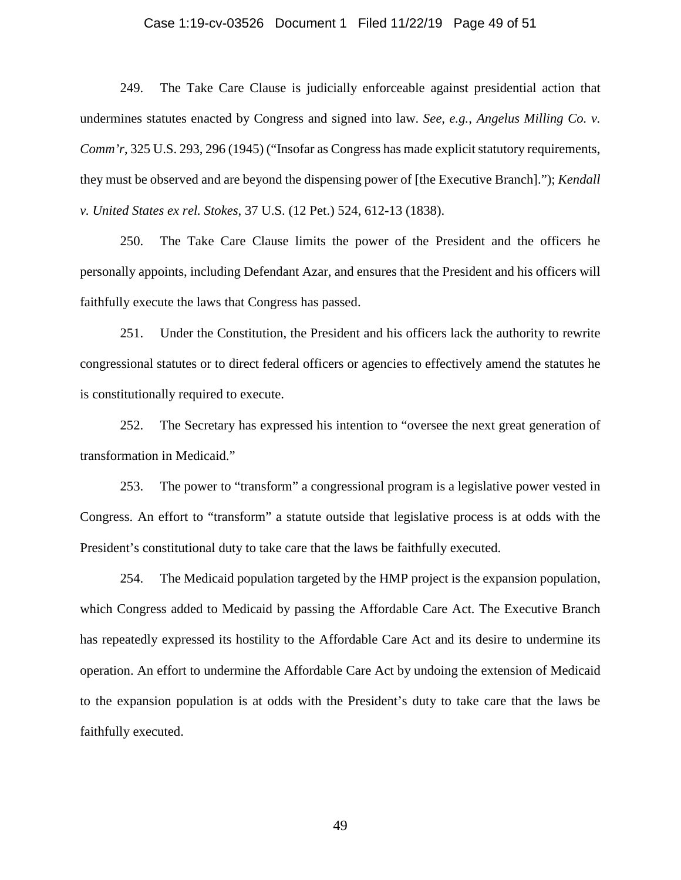249. The Take Care Clause is judicially enforceable against presidential action that undermines statutes enacted by Congress and signed into law. *See, e.g.*, *Angelus Milling Co. v. Comm'r*, 325 U.S. 293, 296 (1945) ("Insofar as Congress has made explicit statutory requirements, they must be observed and are beyond the dispensing power of [the Executive Branch]."); *Kendall v. United States ex rel. Stokes*, 37 U.S. (12 Pet.) 524, 612-13 (1838).

250. The Take Care Clause limits the power of the President and the officers he personally appoints, including Defendant Azar, and ensures that the President and his officers will faithfully execute the laws that Congress has passed.

251. Under the Constitution, the President and his officers lack the authority to rewrite congressional statutes or to direct federal officers or agencies to effectively amend the statutes he is constitutionally required to execute.

252. The Secretary has expressed his intention to "oversee the next great generation of transformation in Medicaid."

253. The power to "transform" a congressional program is a legislative power vested in Congress. An effort to "transform" a statute outside that legislative process is at odds with the President's constitutional duty to take care that the laws be faithfully executed.

254. The Medicaid population targeted by the HMP project is the expansion population, which Congress added to Medicaid by passing the Affordable Care Act. The Executive Branch has repeatedly expressed its hostility to the Affordable Care Act and its desire to undermine its operation. An effort to undermine the Affordable Care Act by undoing the extension of Medicaid to the expansion population is at odds with the President's duty to take care that the laws be faithfully executed.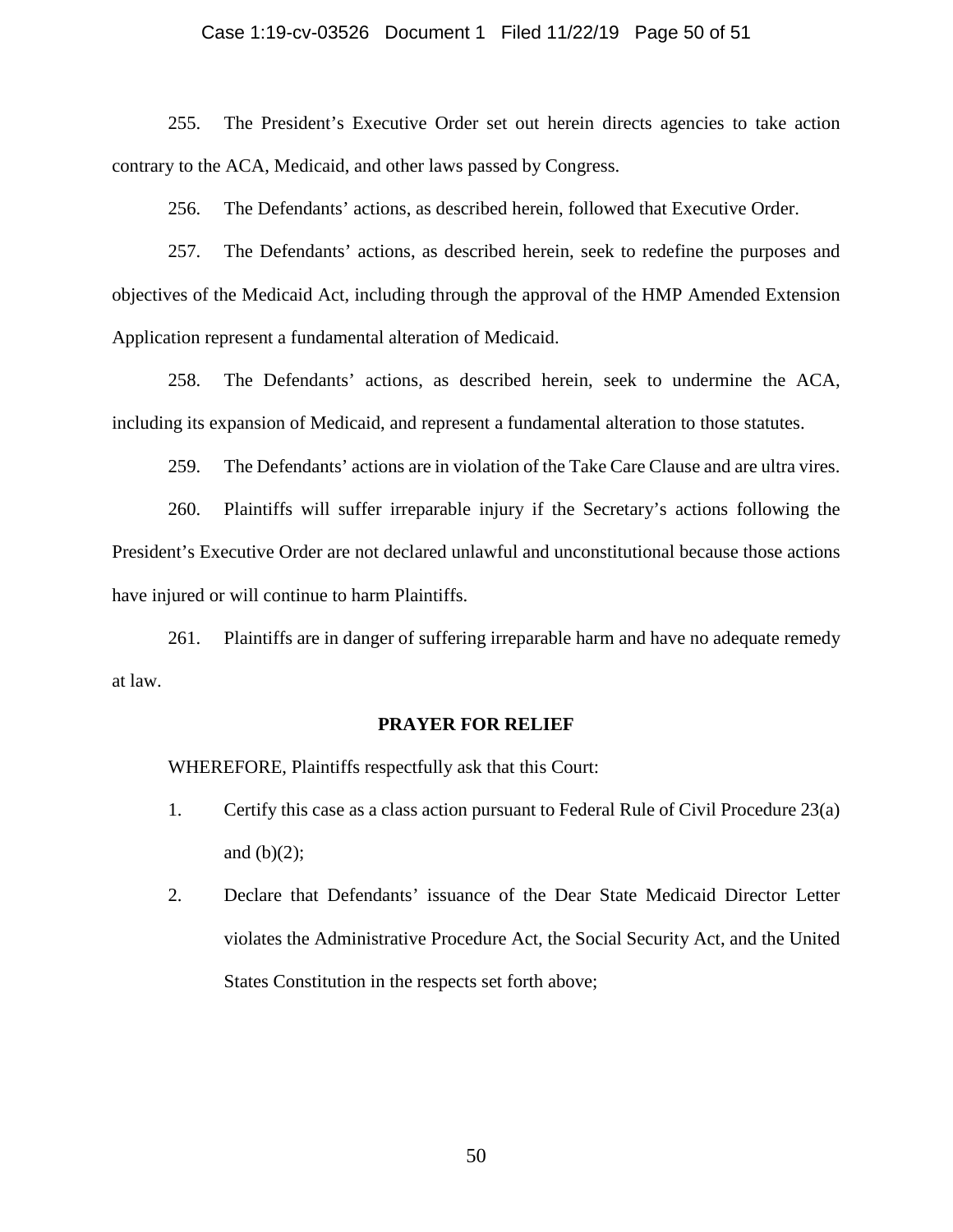255. The President's Executive Order set out herein directs agencies to take action contrary to the ACA, Medicaid, and other laws passed by Congress.

256. The Defendants' actions, as described herein, followed that Executive Order.

257. The Defendants' actions, as described herein, seek to redefine the purposes and objectives of the Medicaid Act, including through the approval of the HMP Amended Extension Application represent a fundamental alteration of Medicaid.

258. The Defendants' actions, as described herein, seek to undermine the ACA, including its expansion of Medicaid, and represent a fundamental alteration to those statutes.

259. The Defendants' actions are in violation of the Take Care Clause and are ultra vires.

260. Plaintiffs will suffer irreparable injury if the Secretary's actions following the President's Executive Order are not declared unlawful and unconstitutional because those actions have injured or will continue to harm Plaintiffs.

261. Plaintiffs are in danger of suffering irreparable harm and have no adequate remedy at law.

## PRAYER FOR RELIEF

WHEREFORE, Plaintiffs respectfully ask that this Court:

1. Certify this case as a class action pursuant to Federal Rule of Civil Procedure 23(a) and (b)(2);
2. Declare that Defendants' issuance of the Dear State Medicaid Director Letter violates the Administrative Procedure Act, the Social Security Act, and the United States Constitution in the respects set forth above;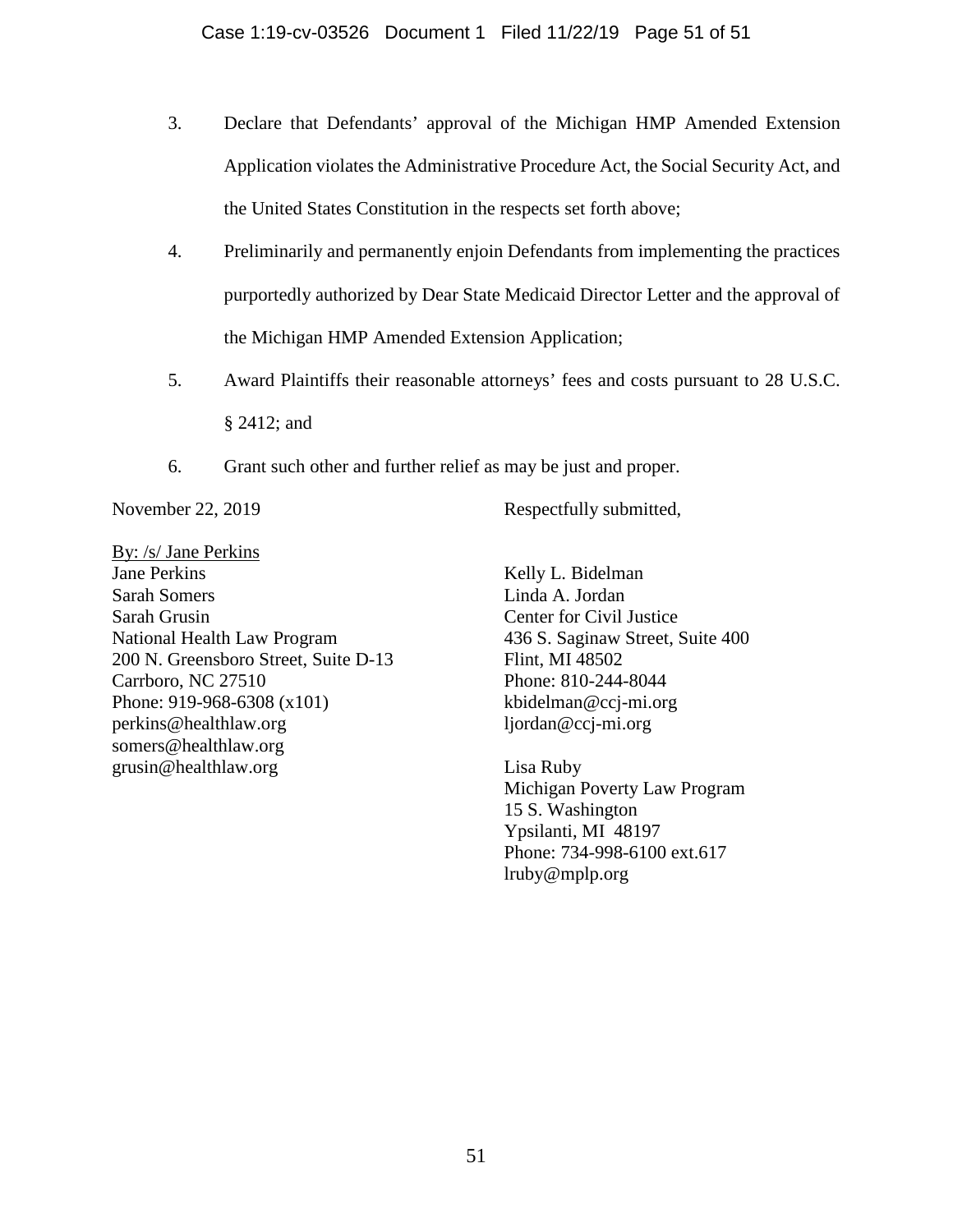3. Declare that Defendants' approval of the Michigan HMP Amended Extension Application violates the Administrative Procedure Act, the Social Security Act, and the United States Constitution in the respects set forth above;

4. Preliminarily and permanently enjoin Defendants from implementing the practices purportedly authorized by Dear State Medicaid Director Letter and the approval of the Michigan HMP Amended Extension Application;

5. Award Plaintiffs their reasonable attorneys' fees and costs pursuant to 28 U.S.C. § 2412; and

6. Grant such other and further relief as may be just and proper.

November 22, 2019

Respectfully submitted,

By: /s/ Jane Perkins
Jane Perkins
Sarah Somers
Sarah Grusin
National Health Law Program
200 N. Greensboro Street, Suite D-13
Carrboro, NC 27510
Phone: 919-968-6308 (x101)
perkins@healthlaw.org
somers@healthlaw.org
grusin@healthlaw.org

Kelly L. Bidelman
Linda A. Jordan
Center for Civil Justice
436 S. Saginaw Street, Suite 400
Flint, MI 48502
Phone: 810-244-8044
kbidelman@ccj-mi.org
ljordan@ccj-mi.org

Lisa Ruby
Michigan Poverty Law Program
15 S. Washington
Ypsilanti, MI 48197
Phone: 734-998-6100 ext.617
lruby@mplp.org